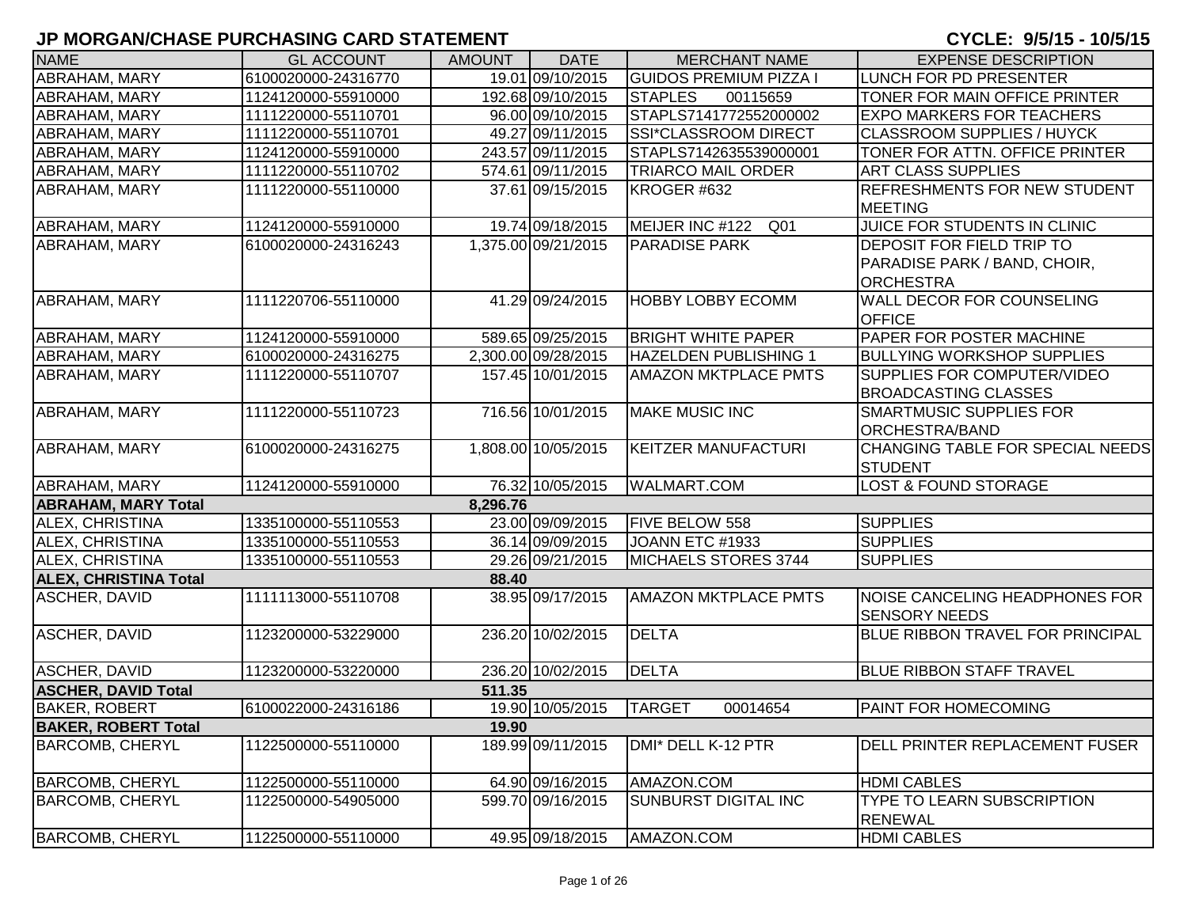# JP MORGAN/CHASE PURCHASING CARD STATEMENT

**CYCLE: 9/5/15 - 10/5/15**

| NAME | GL ACCOUNT | AMOUNT | DATE | MERCHANT NAME | EXPENSE DESCRIPTION |
|---|---|---|---|---|---|
| ABRAHAM, MARY | 6100020000-24316770 | 19.01 | 09/10/2015 | GUIDOS PREMIUM PIZZA I | LUNCH FOR PD PRESENTER |
| ABRAHAM, MARY | 1124120000-55910000 | 192.68 | 09/10/2015 | STAPLES 00115659 | TONER FOR MAIN OFFICE PRINTER |
| ABRAHAM, MARY | 1111220000-55110701 | 96.00 | 09/10/2015 | STAPLS7141772552000002 | EXPO MARKERS FOR TEACHERS |
| ABRAHAM, MARY | 1111220000-55110701 | 49.27 | 09/11/2015 | SSI*CLASSROOM DIRECT | CLASSROOM SUPPLIES / HUYCK |
| ABRAHAM, MARY | 1124120000-55910000 | 243.57 | 09/11/2015 | STAPLS7142635539000001 | TONER FOR ATTN. OFFICE PRINTER |
| ABRAHAM, MARY | 1111220000-55110702 | 574.61 | 09/11/2015 | TRIARCO MAIL ORDER | ART CLASS SUPPLIES |
| ABRAHAM, MARY | 1111220000-55110000 | 37.61 | 09/15/2015 | KROGER #632 | REFRESHMENTS FOR NEW STUDENT MEETING |
| ABRAHAM, MARY | 1124120000-55910000 | 19.74 | 09/18/2015 | MEIJER INC #122 Q01 | JUICE FOR STUDENTS IN CLINIC |
| ABRAHAM, MARY | 6100020000-24316243 | 1,375.00 | 09/21/2015 | PARADISE PARK | DEPOSIT FOR FIELD TRIP TO PARADISE PARK / BAND, CHOIR, ORCHESTRA |
| ABRAHAM, MARY | 1111220706-55110000 | 41.29 | 09/24/2015 | HOBBY LOBBY ECOMM | WALL DECOR FOR COUNSELING OFFICE |
| ABRAHAM, MARY | 1124120000-55910000 | 589.65 | 09/25/2015 | BRIGHT WHITE PAPER | PAPER FOR POSTER MACHINE |
| ABRAHAM, MARY | 6100020000-24316275 | 2,300.00 | 09/28/2015 | HAZELDEN PUBLISHING 1 | BULLYING WORKSHOP SUPPLIES |
| ABRAHAM, MARY | 1111220000-55110707 | 157.45 | 10/01/2015 | AMAZON MKTPLACE PMTS | SUPPLIES FOR COMPUTER/VIDEO BROADCASTING CLASSES |
| ABRAHAM, MARY | 1111220000-55110723 | 716.56 | 10/01/2015 | MAKE MUSIC INC | SMARTMUSIC SUPPLIES FOR ORCHESTRA/BAND |
| ABRAHAM, MARY | 6100020000-24316275 | 1,808.00 | 10/05/2015 | KEITZER MANUFACTURI | CHANGING TABLE FOR SPECIAL NEEDS STUDENT |
| ABRAHAM, MARY | 1124120000-55910000 | 76.32 | 10/05/2015 | WALMART.COM | LOST & FOUND STORAGE |
| **ABRAHAM, MARY Total** | | **8,296.76** | | | |
| ALEX, CHRISTINA | 1335100000-55110553 | 23.00 | 09/09/2015 | FIVE BELOW 558 | SUPPLIES |
| ALEX, CHRISTINA | 1335100000-55110553 | 36.14 | 09/09/2015 | JOANN ETC #1933 | SUPPLIES |
| ALEX, CHRISTINA | 1335100000-55110553 | 29.26 | 09/21/2015 | MICHAELS STORES 3744 | SUPPLIES |
| **ALEX, CHRISTINA Total** | | **88.40** | | | |
| ASCHER, DAVID | 1111113000-55110708 | 38.95 | 09/17/2015 | AMAZON MKTPLACE PMTS | NOISE CANCELING HEADPHONES FOR SENSORY NEEDS |
| ASCHER, DAVID | 1123200000-53229000 | 236.20 | 10/02/2015 | DELTA | BLUE RIBBON TRAVEL FOR PRINCIPAL |
| ASCHER, DAVID | 1123200000-53220000 | 236.20 | 10/02/2015 | DELTA | BLUE RIBBON STAFF TRAVEL |
| **ASCHER, DAVID Total** | | **511.35** | | | |
| BAKER, ROBERT | 6100022000-24316186 | 19.90 | 10/05/2015 | TARGET 00014654 | PAINT FOR HOMECOMING |
| **BAKER, ROBERT Total** | | **19.90** | | | |
| BARCOMB, CHERYL | 1122500000-55110000 | 189.99 | 09/11/2015 | DMI* DELL K-12 PTR | DELL PRINTER REPLACEMENT FUSER |
| BARCOMB, CHERYL | 1122500000-55110000 | 64.90 | 09/16/2015 | AMAZON.COM | HDMI CABLES |
| BARCOMB, CHERYL | 1122500000-54905000 | 599.70 | 09/16/2015 | SUNBURST DIGITAL INC | TYPE TO LEARN SUBSCRIPTION RENEWAL |
| BARCOMB, CHERYL | 1122500000-55110000 | 49.95 | 09/18/2015 | AMAZON.COM | HDMI CABLES |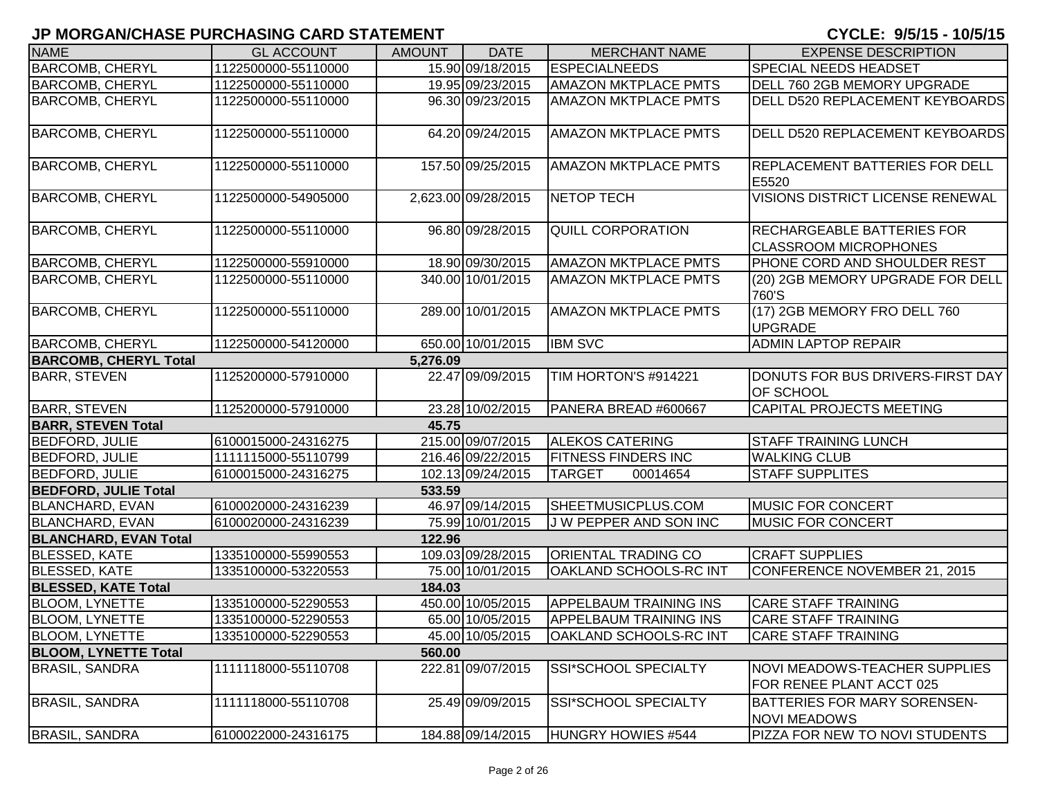# JP MORGAN/CHASE PURCHASING CARD STATEMENT

CYCLE: 9/5/15 - 10/5/15

| NAME | GL ACCOUNT | AMOUNT | DATE | MERCHANT NAME | EXPENSE DESCRIPTION |
|---|---|---|---|---|---|
| BARCOMB, CHERYL | 1122500000-55110000 | 15.90 | 09/18/2015 | ESPECIALNEEDS | SPECIAL NEEDS HEADSET |
| BARCOMB, CHERYL | 1122500000-55110000 | 19.95 | 09/23/2015 | AMAZON MKTPLACE PMTS | DELL 760 2GB MEMORY UPGRADE |
| BARCOMB, CHERYL | 1122500000-55110000 | 96.30 | 09/23/2015 | AMAZON MKTPLACE PMTS | DELL D520 REPLACEMENT KEYBOARDS |
| BARCOMB, CHERYL | 1122500000-55110000 | 64.20 | 09/24/2015 | AMAZON MKTPLACE PMTS | DELL D520 REPLACEMENT KEYBOARDS |
| BARCOMB, CHERYL | 1122500000-55110000 | 157.50 | 09/25/2015 | AMAZON MKTPLACE PMTS | REPLACEMENT BATTERIES FOR DELL E5520 |
| BARCOMB, CHERYL | 1122500000-54905000 | 2,623.00 | 09/28/2015 | NETOP TECH | VISIONS DISTRICT LICENSE RENEWAL |
| BARCOMB, CHERYL | 1122500000-55110000 | 96.80 | 09/28/2015 | QUILL CORPORATION | RECHARGEABLE BATTERIES FOR CLASSROOM MICROPHONES |
| BARCOMB, CHERYL | 1122500000-55910000 | 18.90 | 09/30/2015 | AMAZON MKTPLACE PMTS | PHONE CORD AND SHOULDER REST |
| BARCOMB, CHERYL | 1122500000-55110000 | 340.00 | 10/01/2015 | AMAZON MKTPLACE PMTS | (20) 2GB MEMORY UPGRADE FOR DELL 760'S |
| BARCOMB, CHERYL | 1122500000-55110000 | 289.00 | 10/01/2015 | AMAZON MKTPLACE PMTS | (17) 2GB MEMORY FRO DELL 760 UPGRADE |
| BARCOMB, CHERYL | 1122500000-54120000 | 650.00 | 10/01/2015 | IBM SVC | ADMIN LAPTOP REPAIR |
| **BARCOMB, CHERYL Total** | | **5,276.09** | | | |
| BARR, STEVEN | 1125200000-57910000 | 22.47 | 09/09/2015 | TIM HORTON'S #914221 | DONUTS FOR BUS DRIVERS-FIRST DAY OF SCHOOL |
| BARR, STEVEN | 1125200000-57910000 | 23.28 | 10/02/2015 | PANERA BREAD #600667 | CAPITAL PROJECTS MEETING |
| **BARR, STEVEN Total** | | **45.75** | | | |
| BEDFORD, JULIE | 6100015000-24316275 | 215.00 | 09/07/2015 | ALEKOS CATERING | STAFF TRAINING LUNCH |
| BEDFORD, JULIE | 1111115000-55110799 | 216.46 | 09/22/2015 | FITNESS FINDERS INC | WALKING CLUB |
| BEDFORD, JULIE | 6100015000-24316275 | 102.13 | 09/24/2015 | TARGET 00014654 | STAFF SUPPLITES |
| **BEDFORD, JULIE Total** | | **533.59** | | | |
| BLANCHARD, EVAN | 6100020000-24316239 | 46.97 | 09/14/2015 | SHEETMUSICPLUS.COM | MUSIC FOR CONCERT |
| BLANCHARD, EVAN | 6100020000-24316239 | 75.99 | 10/01/2015 | J W PEPPER AND SON INC | MUSIC FOR CONCERT |
| **BLANCHARD, EVAN Total** | | **122.96** | | | |
| BLESSED, KATE | 1335100000-55990553 | 109.03 | 09/28/2015 | ORIENTAL TRADING CO | CRAFT SUPPLIES |
| BLESSED, KATE | 1335100000-53220553 | 75.00 | 10/01/2015 | OAKLAND SCHOOLS-RC INT | CONFERENCE NOVEMBER 21, 2015 |
| **BLESSED, KATE Total** | | **184.03** | | | |
| BLOOM, LYNETTE | 1335100000-52290553 | 450.00 | 10/05/2015 | APPELBAUM TRAINING INS | CARE STAFF TRAINING |
| BLOOM, LYNETTE | 1335100000-52290553 | 65.00 | 10/05/2015 | APPELBAUM TRAINING INS | CARE STAFF TRAINING |
| BLOOM, LYNETTE | 1335100000-52290553 | 45.00 | 10/05/2015 | OAKLAND SCHOOLS-RC INT | CARE STAFF TRAINING |
| **BLOOM, LYNETTE Total** | | **560.00** | | | |
| BRASIL, SANDRA | 1111118000-55110708 | 222.81 | 09/07/2015 | SSI*SCHOOL SPECIALTY | NOVI MEADOWS-TEACHER SUPPLIES FOR RENEE PLANT ACCT 025 |
| BRASIL, SANDRA | 1111118000-55110708 | 25.49 | 09/09/2015 | SSI*SCHOOL SPECIALTY | BATTERIES FOR MARY SORENSEN-NOVI MEADOWS |
| BRASIL, SANDRA | 6100022000-24316175 | 184.88 | 09/14/2015 | HUNGRY HOWIES #544 | PIZZA FOR NEW TO NOVI STUDENTS |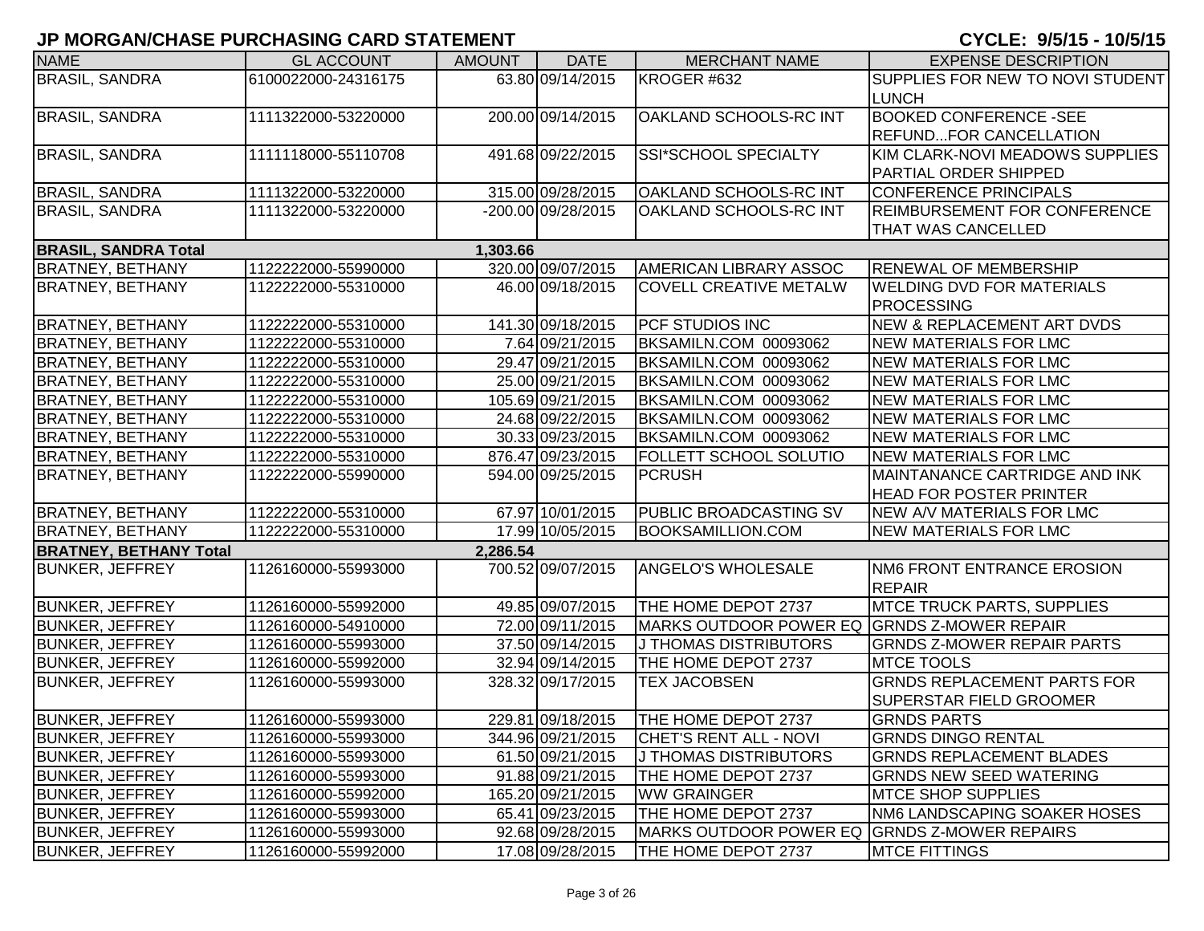## JP MORGAN/CHASE PURCHASING CARD STATEMENT

**CYCLE: 9/5/15 - 10/5/15**

| NAME | GL ACCOUNT | AMOUNT | DATE | MERCHANT NAME | EXPENSE DESCRIPTION |
|---|---|---|---|---|---|
| BRASIL, SANDRA | 6100022000-24316175 | 63.80 | 09/14/2015 | KROGER #632 | SUPPLIES FOR NEW TO NOVI STUDENT LUNCH |
| BRASIL, SANDRA | 1111322000-53220000 | 200.00 | 09/14/2015 | OAKLAND SCHOOLS-RC INT | BOOKED CONFERENCE -SEE REFUND...FOR CANCELLATION |
| BRASIL, SANDRA | 1111118000-55110708 | 491.68 | 09/22/2015 | SSI*SCHOOL SPECIALTY | KIM CLARK-NOVI MEADOWS SUPPLIES PARTIAL ORDER SHIPPED |
| BRASIL, SANDRA | 1111322000-53220000 | 315.00 | 09/28/2015 | OAKLAND SCHOOLS-RC INT | CONFERENCE PRINCIPALS |
| BRASIL, SANDRA | 1111322000-53220000 | -200.00 | 09/28/2015 | OAKLAND SCHOOLS-RC INT | REIMBURSEMENT FOR CONFERENCE THAT WAS CANCELLED |
| **BRASIL, SANDRA Total** | | **1,303.66** | | | |
| BRATNEY, BETHANY | 1122222000-55990000 | 320.00 | 09/07/2015 | AMERICAN LIBRARY ASSOC | RENEWAL OF MEMBERSHIP |
| BRATNEY, BETHANY | 1122222000-55310000 | 46.00 | 09/18/2015 | COVELL CREATIVE METALW | WELDING DVD FOR MATERIALS PROCESSING |
| BRATNEY, BETHANY | 1122222000-55310000 | 141.30 | 09/18/2015 | PCF STUDIOS INC | NEW & REPLACEMENT ART DVDS |
| BRATNEY, BETHANY | 1122222000-55310000 | 7.64 | 09/21/2015 | BKSAMILN.COM 00093062 | NEW MATERIALS FOR LMC |
| BRATNEY, BETHANY | 1122222000-55310000 | 29.47 | 09/21/2015 | BKSAMILN.COM 00093062 | NEW MATERIALS FOR LMC |
| BRATNEY, BETHANY | 1122222000-55310000 | 25.00 | 09/21/2015 | BKSAMILN.COM 00093062 | NEW MATERIALS FOR LMC |
| BRATNEY, BETHANY | 1122222000-55310000 | 105.69 | 09/21/2015 | BKSAMILN.COM 00093062 | NEW MATERIALS FOR LMC |
| BRATNEY, BETHANY | 1122222000-55310000 | 24.68 | 09/22/2015 | BKSAMILN.COM 00093062 | NEW MATERIALS FOR LMC |
| BRATNEY, BETHANY | 1122222000-55310000 | 30.33 | 09/23/2015 | BKSAMILN.COM 00093062 | NEW MATERIALS FOR LMC |
| BRATNEY, BETHANY | 1122222000-55310000 | 876.47 | 09/23/2015 | FOLLETT SCHOOL SOLUTIO | NEW MATERIALS FOR LMC |
| BRATNEY, BETHANY | 1122222000-55990000 | 594.00 | 09/25/2015 | PCRUSH | MAINTANANCE CARTRIDGE AND INK HEAD FOR POSTER PRINTER |
| BRATNEY, BETHANY | 1122222000-55310000 | 67.97 | 10/01/2015 | PUBLIC BROADCASTING SV | NEW A/V MATERIALS FOR LMC |
| BRATNEY, BETHANY | 1122222000-55310000 | 17.99 | 10/05/2015 | BOOKSAMILLION.COM | NEW MATERIALS FOR LMC |
| **BRATNEY, BETHANY Total** | | **2,286.54** | | | |
| BUNKER, JEFFREY | 1126160000-55993000 | 700.52 | 09/07/2015 | ANGELO'S WHOLESALE | NM6 FRONT ENTRANCE EROSION REPAIR |
| BUNKER, JEFFREY | 1126160000-55992000 | 49.85 | 09/07/2015 | THE HOME DEPOT 2737 | MTCE TRUCK PARTS, SUPPLIES |
| BUNKER, JEFFREY | 1126160000-54910000 | 72.00 | 09/11/2015 | MARKS OUTDOOR POWER EQ | GRNDS Z-MOWER REPAIR |
| BUNKER, JEFFREY | 1126160000-55993000 | 37.50 | 09/14/2015 | J THOMAS DISTRIBUTORS | GRNDS Z-MOWER REPAIR PARTS |
| BUNKER, JEFFREY | 1126160000-55992000 | 32.94 | 09/14/2015 | THE HOME DEPOT 2737 | MTCE TOOLS |
| BUNKER, JEFFREY | 1126160000-55993000 | 328.32 | 09/17/2015 | TEX JACOBSEN | GRNDS REPLACEMENT PARTS FOR SUPERSTAR FIELD GROOMER |
| BUNKER, JEFFREY | 1126160000-55993000 | 229.81 | 09/18/2015 | THE HOME DEPOT 2737 | GRNDS PARTS |
| BUNKER, JEFFREY | 1126160000-55993000 | 344.96 | 09/21/2015 | CHET'S RENT ALL - NOVI | GRNDS DINGO RENTAL |
| BUNKER, JEFFREY | 1126160000-55993000 | 61.50 | 09/21/2015 | J THOMAS DISTRIBUTORS | GRNDS REPLACEMENT BLADES |
| BUNKER, JEFFREY | 1126160000-55993000 | 91.88 | 09/21/2015 | THE HOME DEPOT 2737 | GRNDS NEW SEED WATERING |
| BUNKER, JEFFREY | 1126160000-55992000 | 165.20 | 09/21/2015 | WW GRAINGER | MTCE SHOP SUPPLIES |
| BUNKER, JEFFREY | 1126160000-55993000 | 65.41 | 09/23/2015 | THE HOME DEPOT 2737 | NM6 LANDSCAPING SOAKER HOSES |
| BUNKER, JEFFREY | 1126160000-55993000 | 92.68 | 09/28/2015 | MARKS OUTDOOR POWER EQ | GRNDS Z-MOWER REPAIRS |
| BUNKER, JEFFREY | 1126160000-55992000 | 17.08 | 09/28/2015 | THE HOME DEPOT 2737 | MTCE FITTINGS |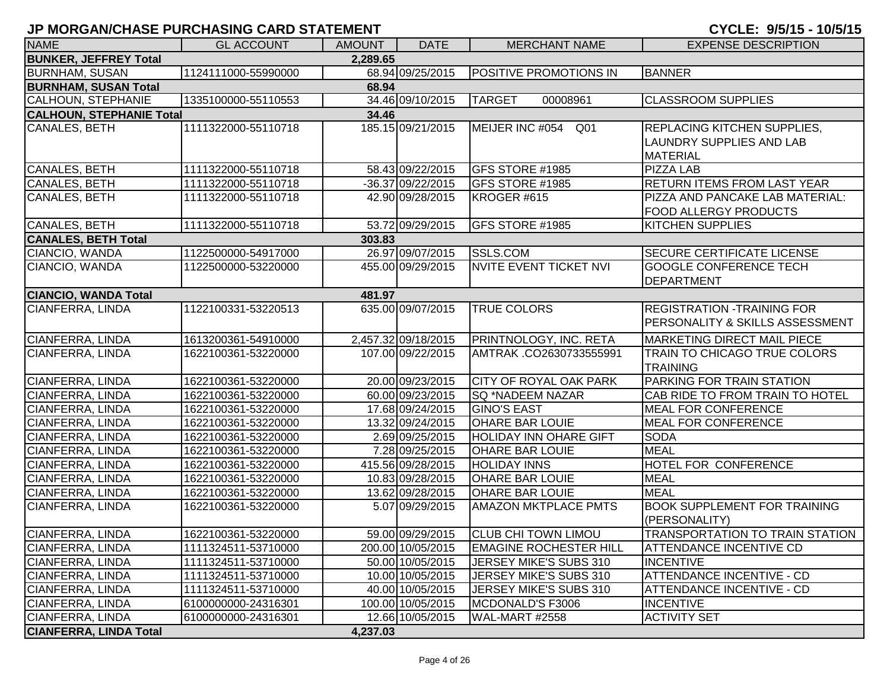## JP MORGAN/CHASE PURCHASING CARD STATEMENT

**CYCLE: 9/5/15 - 10/5/15**

| NAME | GL ACCOUNT | AMOUNT | DATE | MERCHANT NAME | EXPENSE DESCRIPTION |
|---|---|---|---|---|---|
| **BUNKER, JEFFREY Total** | | **2,289.65** | | | |
| BURNHAM, SUSAN | 1124111000-55990000 | 68.94 | 09/25/2015 | POSITIVE PROMOTIONS IN | BANNER |
| **BURNHAM, SUSAN Total** | | **68.94** | | | |
| CALHOUN, STEPHANIE | 1335100000-55110553 | 34.46 | 09/10/2015 | TARGET 00008961 | CLASSROOM SUPPLIES |
| **CALHOUN, STEPHANIE Total** | | **34.46** | | | |
| CANALES, BETH | 1111322000-55110718 | 185.15 | 09/21/2015 | MEIJER INC #054 Q01 | REPLACING KITCHEN SUPPLIES, LAUNDRY SUPPLIES AND LAB MATERIAL |
| CANALES, BETH | 1111322000-55110718 | 58.43 | 09/22/2015 | GFS STORE #1985 | PIZZA LAB |
| CANALES, BETH | 1111322000-55110718 | -36.37 | 09/22/2015 | GFS STORE #1985 | RETURN ITEMS FROM LAST YEAR |
| CANALES, BETH | 1111322000-55110718 | 42.90 | 09/28/2015 | KROGER #615 | PIZZA AND PANCAKE LAB MATERIAL: FOOD ALLERGY PRODUCTS |
| CANALES, BETH | 1111322000-55110718 | 53.72 | 09/29/2015 | GFS STORE #1985 | KITCHEN SUPPLIES |
| **CANALES, BETH Total** | | **303.83** | | | |
| CIANCIO, WANDA | 1122500000-54917000 | 26.97 | 09/07/2015 | SSLS.COM | SECURE CERTIFICATE LICENSE |
| CIANCIO, WANDA | 1122500000-53220000 | 455.00 | 09/29/2015 | NVITE EVENT TICKET NVI | GOOGLE CONFERENCE TECH DEPARTMENT |
| **CIANCIO, WANDA Total** | | **481.97** | | | |
| CIANFERRA, LINDA | 1122100331-53220513 | 635.00 | 09/07/2015 | TRUE COLORS | REGISTRATION -TRAINING FOR PERSONALITY & SKILLS ASSESSMENT |
| CIANFERRA, LINDA | 1613200361-54910000 | 2,457.32 | 09/18/2015 | PRINTNOLOGY, INC. RETA | MARKETING DIRECT MAIL PIECE |
| CIANFERRA, LINDA | 1622100361-53220000 | 107.00 | 09/22/2015 | AMTRAK .CO2630733555991 | TRAIN TO CHICAGO TRUE COLORS TRAINING |
| CIANFERRA, LINDA | 1622100361-53220000 | 20.00 | 09/23/2015 | CITY OF ROYAL OAK PARK | PARKING FOR TRAIN STATION |
| CIANFERRA, LINDA | 1622100361-53220000 | 60.00 | 09/23/2015 | SQ *NADEEM NAZAR | CAB RIDE TO FROM TRAIN TO HOTEL |
| CIANFERRA, LINDA | 1622100361-53220000 | 17.68 | 09/24/2015 | GINO'S EAST | MEAL FOR CONFERENCE |
| CIANFERRA, LINDA | 1622100361-53220000 | 13.32 | 09/24/2015 | OHARE BAR LOUIE | MEAL FOR CONFERENCE |
| CIANFERRA, LINDA | 1622100361-53220000 | 2.69 | 09/25/2015 | HOLIDAY INN OHARE GIFT | SODA |
| CIANFERRA, LINDA | 1622100361-53220000 | 7.28 | 09/25/2015 | OHARE BAR LOUIE | MEAL |
| CIANFERRA, LINDA | 1622100361-53220000 | 415.56 | 09/28/2015 | HOLIDAY INNS | HOTEL FOR CONFERENCE |
| CIANFERRA, LINDA | 1622100361-53220000 | 10.83 | 09/28/2015 | OHARE BAR LOUIE | MEAL |
| CIANFERRA, LINDA | 1622100361-53220000 | 13.62 | 09/28/2015 | OHARE BAR LOUIE | MEAL |
| CIANFERRA, LINDA | 1622100361-53220000 | 5.07 | 09/29/2015 | AMAZON MKTPLACE PMTS | BOOK SUPPLEMENT FOR TRAINING (PERSONALITY) |
| CIANFERRA, LINDA | 1622100361-53220000 | 59.00 | 09/29/2015 | CLUB CHI TOWN LIMOU | TRANSPORTATION TO TRAIN STATION |
| CIANFERRA, LINDA | 1111324511-53710000 | 200.00 | 10/05/2015 | EMAGINE ROCHESTER HILL | ATTENDANCE INCENTIVE CD |
| CIANFERRA, LINDA | 1111324511-53710000 | 50.00 | 10/05/2015 | JERSEY MIKE'S SUBS 310 | INCENTIVE |
| CIANFERRA, LINDA | 1111324511-53710000 | 10.00 | 10/05/2015 | JERSEY MIKE'S SUBS 310 | ATTENDANCE INCENTIVE - CD |
| CIANFERRA, LINDA | 1111324511-53710000 | 40.00 | 10/05/2015 | JERSEY MIKE'S SUBS 310 | ATTENDANCE INCENTIVE - CD |
| CIANFERRA, LINDA | 6100000000-24316301 | 100.00 | 10/05/2015 | MCDONALD'S F3006 | INCENTIVE |
| CIANFERRA, LINDA | 6100000000-24316301 | 12.66 | 10/05/2015 | WAL-MART #2558 | ACTIVITY SET |
| **CIANFERRA, LINDA Total** | | **4,237.03** | | | |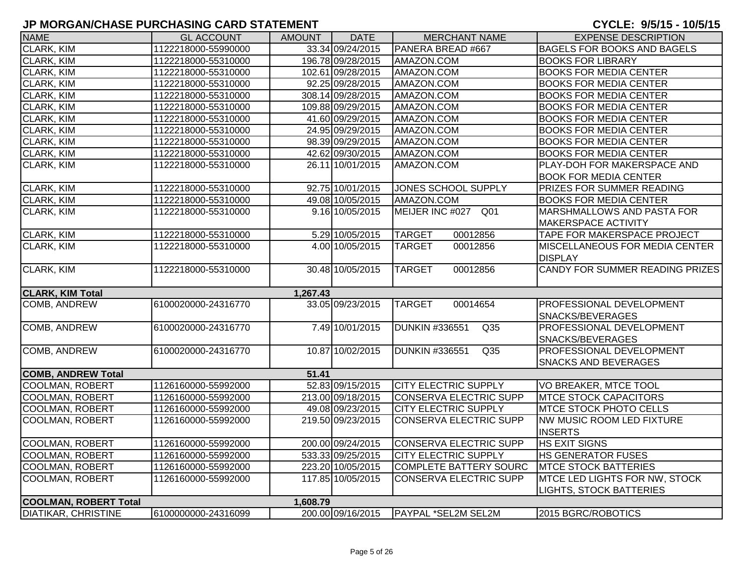# JP MORGAN/CHASE PURCHASING CARD STATEMENT

**CYCLE: 9/5/15 - 10/5/15**

| NAME | GL ACCOUNT | AMOUNT | DATE | MERCHANT NAME | EXPENSE DESCRIPTION |
|---|---|---|---|---|---|
| CLARK, KIM | 1122218000-55990000 | 33.34 | 09/24/2015 | PANERA BREAD #667 | BAGELS FOR BOOKS AND BAGELS |
| CLARK, KIM | 1122218000-55310000 | 196.78 | 09/28/2015 | AMAZON.COM | BOOKS FOR LIBRARY |
| CLARK, KIM | 1122218000-55310000 | 102.61 | 09/28/2015 | AMAZON.COM | BOOKS FOR MEDIA CENTER |
| CLARK, KIM | 1122218000-55310000 | 92.25 | 09/28/2015 | AMAZON.COM | BOOKS FOR MEDIA CENTER |
| CLARK, KIM | 1122218000-55310000 | 308.14 | 09/28/2015 | AMAZON.COM | BOOKS FOR MEDIA CENTER |
| CLARK, KIM | 1122218000-55310000 | 109.88 | 09/29/2015 | AMAZON.COM | BOOKS FOR MEDIA CENTER |
| CLARK, KIM | 1122218000-55310000 | 41.60 | 09/29/2015 | AMAZON.COM | BOOKS FOR MEDIA CENTER |
| CLARK, KIM | 1122218000-55310000 | 24.95 | 09/29/2015 | AMAZON.COM | BOOKS FOR MEDIA CENTER |
| CLARK, KIM | 1122218000-55310000 | 98.39 | 09/29/2015 | AMAZON.COM | BOOKS FOR MEDIA CENTER |
| CLARK, KIM | 1122218000-55310000 | 42.62 | 09/30/2015 | AMAZON.COM | BOOKS FOR MEDIA CENTER |
| CLARK, KIM | 1122218000-55310000 | 26.11 | 10/01/2015 | AMAZON.COM | PLAY-DOH FOR MAKERSPACE AND BOOK FOR MEDIA CENTER |
| CLARK, KIM | 1122218000-55310000 | 92.75 | 10/01/2015 | JONES SCHOOL SUPPLY | PRIZES FOR SUMMER READING |
| CLARK, KIM | 1122218000-55310000 | 49.08 | 10/05/2015 | AMAZON.COM | BOOKS FOR MEDIA CENTER |
| CLARK, KIM | 1122218000-55310000 | 9.16 | 10/05/2015 | MEIJER INC #027 Q01 | MARSHMALLOWS AND PASTA FOR MAKERSPACE ACTIVITY |
| CLARK, KIM | 1122218000-55310000 | 5.29 | 10/05/2015 | TARGET 00012856 | TAPE FOR MAKERSPACE PROJECT |
| CLARK, KIM | 1122218000-55310000 | 4.00 | 10/05/2015 | TARGET 00012856 | MISCELLANEOUS FOR MEDIA CENTER DISPLAY |
| CLARK, KIM | 1122218000-55310000 | 30.48 | 10/05/2015 | TARGET 00012856 | CANDY FOR SUMMER READING PRIZES |
| **CLARK, KIM Total** | | **1,267.43** | | | |
| COMB, ANDREW | 6100020000-24316770 | 33.05 | 09/23/2015 | TARGET 00014654 | PROFESSIONAL DEVELOPMENT SNACKS/BEVERAGES |
| COMB, ANDREW | 6100020000-24316770 | 7.49 | 10/01/2015 | DUNKIN #336551 Q35 | PROFESSIONAL DEVELOPMENT SNACKS/BEVERAGES |
| COMB, ANDREW | 6100020000-24316770 | 10.87 | 10/02/2015 | DUNKIN #336551 Q35 | PROFESSIONAL DEVELOPMENT SNACKS AND BEVERAGES |
| **COMB, ANDREW Total** | | **51.41** | | | |
| COOLMAN, ROBERT | 1126160000-55992000 | 52.83 | 09/15/2015 | CITY ELECTRIC SUPPLY | VO BREAKER, MTCE TOOL |
| COOLMAN, ROBERT | 1126160000-55992000 | 213.00 | 09/18/2015 | CONSERVA ELECTRIC SUPP | MTCE STOCK CAPACITORS |
| COOLMAN, ROBERT | 1126160000-55992000 | 49.08 | 09/23/2015 | CITY ELECTRIC SUPPLY | MTCE STOCK PHOTO CELLS |
| COOLMAN, ROBERT | 1126160000-55992000 | 219.50 | 09/23/2015 | CONSERVA ELECTRIC SUPP | NW MUSIC ROOM LED FIXTURE INSERTS |
| COOLMAN, ROBERT | 1126160000-55992000 | 200.00 | 09/24/2015 | CONSERVA ELECTRIC SUPP | HS EXIT SIGNS |
| COOLMAN, ROBERT | 1126160000-55992000 | 533.33 | 09/25/2015 | CITY ELECTRIC SUPPLY | HS GENERATOR FUSES |
| COOLMAN, ROBERT | 1126160000-55992000 | 223.20 | 10/05/2015 | COMPLETE BATTERY SOURC | MTCE STOCK BATTERIES |
| COOLMAN, ROBERT | 1126160000-55992000 | 117.85 | 10/05/2015 | CONSERVA ELECTRIC SUPP | MTCE LED LIGHTS FOR NW, STOCK LIGHTS, STOCK BATTERIES |
| **COOLMAN, ROBERT Total** | | **1,608.79** | | | |
| DIATIKAR, CHRISTINE | 6100000000-24316099 | 200.00 | 09/16/2015 | PAYPAL *SEL2M SEL2M | 2015 BGRC/ROBOTICS |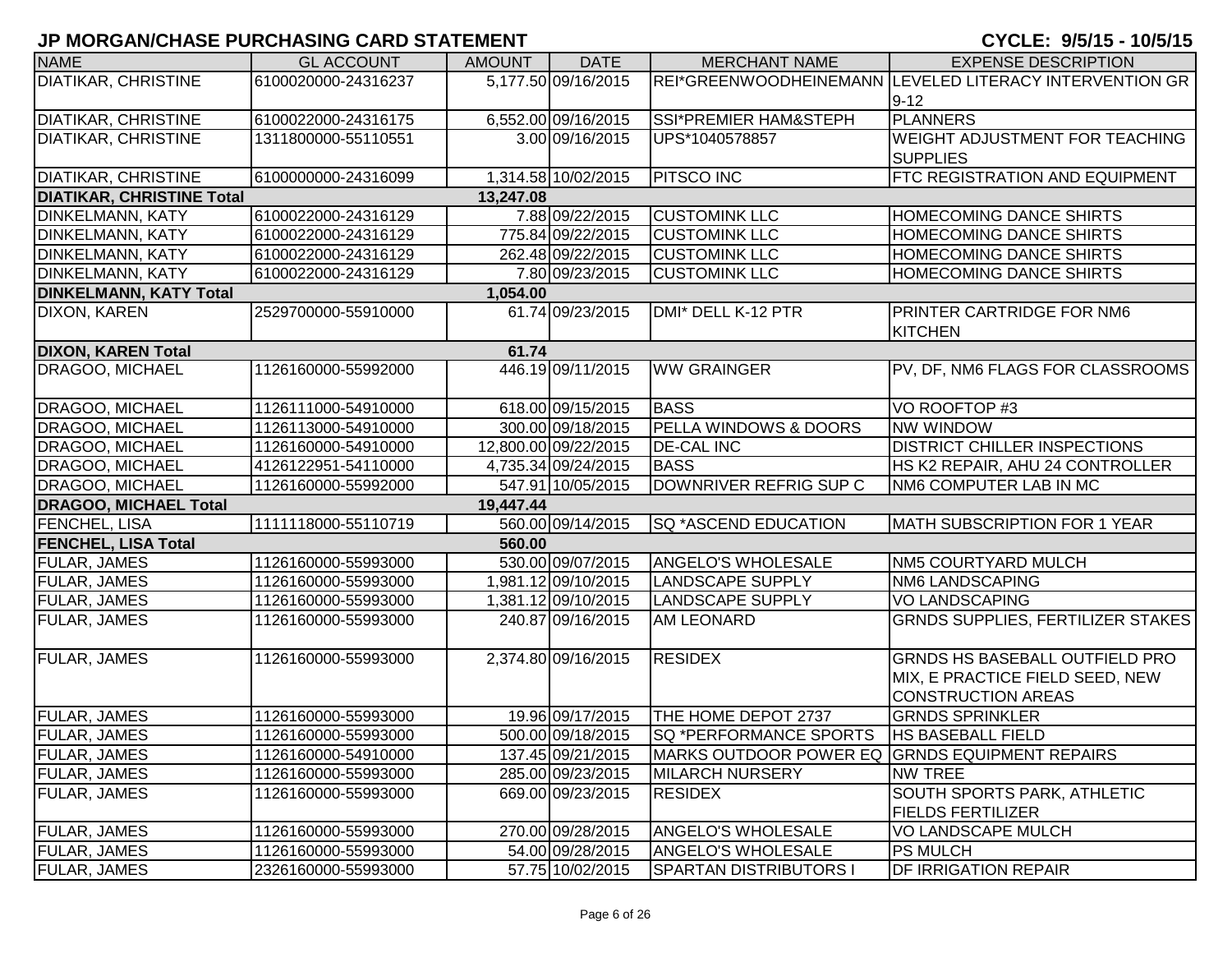# JP MORGAN/CHASE PURCHASING CARD STATEMENT

**CYCLE: 9/5/15 - 10/5/15**

| NAME | GL ACCOUNT | AMOUNT | DATE | MERCHANT NAME | EXPENSE DESCRIPTION |
|---|---|---|---|---|---|
| DIATIKAR, CHRISTINE | 6100020000-24316237 | 5,177.50 | 09/16/2015 | REI*GREENWOODHEINEMANN | LEVELED LITERACY INTERVENTION GR 9-12 |
| DIATIKAR, CHRISTINE | 6100022000-24316175 | 6,552.00 | 09/16/2015 | SSI*PREMIER HAM&STEPH | PLANNERS |
| DIATIKAR, CHRISTINE | 1311800000-55110551 | 3.00 | 09/16/2015 | UPS*1040578857 | WEIGHT ADJUSTMENT FOR TEACHING SUPPLIES |
| DIATIKAR, CHRISTINE | 6100000000-24316099 | 1,314.58 | 10/02/2015 | PITSCO INC | FTC REGISTRATION AND EQUIPMENT |
| **DIATIKAR, CHRISTINE Total** | | **13,247.08** | | | |
| DINKELMANN, KATY | 6100022000-24316129 | 7.88 | 09/22/2015 | CUSTOMINK LLC | HOMECOMING DANCE SHIRTS |
| DINKELMANN, KATY | 6100022000-24316129 | 775.84 | 09/22/2015 | CUSTOMINK LLC | HOMECOMING DANCE SHIRTS |
| DINKELMANN, KATY | 6100022000-24316129 | 262.48 | 09/22/2015 | CUSTOMINK LLC | HOMECOMING DANCE SHIRTS |
| DINKELMANN, KATY | 6100022000-24316129 | 7.80 | 09/23/2015 | CUSTOMINK LLC | HOMECOMING DANCE SHIRTS |
| **DINKELMANN, KATY Total** | | **1,054.00** | | | |
| DIXON, KAREN | 2529700000-55910000 | 61.74 | 09/23/2015 | DMI* DELL K-12 PTR | PRINTER CARTRIDGE FOR NM6 KITCHEN |
| **DIXON, KAREN Total** | | **61.74** | | | |
| DRAGOO, MICHAEL | 1126160000-55992000 | 446.19 | 09/11/2015 | WW GRAINGER | PV, DF, NM6 FLAGS FOR CLASSROOMS |
| DRAGOO, MICHAEL | 1126111000-54910000 | 618.00 | 09/15/2015 | BASS | VO ROOFTOP #3 |
| DRAGOO, MICHAEL | 1126113000-54910000 | 300.00 | 09/18/2015 | PELLA WINDOWS & DOORS | NW WINDOW |
| DRAGOO, MICHAEL | 1126160000-54910000 | 12,800.00 | 09/22/2015 | DE-CAL INC | DISTRICT CHILLER INSPECTIONS |
| DRAGOO, MICHAEL | 4126122951-54110000 | 4,735.34 | 09/24/2015 | BASS | HS K2 REPAIR, AHU 24 CONTROLLER |
| DRAGOO, MICHAEL | 1126160000-55992000 | 547.91 | 10/05/2015 | DOWNRIVER REFRIG SUP C | NM6 COMPUTER LAB IN MC |
| **DRAGOO, MICHAEL Total** | | **19,447.44** | | | |
| FENCHEL, LISA | 1111118000-55110719 | 560.00 | 09/14/2015 | SQ *ASCEND EDUCATION | MATH SUBSCRIPTION FOR 1 YEAR |
| **FENCHEL, LISA Total** | | **560.00** | | | |
| FULAR, JAMES | 1126160000-55993000 | 530.00 | 09/07/2015 | ANGELO'S WHOLESALE | NM5 COURTYARD MULCH |
| FULAR, JAMES | 1126160000-55993000 | 1,981.12 | 09/10/2015 | LANDSCAPE SUPPLY | NM6 LANDSCAPING |
| FULAR, JAMES | 1126160000-55993000 | 1,381.12 | 09/10/2015 | LANDSCAPE SUPPLY | VO LANDSCAPING |
| FULAR, JAMES | 1126160000-55993000 | 240.87 | 09/16/2015 | AM LEONARD | GRNDS SUPPLIES, FERTILIZER STAKES |
| FULAR, JAMES | 1126160000-55993000 | 2,374.80 | 09/16/2015 | RESIDEX | GRNDS HS BASEBALL OUTFIELD PRO MIX, E PRACTICE FIELD SEED, NEW CONSTRUCTION AREAS |
| FULAR, JAMES | 1126160000-55993000 | 19.96 | 09/17/2015 | THE HOME DEPOT 2737 | GRNDS SPRINKLER |
| FULAR, JAMES | 1126160000-55993000 | 500.00 | 09/18/2015 | SQ *PERFORMANCE SPORTS | HS BASEBALL FIELD |
| FULAR, JAMES | 1126160000-54910000 | 137.45 | 09/21/2015 | MARKS OUTDOOR POWER EQ | GRNDS EQUIPMENT REPAIRS |
| FULAR, JAMES | 1126160000-55993000 | 285.00 | 09/23/2015 | MILARCH NURSERY | NW TREE |
| FULAR, JAMES | 1126160000-55993000 | 669.00 | 09/23/2015 | RESIDEX | SOUTH SPORTS PARK, ATHLETIC FIELDS FERTILIZER |
| FULAR, JAMES | 1126160000-55993000 | 270.00 | 09/28/2015 | ANGELO'S WHOLESALE | VO LANDSCAPE MULCH |
| FULAR, JAMES | 1126160000-55993000 | 54.00 | 09/28/2015 | ANGELO'S WHOLESALE | PS MULCH |
| FULAR, JAMES | 2326160000-55993000 | 57.75 | 10/02/2015 | SPARTAN DISTRIBUTORS I | DF IRRIGATION REPAIR |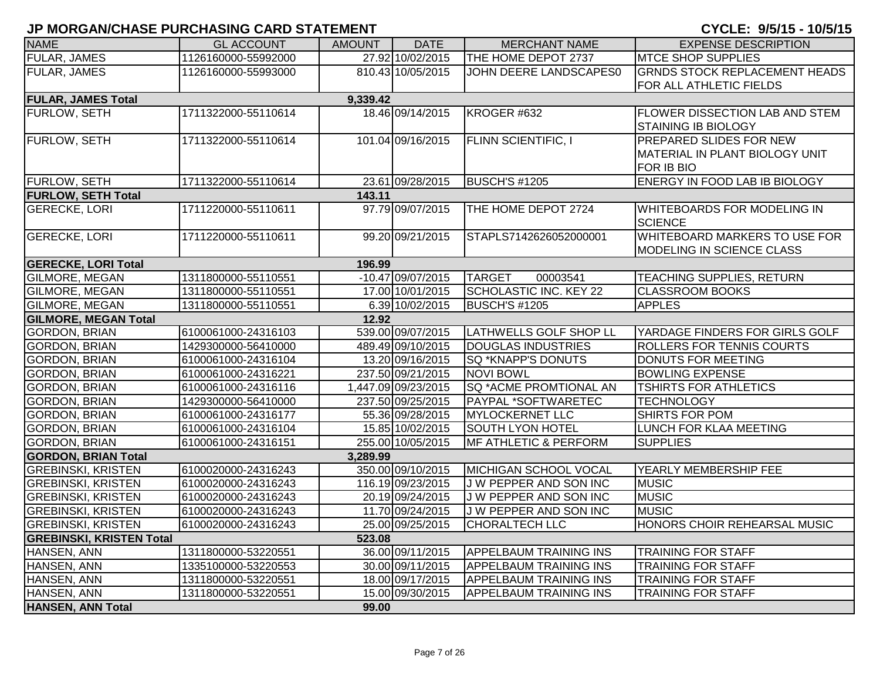# JP MORGAN/CHASE PURCHASING CARD STATEMENT

CYCLE: 9/5/15 - 10/5/15

| NAME | GL ACCOUNT | AMOUNT | DATE | MERCHANT NAME | EXPENSE DESCRIPTION |
|---|---|---|---|---|---|
| FULAR, JAMES | 1126160000-55992000 | 27.92 | 10/02/2015 | THE HOME DEPOT 2737 | MTCE SHOP SUPPLIES |
| FULAR, JAMES | 1126160000-55993000 | 810.43 | 10/05/2015 | JOHN DEERE LANDSCAPES0 | GRNDS STOCK REPLACEMENT HEADS FOR ALL ATHLETIC FIELDS |
| **FULAR, JAMES Total** | | **9,339.42** | | | |
| FURLOW, SETH | 1711322000-55110614 | 18.46 | 09/14/2015 | KROGER #632 | FLOWER DISSECTION LAB AND STEM STAINING IB BIOLOGY |
| FURLOW, SETH | 1711322000-55110614 | 101.04 | 09/16/2015 | FLINN SCIENTIFIC, I | PREPARED SLIDES FOR NEW MATERIAL IN PLANT BIOLOGY UNIT FOR IB BIO |
| FURLOW, SETH | 1711322000-55110614 | 23.61 | 09/28/2015 | BUSCH'S #1205 | ENERGY IN FOOD LAB IB BIOLOGY |
| **FURLOW, SETH Total** | | **143.11** | | | |
| GERECKE, LORI | 1711220000-55110611 | 97.79 | 09/07/2015 | THE HOME DEPOT 2724 | WHITEBOARDS FOR MODELING IN SCIENCE |
| GERECKE, LORI | 1711220000-55110611 | 99.20 | 09/21/2015 | STAPLS7142626052000001 | WHITEBOARD MARKERS TO USE FOR MODELING IN SCIENCE CLASS |
| **GERECKE, LORI Total** | | **196.99** | | | |
| GILMORE, MEGAN | 1311800000-55110551 | -10.47 | 09/07/2015 | TARGET 00003541 | TEACHING SUPPLIES, RETURN |
| GILMORE, MEGAN | 1311800000-55110551 | 17.00 | 10/01/2015 | SCHOLASTIC INC. KEY 22 | CLASSROOM BOOKS |
| GILMORE, MEGAN | 1311800000-55110551 | 6.39 | 10/02/2015 | BUSCH'S #1205 | APPLES |
| **GILMORE, MEGAN Total** | | **12.92** | | | |
| GORDON, BRIAN | 6100061000-24316103 | 539.00 | 09/07/2015 | LATHWELLS GOLF SHOP LL | YARDAGE FINDERS FOR GIRLS GOLF |
| GORDON, BRIAN | 1429300000-56410000 | 489.49 | 09/10/2015 | DOUGLAS INDUSTRIES | ROLLERS FOR TENNIS COURTS |
| GORDON, BRIAN | 6100061000-24316104 | 13.20 | 09/16/2015 | SQ *KNAPP'S DONUTS | DONUTS FOR MEETING |
| GORDON, BRIAN | 6100061000-24316221 | 237.50 | 09/21/2015 | NOVI BOWL | BOWLING EXPENSE |
| GORDON, BRIAN | 6100061000-24316116 | 1,447.09 | 09/23/2015 | SQ *ACME PROMTIONAL AN | TSHIRTS FOR ATHLETICS |
| GORDON, BRIAN | 1429300000-56410000 | 237.50 | 09/25/2015 | PAYPAL *SOFTWARETEC | TECHNOLOGY |
| GORDON, BRIAN | 6100061000-24316177 | 55.36 | 09/28/2015 | MYLOCKERNET LLC | SHIRTS FOR POM |
| GORDON, BRIAN | 6100061000-24316104 | 15.85 | 10/02/2015 | SOUTH LYON HOTEL | LUNCH FOR KLAA MEETING |
| GORDON, BRIAN | 6100061000-24316151 | 255.00 | 10/05/2015 | MF ATHLETIC & PERFORM | SUPPLIES |
| **GORDON, BRIAN Total** | | **3,289.99** | | | |
| GREBINSKI, KRISTEN | 6100020000-24316243 | 350.00 | 09/10/2015 | MICHIGAN SCHOOL VOCAL | YEARLY MEMBERSHIP FEE |
| GREBINSKI, KRISTEN | 6100020000-24316243 | 116.19 | 09/23/2015 | J W PEPPER AND SON INC | MUSIC |
| GREBINSKI, KRISTEN | 6100020000-24316243 | 20.19 | 09/24/2015 | J W PEPPER AND SON INC | MUSIC |
| GREBINSKI, KRISTEN | 6100020000-24316243 | 11.70 | 09/24/2015 | J W PEPPER AND SON INC | MUSIC |
| GREBINSKI, KRISTEN | 6100020000-24316243 | 25.00 | 09/25/2015 | CHORALTECH LLC | HONORS CHOIR REHEARSAL MUSIC |
| **GREBINSKI, KRISTEN Total** | | **523.08** | | | |
| HANSEN, ANN | 1311800000-53220551 | 36.00 | 09/11/2015 | APPELBAUM TRAINING INS | TRAINING FOR STAFF |
| HANSEN, ANN | 1335100000-53220553 | 30.00 | 09/11/2015 | APPELBAUM TRAINING INS | TRAINING FOR STAFF |
| HANSEN, ANN | 1311800000-53220551 | 18.00 | 09/17/2015 | APPELBAUM TRAINING INS | TRAINING FOR STAFF |
| HANSEN, ANN | 1311800000-53220551 | 15.00 | 09/30/2015 | APPELBAUM TRAINING INS | TRAINING FOR STAFF |
| **HANSEN, ANN Total** | | **99.00** | | | |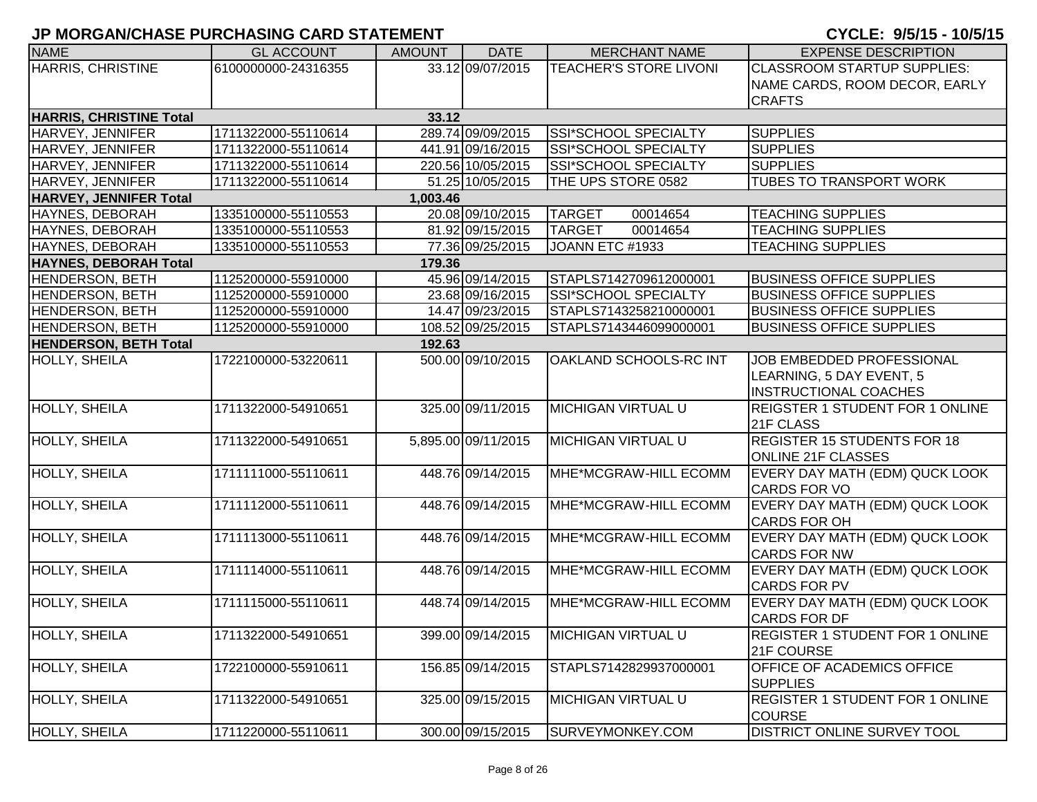# JP MORGAN/CHASE PURCHASING CARD STATEMENT

CYCLE: 9/5/15 - 10/5/15

| NAME | GL ACCOUNT | AMOUNT | DATE | MERCHANT NAME | EXPENSE DESCRIPTION |
|---|---|---|---|---|---|
| HARRIS, CHRISTINE | 6100000000-24316355 | 33.12 | 09/07/2015 | TEACHER'S STORE LIVONI | CLASSROOM STARTUP SUPPLIES: NAME CARDS, ROOM DECOR, EARLY CRAFTS |
| **HARRIS, CHRISTINE Total** | | **33.12** | | | |
| HARVEY, JENNIFER | 1711322000-55110614 | 289.74 | 09/09/2015 | SSI*SCHOOL SPECIALTY | SUPPLIES |
| HARVEY, JENNIFER | 1711322000-55110614 | 441.91 | 09/16/2015 | SSI*SCHOOL SPECIALTY | SUPPLIES |
| HARVEY, JENNIFER | 1711322000-55110614 | 220.56 | 10/05/2015 | SSI*SCHOOL SPECIALTY | SUPPLIES |
| HARVEY, JENNIFER | 1711322000-55110614 | 51.25 | 10/05/2015 | THE UPS STORE 0582 | TUBES TO TRANSPORT WORK |
| **HARVEY, JENNIFER Total** | | **1,003.46** | | | |
| HAYNES, DEBORAH | 1335100000-55110553 | 20.08 | 09/10/2015 | TARGET 00014654 | TEACHING SUPPLIES |
| HAYNES, DEBORAH | 1335100000-55110553 | 81.92 | 09/15/2015 | TARGET 00014654 | TEACHING SUPPLIES |
| HAYNES, DEBORAH | 1335100000-55110553 | 77.36 | 09/25/2015 | JOANN ETC #1933 | TEACHING SUPPLIES |
| **HAYNES, DEBORAH Total** | | **179.36** | | | |
| HENDERSON, BETH | 1125200000-55910000 | 45.96 | 09/14/2015 | STAPLS7142709612000001 | BUSINESS OFFICE SUPPLIES |
| HENDERSON, BETH | 1125200000-55910000 | 23.68 | 09/16/2015 | SSI*SCHOOL SPECIALTY | BUSINESS OFFICE SUPPLIES |
| HENDERSON, BETH | 1125200000-55910000 | 14.47 | 09/23/2015 | STAPLS7143258210000001 | BUSINESS OFFICE SUPPLIES |
| HENDERSON, BETH | 1125200000-55910000 | 108.52 | 09/25/2015 | STAPLS7143446099000001 | BUSINESS OFFICE SUPPLIES |
| **HENDERSON, BETH Total** | | **192.63** | | | |
| HOLLY, SHEILA | 1722100000-53220611 | 500.00 | 09/10/2015 | OAKLAND SCHOOLS-RC INT | JOB EMBEDDED PROFESSIONAL LEARNING, 5 DAY EVENT, 5 INSTRUCTIONAL COACHES |
| HOLLY, SHEILA | 1711322000-54910651 | 325.00 | 09/11/2015 | MICHIGAN VIRTUAL U | REIGSTER 1 STUDENT FOR 1 ONLINE 21F CLASS |
| HOLLY, SHEILA | 1711322000-54910651 | 5,895.00 | 09/11/2015 | MICHIGAN VIRTUAL U | REGISTER 15 STUDENTS FOR 18 ONLINE 21F CLASSES |
| HOLLY, SHEILA | 1711111000-55110611 | 448.76 | 09/14/2015 | MHE*MCGRAW-HILL ECOMM | EVERY DAY MATH (EDM) QUCK LOOK CARDS FOR VO |
| HOLLY, SHEILA | 1711112000-55110611 | 448.76 | 09/14/2015 | MHE*MCGRAW-HILL ECOMM | EVERY DAY MATH (EDM) QUCK LOOK CARDS FOR OH |
| HOLLY, SHEILA | 1711113000-55110611 | 448.76 | 09/14/2015 | MHE*MCGRAW-HILL ECOMM | EVERY DAY MATH (EDM) QUCK LOOK CARDS FOR NW |
| HOLLY, SHEILA | 1711114000-55110611 | 448.76 | 09/14/2015 | MHE*MCGRAW-HILL ECOMM | EVERY DAY MATH (EDM) QUCK LOOK CARDS FOR PV |
| HOLLY, SHEILA | 1711115000-55110611 | 448.74 | 09/14/2015 | MHE*MCGRAW-HILL ECOMM | EVERY DAY MATH (EDM) QUCK LOOK CARDS FOR DF |
| HOLLY, SHEILA | 1711322000-54910651 | 399.00 | 09/14/2015 | MICHIGAN VIRTUAL U | REGISTER 1 STUDENT FOR 1 ONLINE 21F COURSE |
| HOLLY, SHEILA | 1722100000-55910611 | 156.85 | 09/14/2015 | STAPLS7142829937000001 | OFFICE OF ACADEMICS OFFICE SUPPLIES |
| HOLLY, SHEILA | 1711322000-54910651 | 325.00 | 09/15/2015 | MICHIGAN VIRTUAL U | REGISTER 1 STUDENT FOR 1 ONLINE COURSE |
| HOLLY, SHEILA | 1711220000-55110611 | 300.00 | 09/15/2015 | SURVEYMONKEY.COM | DISTRICT ONLINE SURVEY TOOL |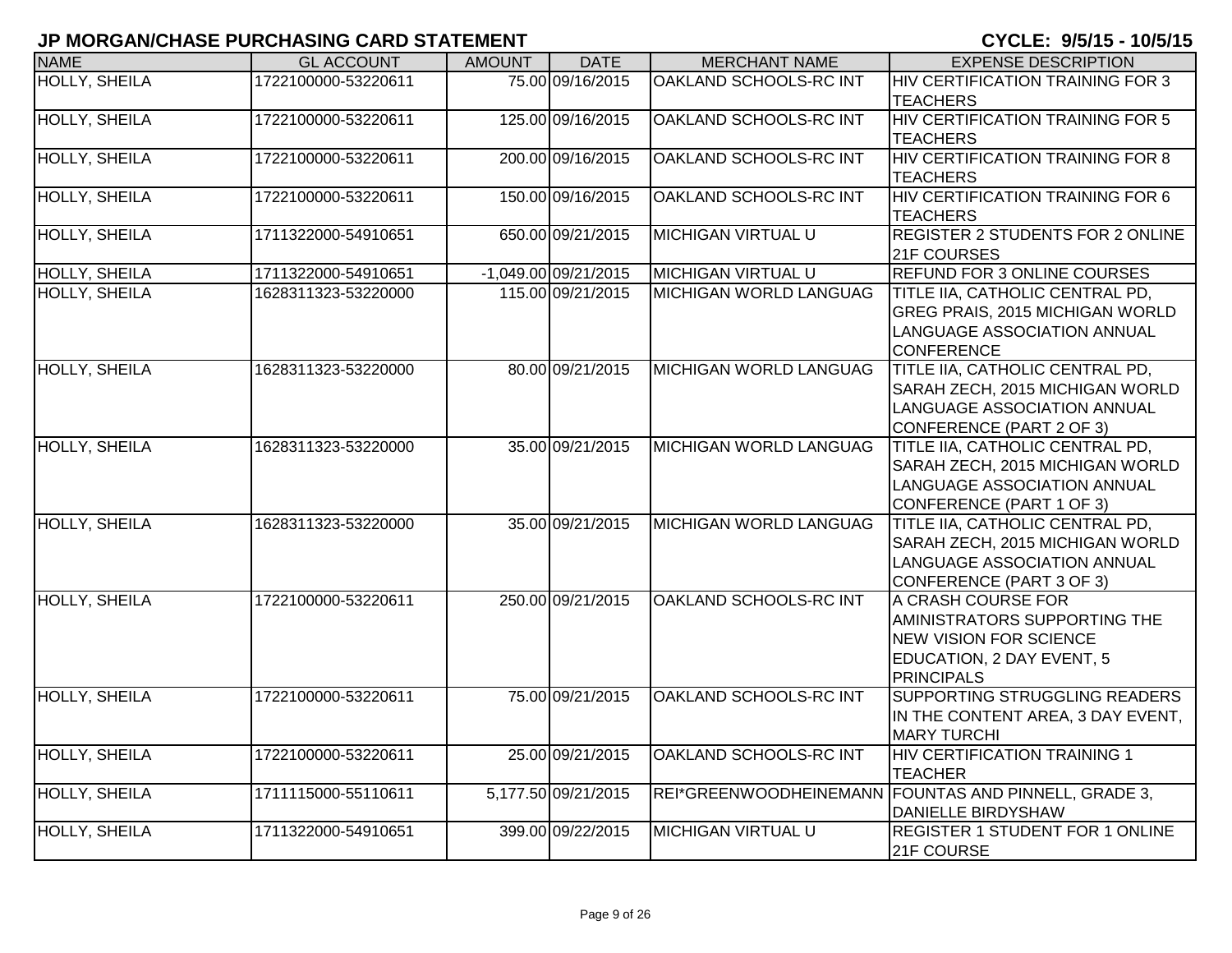# JP MORGAN/CHASE PURCHASING CARD STATEMENT

**CYCLE: 9/5/15 - 10/5/15**

| NAME | GL ACCOUNT | AMOUNT | DATE | MERCHANT NAME | EXPENSE DESCRIPTION |
|---|---|---|---|---|---|
| HOLLY, SHEILA | 1722100000-53220611 | 75.00 | 09/16/2015 | OAKLAND SCHOOLS-RC INT | HIV CERTIFICATION TRAINING FOR 3 TEACHERS |
| HOLLY, SHEILA | 1722100000-53220611 | 125.00 | 09/16/2015 | OAKLAND SCHOOLS-RC INT | HIV CERTIFICATION TRAINING FOR 5 TEACHERS |
| HOLLY, SHEILA | 1722100000-53220611 | 200.00 | 09/16/2015 | OAKLAND SCHOOLS-RC INT | HIV CERTIFICATION TRAINING FOR 8 TEACHERS |
| HOLLY, SHEILA | 1722100000-53220611 | 150.00 | 09/16/2015 | OAKLAND SCHOOLS-RC INT | HIV CERTIFICATION TRAINING FOR 6 TEACHERS |
| HOLLY, SHEILA | 1711322000-54910651 | 650.00 | 09/21/2015 | MICHIGAN VIRTUAL U | REGISTER 2 STUDENTS FOR 2 ONLINE 21F COURSES |
| HOLLY, SHEILA | 1711322000-54910651 | -1,049.00 | 09/21/2015 | MICHIGAN VIRTUAL U | REFUND FOR 3 ONLINE COURSES |
| HOLLY, SHEILA | 1628311323-53220000 | 115.00 | 09/21/2015 | MICHIGAN WORLD LANGUAG | TITLE IIA, CATHOLIC CENTRAL PD, GREG PRAIS, 2015 MICHIGAN WORLD LANGUAGE ASSOCIATION ANNUAL CONFERENCE |
| HOLLY, SHEILA | 1628311323-53220000 | 80.00 | 09/21/2015 | MICHIGAN WORLD LANGUAG | TITLE IIA, CATHOLIC CENTRAL PD, SARAH ZECH, 2015 MICHIGAN WORLD LANGUAGE ASSOCIATION ANNUAL CONFERENCE (PART 2 OF 3) |
| HOLLY, SHEILA | 1628311323-53220000 | 35.00 | 09/21/2015 | MICHIGAN WORLD LANGUAG | TITLE IIA, CATHOLIC CENTRAL PD, SARAH ZECH, 2015 MICHIGAN WORLD LANGUAGE ASSOCIATION ANNUAL CONFERENCE (PART 1 OF 3) |
| HOLLY, SHEILA | 1628311323-53220000 | 35.00 | 09/21/2015 | MICHIGAN WORLD LANGUAG | TITLE IIA, CATHOLIC CENTRAL PD, SARAH ZECH, 2015 MICHIGAN WORLD LANGUAGE ASSOCIATION ANNUAL CONFERENCE (PART 3 OF 3) |
| HOLLY, SHEILA | 1722100000-53220611 | 250.00 | 09/21/2015 | OAKLAND SCHOOLS-RC INT | A CRASH COURSE FOR AMINISTRATORS SUPPORTING THE NEW VISION FOR SCIENCE EDUCATION, 2 DAY EVENT, 5 PRINCIPALS |
| HOLLY, SHEILA | 1722100000-53220611 | 75.00 | 09/21/2015 | OAKLAND SCHOOLS-RC INT | SUPPORTING STRUGGLING READERS IN THE CONTENT AREA, 3 DAY EVENT, MARY TURCHI |
| HOLLY, SHEILA | 1722100000-53220611 | 25.00 | 09/21/2015 | OAKLAND SCHOOLS-RC INT | HIV CERTIFICATION TRAINING 1 TEACHER |
| HOLLY, SHEILA | 1711115000-55110611 | 5,177.50 | 09/21/2015 | REI*GREENWOODHEINEMANN | FOUNTAS AND PINNELL, GRADE 3, DANIELLE BIRDYSHAW |
| HOLLY, SHEILA | 1711322000-54910651 | 399.00 | 09/22/2015 | MICHIGAN VIRTUAL U | REGISTER 1 STUDENT FOR 1 ONLINE 21F COURSE |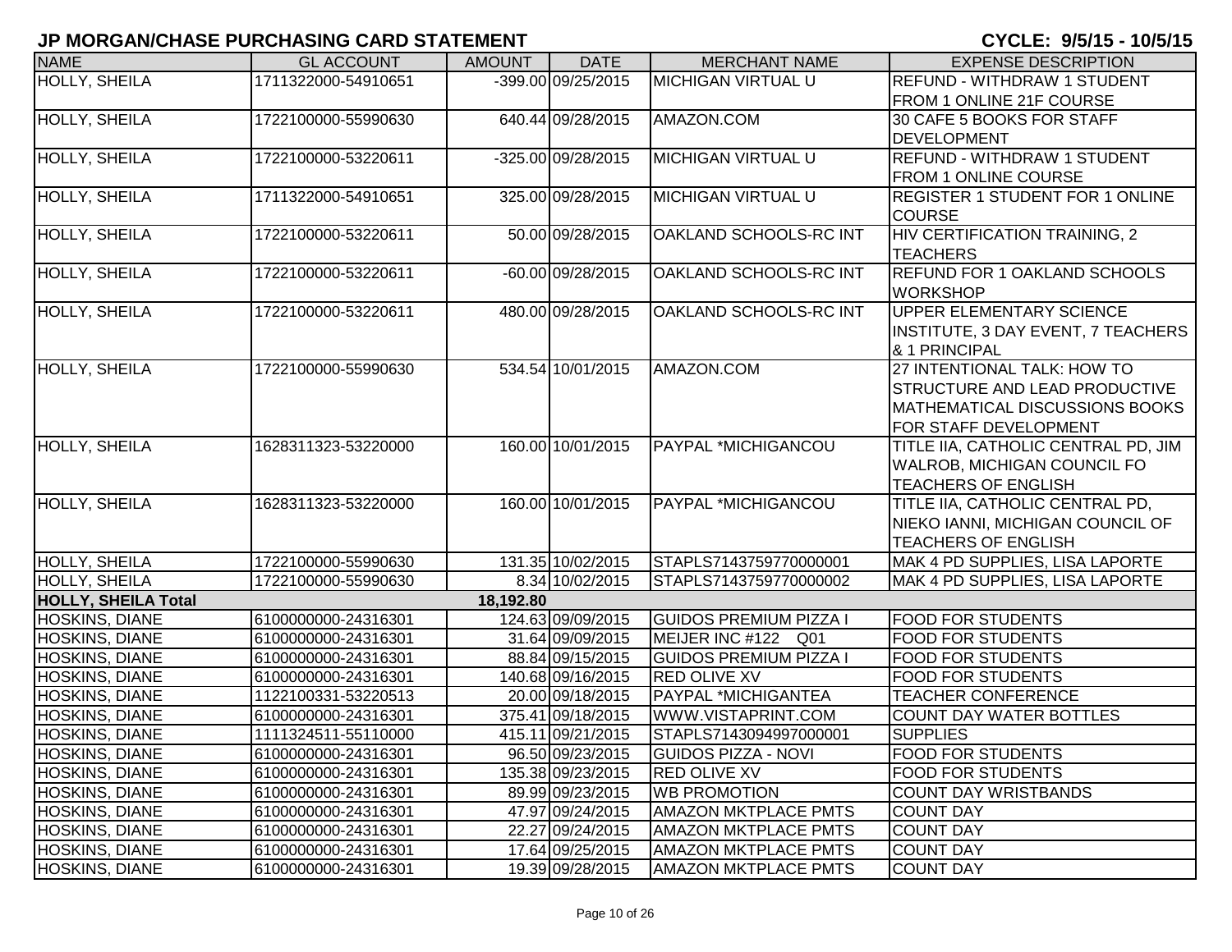## JP MORGAN/CHASE PURCHASING CARD STATEMENT

**CYCLE: 9/5/15 - 10/5/15**

| NAME | GL ACCOUNT | AMOUNT | DATE | MERCHANT NAME | EXPENSE DESCRIPTION |
|---|---|---|---|---|---|
| HOLLY, SHEILA | 1711322000-54910651 | -399.00 | 09/25/2015 | MICHIGAN VIRTUAL U | REFUND - WITHDRAW 1 STUDENT FROM 1 ONLINE 21F COURSE |
| HOLLY, SHEILA | 1722100000-55990630 | 640.44 | 09/28/2015 | AMAZON.COM | 30 CAFE 5 BOOKS FOR STAFF DEVELOPMENT |
| HOLLY, SHEILA | 1722100000-53220611 | -325.00 | 09/28/2015 | MICHIGAN VIRTUAL U | REFUND - WITHDRAW 1 STUDENT FROM 1 ONLINE COURSE |
| HOLLY, SHEILA | 1711322000-54910651 | 325.00 | 09/28/2015 | MICHIGAN VIRTUAL U | REGISTER 1 STUDENT FOR 1 ONLINE COURSE |
| HOLLY, SHEILA | 1722100000-53220611 | 50.00 | 09/28/2015 | OAKLAND SCHOOLS-RC INT | HIV CERTIFICATION TRAINING, 2 TEACHERS |
| HOLLY, SHEILA | 1722100000-53220611 | -60.00 | 09/28/2015 | OAKLAND SCHOOLS-RC INT | REFUND FOR 1 OAKLAND SCHOOLS WORKSHOP |
| HOLLY, SHEILA | 1722100000-53220611 | 480.00 | 09/28/2015 | OAKLAND SCHOOLS-RC INT | UPPER ELEMENTARY SCIENCE INSTITUTE, 3 DAY EVENT, 7 TEACHERS & 1 PRINCIPAL |
| HOLLY, SHEILA | 1722100000-55990630 | 534.54 | 10/01/2015 | AMAZON.COM | 27 INTENTIONAL TALK: HOW TO STRUCTURE AND LEAD PRODUCTIVE MATHEMATICAL DISCUSSIONS BOOKS FOR STAFF DEVELOPMENT |
| HOLLY, SHEILA | 1628311323-53220000 | 160.00 | 10/01/2015 | PAYPAL *MICHIGANCOU | TITLE IIA, CATHOLIC CENTRAL PD, JIM WALROB, MICHIGAN COUNCIL FO TEACHERS OF ENGLISH |
| HOLLY, SHEILA | 1628311323-53220000 | 160.00 | 10/01/2015 | PAYPAL *MICHIGANCOU | TITLE IIA, CATHOLIC CENTRAL PD, NIEKO IANNI, MICHIGAN COUNCIL OF TEACHERS OF ENGLISH |
| HOLLY, SHEILA | 1722100000-55990630 | 131.35 | 10/02/2015 | STAPLS7143759770000001 | MAK 4 PD SUPPLIES, LISA LAPORTE |
| HOLLY, SHEILA | 1722100000-55990630 | 8.34 | 10/02/2015 | STAPLS7143759770000002 | MAK 4 PD SUPPLIES, LISA LAPORTE |
| **HOLLY, SHEILA Total** | | **18,192.80** | | | |
| HOSKINS, DIANE | 6100000000-24316301 | 124.63 | 09/09/2015 | GUIDOS PREMIUM PIZZA I | FOOD FOR STUDENTS |
| HOSKINS, DIANE | 6100000000-24316301 | 31.64 | 09/09/2015 | MEIJER INC #122 Q01 | FOOD FOR STUDENTS |
| HOSKINS, DIANE | 6100000000-24316301 | 88.84 | 09/15/2015 | GUIDOS PREMIUM PIZZA I | FOOD FOR STUDENTS |
| HOSKINS, DIANE | 6100000000-24316301 | 140.68 | 09/16/2015 | RED OLIVE XV | FOOD FOR STUDENTS |
| HOSKINS, DIANE | 1122100331-53220513 | 20.00 | 09/18/2015 | PAYPAL *MICHIGANTEA | TEACHER CONFERENCE |
| HOSKINS, DIANE | 6100000000-24316301 | 375.41 | 09/18/2015 | WWW.VISTAPRINT.COM | COUNT DAY WATER BOTTLES |
| HOSKINS, DIANE | 1111324511-55110000 | 415.11 | 09/21/2015 | STAPLS7143094997000001 | SUPPLIES |
| HOSKINS, DIANE | 6100000000-24316301 | 96.50 | 09/23/2015 | GUIDOS PIZZA - NOVI | FOOD FOR STUDENTS |
| HOSKINS, DIANE | 6100000000-24316301 | 135.38 | 09/23/2015 | RED OLIVE XV | FOOD FOR STUDENTS |
| HOSKINS, DIANE | 6100000000-24316301 | 89.99 | 09/23/2015 | WB PROMOTION | COUNT DAY WRISTBANDS |
| HOSKINS, DIANE | 6100000000-24316301 | 47.97 | 09/24/2015 | AMAZON MKTPLACE PMTS | COUNT DAY |
| HOSKINS, DIANE | 6100000000-24316301 | 22.27 | 09/24/2015 | AMAZON MKTPLACE PMTS | COUNT DAY |
| HOSKINS, DIANE | 6100000000-24316301 | 17.64 | 09/25/2015 | AMAZON MKTPLACE PMTS | COUNT DAY |
| HOSKINS, DIANE | 6100000000-24316301 | 19.39 | 09/28/2015 | AMAZON MKTPLACE PMTS | COUNT DAY |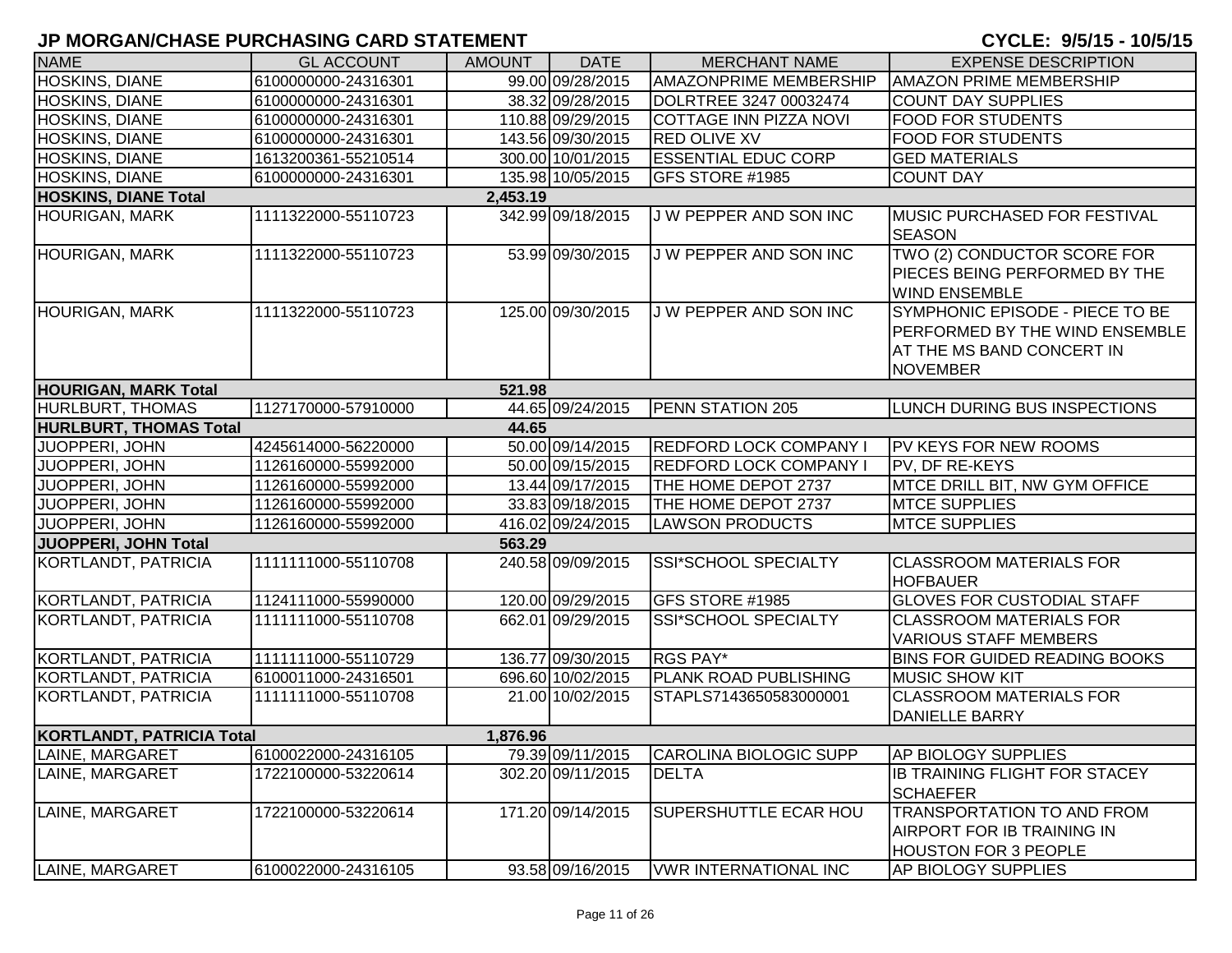# JP MORGAN/CHASE PURCHASING CARD STATEMENT

**CYCLE: 9/5/15 - 10/5/15**

| NAME | GL ACCOUNT | AMOUNT | DATE | MERCHANT NAME | EXPENSE DESCRIPTION |
|---|---|---|---|---|---|
| HOSKINS, DIANE | 6100000000-24316301 | 99.00 | 09/28/2015 | AMAZONPRIME MEMBERSHIP | AMAZON PRIME MEMBERSHIP |
| HOSKINS, DIANE | 6100000000-24316301 | 38.32 | 09/28/2015 | DOLRTREE 3247 00032474 | COUNT DAY SUPPLIES |
| HOSKINS, DIANE | 6100000000-24316301 | 110.88 | 09/29/2015 | COTTAGE INN PIZZA NOVI | FOOD FOR STUDENTS |
| HOSKINS, DIANE | 6100000000-24316301 | 143.56 | 09/30/2015 | RED OLIVE XV | FOOD FOR STUDENTS |
| HOSKINS, DIANE | 1613200361-55210514 | 300.00 | 10/01/2015 | ESSENTIAL EDUC CORP | GED MATERIALS |
| HOSKINS, DIANE | 6100000000-24316301 | 135.98 | 10/05/2015 | GFS STORE #1985 | COUNT DAY |
| **HOSKINS, DIANE Total** | | **2,453.19** | | | |
| HOURIGAN, MARK | 1111322000-55110723 | 342.99 | 09/18/2015 | J W PEPPER AND SON INC | MUSIC PURCHASED FOR FESTIVAL SEASON |
| HOURIGAN, MARK | 1111322000-55110723 | 53.99 | 09/30/2015 | J W PEPPER AND SON INC | TWO (2) CONDUCTOR SCORE FOR PIECES BEING PERFORMED BY THE WIND ENSEMBLE |
| HOURIGAN, MARK | 1111322000-55110723 | 125.00 | 09/30/2015 | J W PEPPER AND SON INC | SYMPHONIC EPISODE - PIECE TO BE PERFORMED BY THE WIND ENSEMBLE AT THE MS BAND CONCERT IN NOVEMBER |
| **HOURIGAN, MARK Total** | | **521.98** | | | |
| HURLBURT, THOMAS | 1127170000-57910000 | 44.65 | 09/24/2015 | PENN STATION 205 | LUNCH DURING BUS INSPECTIONS |
| **HURLBURT, THOMAS Total** | | **44.65** | | | |
| JUOPPERI, JOHN | 4245614000-56220000 | 50.00 | 09/14/2015 | REDFORD LOCK COMPANY I | PV KEYS FOR NEW ROOMS |
| JUOPPERI, JOHN | 1126160000-55992000 | 50.00 | 09/15/2015 | REDFORD LOCK COMPANY I | PV, DF RE-KEYS |
| JUOPPERI, JOHN | 1126160000-55992000 | 13.44 | 09/17/2015 | THE HOME DEPOT 2737 | MTCE DRILL BIT, NW GYM OFFICE |
| JUOPPERI, JOHN | 1126160000-55992000 | 33.83 | 09/18/2015 | THE HOME DEPOT 2737 | MTCE SUPPLIES |
| JUOPPERI, JOHN | 1126160000-55992000 | 416.02 | 09/24/2015 | LAWSON PRODUCTS | MTCE SUPPLIES |
| **JUOPPERI, JOHN Total** | | **563.29** | | | |
| KORTLANDT, PATRICIA | 1111111000-55110708 | 240.58 | 09/09/2015 | SSI*SCHOOL SPECIALTY | CLASSROOM MATERIALS FOR HOFBAUER |
| KORTLANDT, PATRICIA | 1124111000-55990000 | 120.00 | 09/29/2015 | GFS STORE #1985 | GLOVES FOR CUSTODIAL STAFF |
| KORTLANDT, PATRICIA | 1111111000-55110708 | 662.01 | 09/29/2015 | SSI*SCHOOL SPECIALTY | CLASSROOM MATERIALS FOR VARIOUS STAFF MEMBERS |
| KORTLANDT, PATRICIA | 1111111000-55110729 | 136.77 | 09/30/2015 | RGS PAY* | BINS FOR GUIDED READING BOOKS |
| KORTLANDT, PATRICIA | 6100011000-24316501 | 696.60 | 10/02/2015 | PLANK ROAD PUBLISHING | MUSIC SHOW KIT |
| KORTLANDT, PATRICIA | 1111111000-55110708 | 21.00 | 10/02/2015 | STAPLS7143650583000001 | CLASSROOM MATERIALS FOR DANIELLE BARRY |
| **KORTLANDT, PATRICIA Total** | | **1,876.96** | | | |
| LAINE, MARGARET | 6100022000-24316105 | 79.39 | 09/11/2015 | CAROLINA BIOLOGIC SUPP | AP BIOLOGY SUPPLIES |
| LAINE, MARGARET | 1722100000-53220614 | 302.20 | 09/11/2015 | DELTA | IB TRAINING FLIGHT FOR STACEY SCHAEFER |
| LAINE, MARGARET | 1722100000-53220614 | 171.20 | 09/14/2015 | SUPERSHUTTLE ECAR HOU | TRANSPORTATION TO AND FROM AIRPORT FOR IB TRAINING IN HOUSTON FOR 3 PEOPLE |
| LAINE, MARGARET | 6100022000-24316105 | 93.58 | 09/16/2015 | VWR INTERNATIONAL INC | AP BIOLOGY SUPPLIES |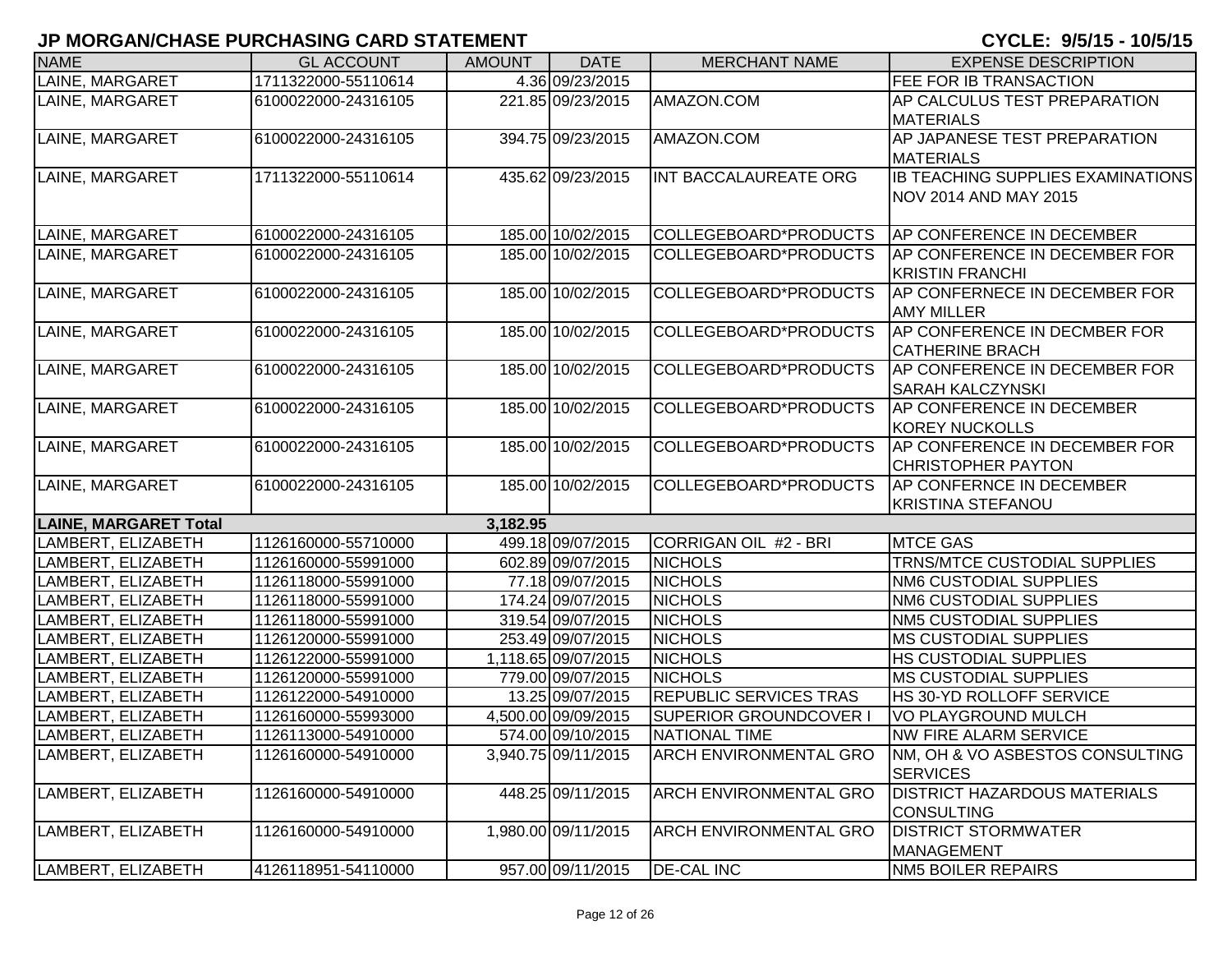## JP MORGAN/CHASE PURCHASING CARD STATEMENT

**CYCLE: 9/5/15 - 10/5/15**

| NAME | GL ACCOUNT | AMOUNT | DATE | MERCHANT NAME | EXPENSE DESCRIPTION |
|---|---|---|---|---|---|
| LAINE, MARGARET | 1711322000-55110614 | 4.36 | 09/23/2015 | | FEE FOR IB TRANSACTION |
| LAINE, MARGARET | 6100022000-24316105 | 221.85 | 09/23/2015 | AMAZON.COM | AP CALCULUS TEST PREPARATION MATERIALS |
| LAINE, MARGARET | 6100022000-24316105 | 394.75 | 09/23/2015 | AMAZON.COM | AP JAPANESE TEST PREPARATION MATERIALS |
| LAINE, MARGARET | 1711322000-55110614 | 435.62 | 09/23/2015 | INT BACCALAUREATE ORG | IB TEACHING SUPPLIES EXAMINATIONS NOV 2014 AND MAY 2015 |
| LAINE, MARGARET | 6100022000-24316105 | 185.00 | 10/02/2015 | COLLEGEBOARD*PRODUCTS | AP CONFERENCE IN DECEMBER |
| LAINE, MARGARET | 6100022000-24316105 | 185.00 | 10/02/2015 | COLLEGEBOARD*PRODUCTS | AP CONFERENCE IN DECEMBER FOR KRISTIN FRANCHI |
| LAINE, MARGARET | 6100022000-24316105 | 185.00 | 10/02/2015 | COLLEGEBOARD*PRODUCTS | AP CONFERNECE IN DECEMBER FOR AMY MILLER |
| LAINE, MARGARET | 6100022000-24316105 | 185.00 | 10/02/2015 | COLLEGEBOARD*PRODUCTS | AP CONFERENCE IN DECMBER FOR CATHERINE BRACH |
| LAINE, MARGARET | 6100022000-24316105 | 185.00 | 10/02/2015 | COLLEGEBOARD*PRODUCTS | AP CONFERENCE IN DECEMBER FOR SARAH KALCZYNSKI |
| LAINE, MARGARET | 6100022000-24316105 | 185.00 | 10/02/2015 | COLLEGEBOARD*PRODUCTS | AP CONFERENCE IN DECEMBER KOREY NUCKOLLS |
| LAINE, MARGARET | 6100022000-24316105 | 185.00 | 10/02/2015 | COLLEGEBOARD*PRODUCTS | AP CONFERENCE IN DECEMBER FOR CHRISTOPHER PAYTON |
| LAINE, MARGARET | 6100022000-24316105 | 185.00 | 10/02/2015 | COLLEGEBOARD*PRODUCTS | AP CONFERNCE IN DECEMBER KRISTINA STEFANOU |
| **LAINE, MARGARET Total** | | **3,182.95** | | | |
| LAMBERT, ELIZABETH | 1126160000-55710000 | 499.18 | 09/07/2015 | CORRIGAN OIL #2 - BRI | MTCE GAS |
| LAMBERT, ELIZABETH | 1126160000-55991000 | 602.89 | 09/07/2015 | NICHOLS | TRNS/MTCE CUSTODIAL SUPPLIES |
| LAMBERT, ELIZABETH | 1126118000-55991000 | 77.18 | 09/07/2015 | NICHOLS | NM6 CUSTODIAL SUPPLIES |
| LAMBERT, ELIZABETH | 1126118000-55991000 | 174.24 | 09/07/2015 | NICHOLS | NM6 CUSTODIAL SUPPLIES |
| LAMBERT, ELIZABETH | 1126118000-55991000 | 319.54 | 09/07/2015 | NICHOLS | NM5 CUSTODIAL SUPPLIES |
| LAMBERT, ELIZABETH | 1126120000-55991000 | 253.49 | 09/07/2015 | NICHOLS | MS CUSTODIAL SUPPLIES |
| LAMBERT, ELIZABETH | 1126122000-55991000 | 1,118.65 | 09/07/2015 | NICHOLS | HS CUSTODIAL SUPPLIES |
| LAMBERT, ELIZABETH | 1126120000-55991000 | 779.00 | 09/07/2015 | NICHOLS | MS CUSTODIAL SUPPLIES |
| LAMBERT, ELIZABETH | 1126122000-54910000 | 13.25 | 09/07/2015 | REPUBLIC SERVICES TRAS | HS 30-YD ROLLOFF SERVICE |
| LAMBERT, ELIZABETH | 1126160000-55993000 | 4,500.00 | 09/09/2015 | SUPERIOR GROUNDCOVER I | VO PLAYGROUND MULCH |
| LAMBERT, ELIZABETH | 1126113000-54910000 | 574.00 | 09/10/2015 | NATIONAL TIME | NW FIRE ALARM SERVICE |
| LAMBERT, ELIZABETH | 1126160000-54910000 | 3,940.75 | 09/11/2015 | ARCH ENVIRONMENTAL GRO | NM, OH & VO ASBESTOS CONSULTING SERVICES |
| LAMBERT, ELIZABETH | 1126160000-54910000 | 448.25 | 09/11/2015 | ARCH ENVIRONMENTAL GRO | DISTRICT HAZARDOUS MATERIALS CONSULTING |
| LAMBERT, ELIZABETH | 1126160000-54910000 | 1,980.00 | 09/11/2015 | ARCH ENVIRONMENTAL GRO | DISTRICT STORMWATER MANAGEMENT |
| LAMBERT, ELIZABETH | 4126118951-54110000 | 957.00 | 09/11/2015 | DE-CAL INC | NM5 BOILER REPAIRS |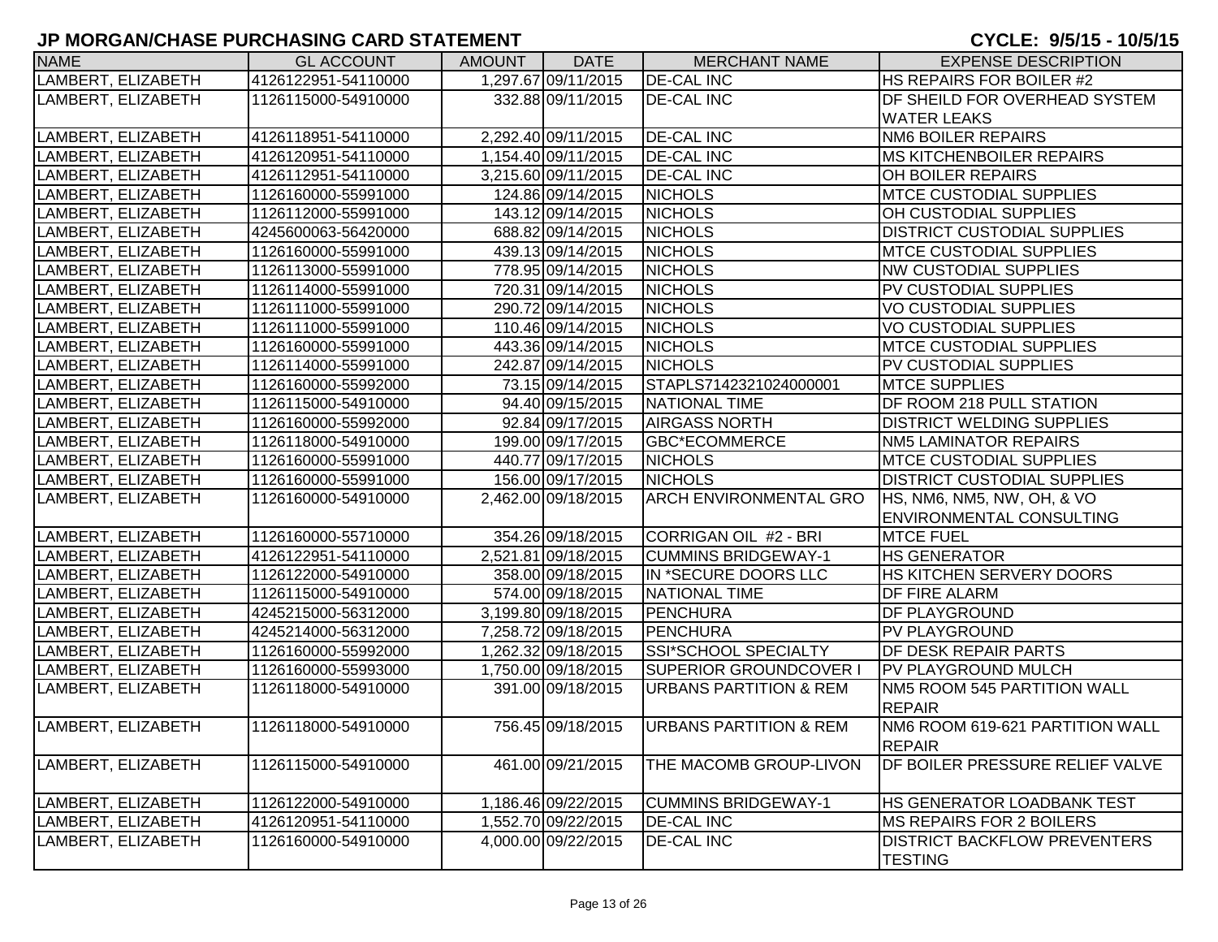## JP MORGAN/CHASE PURCHASING CARD STATEMENT

**CYCLE: 9/5/15 - 10/5/15**

| NAME | GL ACCOUNT | AMOUNT | DATE | MERCHANT NAME | EXPENSE DESCRIPTION |
|---|---|---|---|---|---|
| LAMBERT, ELIZABETH | 4126122951-54110000 | 1,297.67 | 09/11/2015 | DE-CAL INC | HS REPAIRS FOR BOILER #2 |
| LAMBERT, ELIZABETH | 1126115000-54910000 | 332.88 | 09/11/2015 | DE-CAL INC | DF SHEILD FOR OVERHEAD SYSTEM WATER LEAKS |
| LAMBERT, ELIZABETH | 4126118951-54110000 | 2,292.40 | 09/11/2015 | DE-CAL INC | NM6 BOILER REPAIRS |
| LAMBERT, ELIZABETH | 4126120951-54110000 | 1,154.40 | 09/11/2015 | DE-CAL INC | MS KITCHENBOILER REPAIRS |
| LAMBERT, ELIZABETH | 4126112951-54110000 | 3,215.60 | 09/11/2015 | DE-CAL INC | OH BOILER REPAIRS |
| LAMBERT, ELIZABETH | 1126160000-55991000 | 124.86 | 09/14/2015 | NICHOLS | MTCE CUSTODIAL SUPPLIES |
| LAMBERT, ELIZABETH | 1126112000-55991000 | 143.12 | 09/14/2015 | NICHOLS | OH CUSTODIAL SUPPLIES |
| LAMBERT, ELIZABETH | 4245600063-56420000 | 688.82 | 09/14/2015 | NICHOLS | DISTRICT CUSTODIAL SUPPLIES |
| LAMBERT, ELIZABETH | 1126160000-55991000 | 439.13 | 09/14/2015 | NICHOLS | MTCE CUSTODIAL SUPPLIES |
| LAMBERT, ELIZABETH | 1126113000-55991000 | 778.95 | 09/14/2015 | NICHOLS | NW CUSTODIAL SUPPLIES |
| LAMBERT, ELIZABETH | 1126114000-55991000 | 720.31 | 09/14/2015 | NICHOLS | PV CUSTODIAL SUPPLIES |
| LAMBERT, ELIZABETH | 1126111000-55991000 | 290.72 | 09/14/2015 | NICHOLS | VO CUSTODIAL SUPPLIES |
| LAMBERT, ELIZABETH | 1126111000-55991000 | 110.46 | 09/14/2015 | NICHOLS | VO CUSTODIAL SUPPLIES |
| LAMBERT, ELIZABETH | 1126160000-55991000 | 443.36 | 09/14/2015 | NICHOLS | MTCE CUSTODIAL SUPPLIES |
| LAMBERT, ELIZABETH | 1126114000-55991000 | 242.87 | 09/14/2015 | NICHOLS | PV CUSTODIAL SUPPLIES |
| LAMBERT, ELIZABETH | 1126160000-55992000 | 73.15 | 09/14/2015 | STAPLS7142321024000001 | MTCE SUPPLIES |
| LAMBERT, ELIZABETH | 1126115000-54910000 | 94.40 | 09/15/2015 | NATIONAL TIME | DF ROOM 218 PULL STATION |
| LAMBERT, ELIZABETH | 1126160000-55992000 | 92.84 | 09/17/2015 | AIRGASS NORTH | DISTRICT WELDING SUPPLIES |
| LAMBERT, ELIZABETH | 1126118000-54910000 | 199.00 | 09/17/2015 | GBC*ECOMMERCE | NM5 LAMINATOR REPAIRS |
| LAMBERT, ELIZABETH | 1126160000-55991000 | 440.77 | 09/17/2015 | NICHOLS | MTCE CUSTODIAL SUPPLIES |
| LAMBERT, ELIZABETH | 1126160000-55991000 | 156.00 | 09/17/2015 | NICHOLS | DISTRICT CUSTODIAL SUPPLIES |
| LAMBERT, ELIZABETH | 1126160000-54910000 | 2,462.00 | 09/18/2015 | ARCH ENVIRONMENTAL GRO | HS, NM6, NM5, NW, OH, & VO ENVIRONMENTAL CONSULTING |
| LAMBERT, ELIZABETH | 1126160000-55710000 | 354.26 | 09/18/2015 | CORRIGAN OIL #2 - BRI | MTCE FUEL |
| LAMBERT, ELIZABETH | 4126122951-54110000 | 2,521.81 | 09/18/2015 | CUMMINS BRIDGEWAY-1 | HS GENERATOR |
| LAMBERT, ELIZABETH | 1126122000-54910000 | 358.00 | 09/18/2015 | IN *SECURE DOORS LLC | HS KITCHEN SERVERY DOORS |
| LAMBERT, ELIZABETH | 1126115000-54910000 | 574.00 | 09/18/2015 | NATIONAL TIME | DF FIRE ALARM |
| LAMBERT, ELIZABETH | 4245215000-56312000 | 3,199.80 | 09/18/2015 | PENCHURA | DF PLAYGROUND |
| LAMBERT, ELIZABETH | 4245214000-56312000 | 7,258.72 | 09/18/2015 | PENCHURA | PV PLAYGROUND |
| LAMBERT, ELIZABETH | 1126160000-55992000 | 1,262.32 | 09/18/2015 | SSI*SCHOOL SPECIALTY | DF DESK REPAIR PARTS |
| LAMBERT, ELIZABETH | 1126160000-55993000 | 1,750.00 | 09/18/2015 | SUPERIOR GROUNDCOVER I | PV PLAYGROUND MULCH |
| LAMBERT, ELIZABETH | 1126118000-54910000 | 391.00 | 09/18/2015 | URBANS PARTITION & REM | NM5 ROOM 545 PARTITION WALL REPAIR |
| LAMBERT, ELIZABETH | 1126118000-54910000 | 756.45 | 09/18/2015 | URBANS PARTITION & REM | NM6 ROOM 619-621 PARTITION WALL REPAIR |
| LAMBERT, ELIZABETH | 1126115000-54910000 | 461.00 | 09/21/2015 | THE MACOMB GROUP-LIVON | DF BOILER PRESSURE RELIEF VALVE |
| LAMBERT, ELIZABETH | 1126122000-54910000 | 1,186.46 | 09/22/2015 | CUMMINS BRIDGEWAY-1 | HS GENERATOR LOADBANK TEST |
| LAMBERT, ELIZABETH | 4126120951-54110000 | 1,552.70 | 09/22/2015 | DE-CAL INC | MS REPAIRS FOR 2 BOILERS |
| LAMBERT, ELIZABETH | 1126160000-54910000 | 4,000.00 | 09/22/2015 | DE-CAL INC | DISTRICT BACKFLOW PREVENTERS TESTING |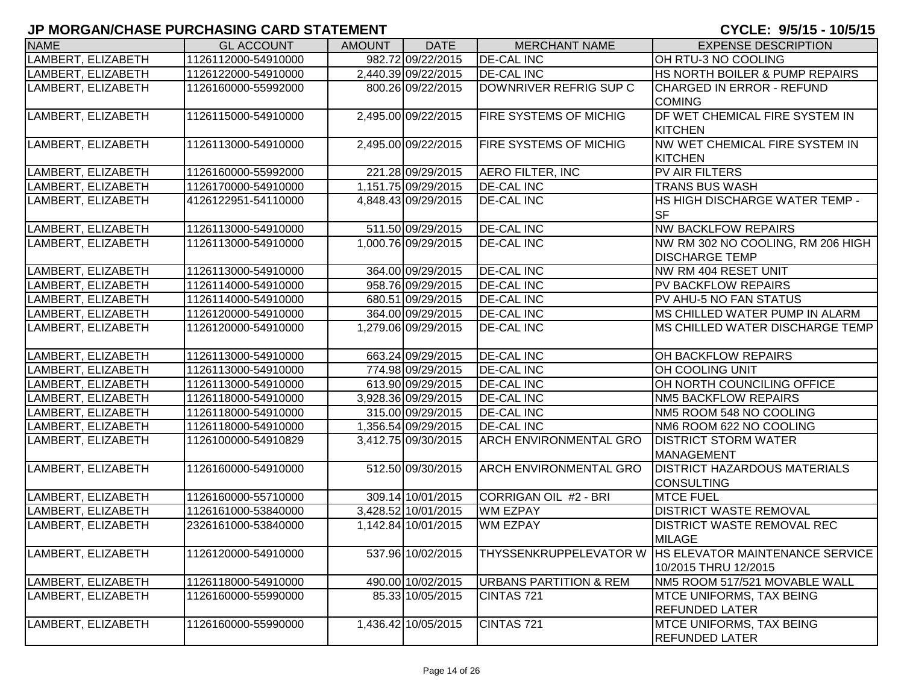## JP MORGAN/CHASE PURCHASING CARD STATEMENT

**CYCLE: 9/5/15 - 10/5/15**

| NAME | GL ACCOUNT | AMOUNT | DATE | MERCHANT NAME | EXPENSE DESCRIPTION |
|---|---|---|---|---|---|
| LAMBERT, ELIZABETH | 1126112000-54910000 | 982.72 | 09/22/2015 | DE-CAL INC | OH RTU-3 NO COOLING |
| LAMBERT, ELIZABETH | 1126122000-54910000 | 2,440.39 | 09/22/2015 | DE-CAL INC | HS NORTH BOILER & PUMP REPAIRS |
| LAMBERT, ELIZABETH | 1126160000-55992000 | 800.26 | 09/22/2015 | DOWNRIVER REFRIG SUP C | CHARGED IN ERROR - REFUND COMING |
| LAMBERT, ELIZABETH | 1126115000-54910000 | 2,495.00 | 09/22/2015 | FIRE SYSTEMS OF MICHIG | DF WET CHEMICAL FIRE SYSTEM IN KITCHEN |
| LAMBERT, ELIZABETH | 1126113000-54910000 | 2,495.00 | 09/22/2015 | FIRE SYSTEMS OF MICHIG | NW WET CHEMICAL FIRE SYSTEM IN KITCHEN |
| LAMBERT, ELIZABETH | 1126160000-55992000 | 221.28 | 09/29/2015 | AERO FILTER, INC | PV AIR FILTERS |
| LAMBERT, ELIZABETH | 1126170000-54910000 | 1,151.75 | 09/29/2015 | DE-CAL INC | TRANS BUS WASH |
| LAMBERT, ELIZABETH | 4126122951-54110000 | 4,848.43 | 09/29/2015 | DE-CAL INC | HS HIGH DISCHARGE WATER TEMP - SF |
| LAMBERT, ELIZABETH | 1126113000-54910000 | 511.50 | 09/29/2015 | DE-CAL INC | NW BACKLFOW REPAIRS |
| LAMBERT, ELIZABETH | 1126113000-54910000 | 1,000.76 | 09/29/2015 | DE-CAL INC | NW RM 302 NO COOLING, RM 206 HIGH DISCHARGE TEMP |
| LAMBERT, ELIZABETH | 1126113000-54910000 | 364.00 | 09/29/2015 | DE-CAL INC | NW RM 404 RESET UNIT |
| LAMBERT, ELIZABETH | 1126114000-54910000 | 958.76 | 09/29/2015 | DE-CAL INC | PV BACKFLOW REPAIRS |
| LAMBERT, ELIZABETH | 1126114000-54910000 | 680.51 | 09/29/2015 | DE-CAL INC | PV AHU-5 NO FAN STATUS |
| LAMBERT, ELIZABETH | 1126120000-54910000 | 364.00 | 09/29/2015 | DE-CAL INC | MS CHILLED WATER PUMP IN ALARM |
| LAMBERT, ELIZABETH | 1126120000-54910000 | 1,279.06 | 09/29/2015 | DE-CAL INC | MS CHILLED WATER DISCHARGE TEMP |
| LAMBERT, ELIZABETH | 1126113000-54910000 | 663.24 | 09/29/2015 | DE-CAL INC | OH BACKFLOW REPAIRS |
| LAMBERT, ELIZABETH | 1126113000-54910000 | 774.98 | 09/29/2015 | DE-CAL INC | OH COOLING UNIT |
| LAMBERT, ELIZABETH | 1126113000-54910000 | 613.90 | 09/29/2015 | DE-CAL INC | OH NORTH COUNCILING OFFICE |
| LAMBERT, ELIZABETH | 1126118000-54910000 | 3,928.36 | 09/29/2015 | DE-CAL INC | NM5 BACKFLOW REPAIRS |
| LAMBERT, ELIZABETH | 1126118000-54910000 | 315.00 | 09/29/2015 | DE-CAL INC | NM5 ROOM 548 NO COOLING |
| LAMBERT, ELIZABETH | 1126118000-54910000 | 1,356.54 | 09/29/2015 | DE-CAL INC | NM6 ROOM 622 NO COOLING |
| LAMBERT, ELIZABETH | 1126100000-54910829 | 3,412.75 | 09/30/2015 | ARCH ENVIRONMENTAL GRO | DISTRICT STORM WATER MANAGEMENT |
| LAMBERT, ELIZABETH | 1126160000-54910000 | 512.50 | 09/30/2015 | ARCH ENVIRONMENTAL GRO | DISTRICT HAZARDOUS MATERIALS CONSULTING |
| LAMBERT, ELIZABETH | 1126160000-55710000 | 309.14 | 10/01/2015 | CORRIGAN OIL #2 - BRI | MTCE FUEL |
| LAMBERT, ELIZABETH | 1126161000-53840000 | 3,428.52 | 10/01/2015 | WM EZPAY | DISTRICT WASTE REMOVAL |
| LAMBERT, ELIZABETH | 2326161000-53840000 | 1,142.84 | 10/01/2015 | WM EZPAY | DISTRICT WASTE REMOVAL REC MILAGE |
| LAMBERT, ELIZABETH | 1126120000-54910000 | 537.96 | 10/02/2015 | THYSSENKRUPPELEVATOR W | HS ELEVATOR MAINTENANCE SERVICE 10/2015 THRU 12/2015 |
| LAMBERT, ELIZABETH | 1126118000-54910000 | 490.00 | 10/02/2015 | URBANS PARTITION & REM | NM5 ROOM 517/521 MOVABLE WALL |
| LAMBERT, ELIZABETH | 1126160000-55990000 | 85.33 | 10/05/2015 | CINTAS 721 | MTCE UNIFORMS, TAX BEING REFUNDED LATER |
| LAMBERT, ELIZABETH | 1126160000-55990000 | 1,436.42 | 10/05/2015 | CINTAS 721 | MTCE UNIFORMS, TAX BEING REFUNDED LATER |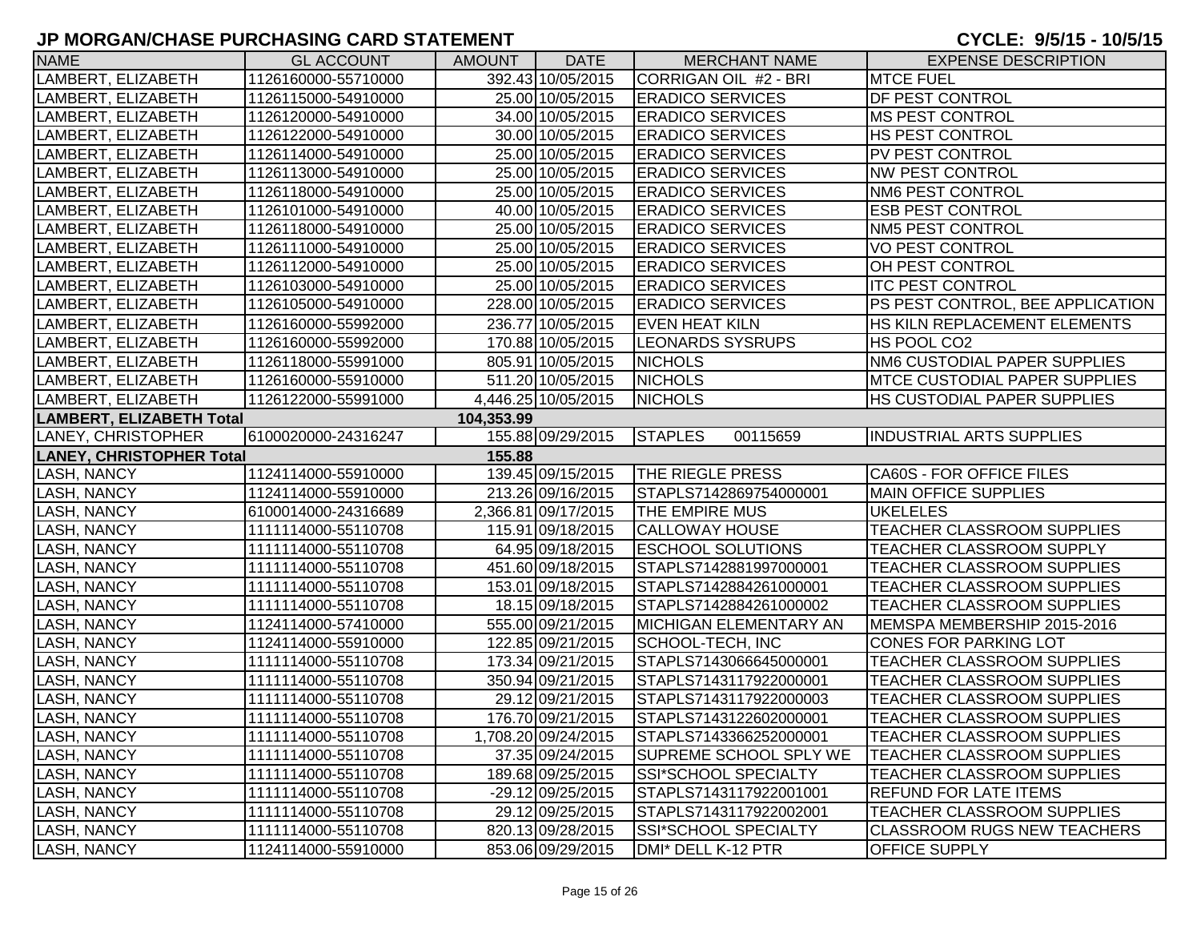# JP MORGAN/CHASE PURCHASING CARD STATEMENT

**CYCLE: 9/5/15 - 10/5/15**

| NAME | GL ACCOUNT | AMOUNT | DATE | MERCHANT NAME | EXPENSE DESCRIPTION |
|---|---|---|---|---|---|
| LAMBERT, ELIZABETH | 1126160000-55710000 | 392.43 | 10/05/2015 | CORRIGAN OIL #2 - BRI | MTCE FUEL |
| LAMBERT, ELIZABETH | 1126115000-54910000 | 25.00 | 10/05/2015 | ERADICO SERVICES | DF PEST CONTROL |
| LAMBERT, ELIZABETH | 1126120000-54910000 | 34.00 | 10/05/2015 | ERADICO SERVICES | MS PEST CONTROL |
| LAMBERT, ELIZABETH | 1126122000-54910000 | 30.00 | 10/05/2015 | ERADICO SERVICES | HS PEST CONTROL |
| LAMBERT, ELIZABETH | 1126114000-54910000 | 25.00 | 10/05/2015 | ERADICO SERVICES | PV PEST CONTROL |
| LAMBERT, ELIZABETH | 1126113000-54910000 | 25.00 | 10/05/2015 | ERADICO SERVICES | NW PEST CONTROL |
| LAMBERT, ELIZABETH | 1126118000-54910000 | 25.00 | 10/05/2015 | ERADICO SERVICES | NM6 PEST CONTROL |
| LAMBERT, ELIZABETH | 1126101000-54910000 | 40.00 | 10/05/2015 | ERADICO SERVICES | ESB PEST CONTROL |
| LAMBERT, ELIZABETH | 1126118000-54910000 | 25.00 | 10/05/2015 | ERADICO SERVICES | NM5 PEST CONTROL |
| LAMBERT, ELIZABETH | 1126111000-54910000 | 25.00 | 10/05/2015 | ERADICO SERVICES | VO PEST CONTROL |
| LAMBERT, ELIZABETH | 1126112000-54910000 | 25.00 | 10/05/2015 | ERADICO SERVICES | OH PEST CONTROL |
| LAMBERT, ELIZABETH | 1126103000-54910000 | 25.00 | 10/05/2015 | ERADICO SERVICES | ITC PEST CONTROL |
| LAMBERT, ELIZABETH | 1126105000-54910000 | 228.00 | 10/05/2015 | ERADICO SERVICES | PS PEST CONTROL, BEE APPLICATION |
| LAMBERT, ELIZABETH | 1126160000-55992000 | 236.77 | 10/05/2015 | EVEN HEAT KILN | HS KILN REPLACEMENT ELEMENTS |
| LAMBERT, ELIZABETH | 1126160000-55992000 | 170.88 | 10/05/2015 | LEONARDS SYSRUPS | HS POOL CO2 |
| LAMBERT, ELIZABETH | 1126118000-55991000 | 805.91 | 10/05/2015 | NICHOLS | NM6 CUSTODIAL PAPER SUPPLIES |
| LAMBERT, ELIZABETH | 1126160000-55910000 | 511.20 | 10/05/2015 | NICHOLS | MTCE CUSTODIAL PAPER SUPPLIES |
| LAMBERT, ELIZABETH | 1126122000-55991000 | 4,446.25 | 10/05/2015 | NICHOLS | HS CUSTODIAL PAPER SUPPLIES |
| **LAMBERT, ELIZABETH Total** | | **104,353.99** | | | |
| LANEY, CHRISTOPHER | 6100020000-24316247 | 155.88 | 09/29/2015 | STAPLES 00115659 | INDUSTRIAL ARTS SUPPLIES |
| **LANEY, CHRISTOPHER Total** | | **155.88** | | | |
| LASH, NANCY | 1124114000-55910000 | 139.45 | 09/15/2015 | THE RIEGLE PRESS | CA60S - FOR OFFICE FILES |
| LASH, NANCY | 1124114000-55910000 | 213.26 | 09/16/2015 | STAPLS7142869754000001 | MAIN OFFICE SUPPLIES |
| LASH, NANCY | 6100014000-24316689 | 2,366.81 | 09/17/2015 | THE EMPIRE MUS | UKELELES |
| LASH, NANCY | 1111114000-55110708 | 115.91 | 09/18/2015 | CALLOWAY HOUSE | TEACHER CLASSROOM SUPPLIES |
| LASH, NANCY | 1111114000-55110708 | 64.95 | 09/18/2015 | ESCHOOL SOLUTIONS | TEACHER CLASSROOM SUPPLY |
| LASH, NANCY | 1111114000-55110708 | 451.60 | 09/18/2015 | STAPLS7142881997000001 | TEACHER CLASSROOM SUPPLIES |
| LASH, NANCY | 1111114000-55110708 | 153.01 | 09/18/2015 | STAPLS7142884261000001 | TEACHER CLASSROOM SUPPLIES |
| LASH, NANCY | 1111114000-55110708 | 18.15 | 09/18/2015 | STAPLS7142884261000002 | TEACHER CLASSROOM SUPPLIES |
| LASH, NANCY | 1124114000-57410000 | 555.00 | 09/21/2015 | MICHIGAN ELEMENTARY AN | MEMSPA MEMBERSHIP 2015-2016 |
| LASH, NANCY | 1124114000-55910000 | 122.85 | 09/21/2015 | SCHOOL-TECH, INC | CONES FOR PARKING LOT |
| LASH, NANCY | 1111114000-55110708 | 173.34 | 09/21/2015 | STAPLS7143066645000001 | TEACHER CLASSROOM SUPPLIES |
| LASH, NANCY | 1111114000-55110708 | 350.94 | 09/21/2015 | STAPLS7143117922000001 | TEACHER CLASSROOM SUPPLIES |
| LASH, NANCY | 1111114000-55110708 | 29.12 | 09/21/2015 | STAPLS7143117922000003 | TEACHER CLASSROOM SUPPLIES |
| LASH, NANCY | 1111114000-55110708 | 176.70 | 09/21/2015 | STAPLS7143122602000001 | TEACHER CLASSROOM SUPPLIES |
| LASH, NANCY | 1111114000-55110708 | 1,708.20 | 09/24/2015 | STAPLS7143366252000001 | TEACHER CLASSROOM SUPPLIES |
| LASH, NANCY | 1111114000-55110708 | 37.35 | 09/24/2015 | SUPREME SCHOOL SPLY WE | TEACHER CLASSROOM SUPPLIES |
| LASH, NANCY | 1111114000-55110708 | 189.68 | 09/25/2015 | SSI*SCHOOL SPECIALTY | TEACHER CLASSROOM SUPPLIES |
| LASH, NANCY | 1111114000-55110708 | -29.12 | 09/25/2015 | STAPLS7143117922001001 | REFUND FOR LATE ITEMS |
| LASH, NANCY | 1111114000-55110708 | 29.12 | 09/25/2015 | STAPLS7143117922002001 | TEACHER CLASSROOM SUPPLIES |
| LASH, NANCY | 1111114000-55110708 | 820.13 | 09/28/2015 | SSI*SCHOOL SPECIALTY | CLASSROOM RUGS NEW TEACHERS |
| LASH, NANCY | 1124114000-55910000 | 853.06 | 09/29/2015 | DMI* DELL K-12 PTR | OFFICE SUPPLY |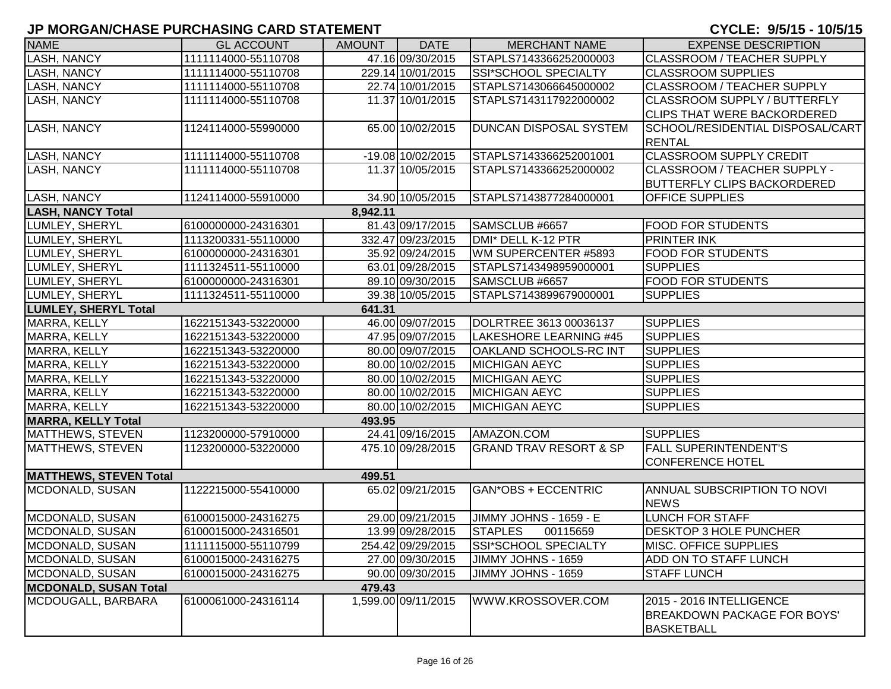## JP MORGAN/CHASE PURCHASING CARD STATEMENT

**CYCLE: 9/5/15 - 10/5/15**

| NAME | GL ACCOUNT | AMOUNT | DATE | MERCHANT NAME | EXPENSE DESCRIPTION |
|---|---|---|---|---|---|
| LASH, NANCY | 1111114000-55110708 | 47.16 | 09/30/2015 | STAPLS7143366252000003 | CLASSROOM / TEACHER SUPPLY |
| LASH, NANCY | 1111114000-55110708 | 229.14 | 10/01/2015 | SSI*SCHOOL SPECIALTY | CLASSROOM SUPPLIES |
| LASH, NANCY | 1111114000-55110708 | 22.74 | 10/01/2015 | STAPLS7143066645000002 | CLASSROOM / TEACHER SUPPLY |
| LASH, NANCY | 1111114000-55110708 | 11.37 | 10/01/2015 | STAPLS7143117922000002 | CLASSROOM SUPPLY / BUTTERFLY CLIPS THAT WERE BACKORDERED |
| LASH, NANCY | 1124114000-55990000 | 65.00 | 10/02/2015 | DUNCAN DISPOSAL SYSTEM | SCHOOL/RESIDENTIAL DISPOSAL/CART RENTAL |
| LASH, NANCY | 1111114000-55110708 | -19.08 | 10/02/2015 | STAPLS7143366252001001 | CLASSROOM SUPPLY CREDIT |
| LASH, NANCY | 1111114000-55110708 | 11.37 | 10/05/2015 | STAPLS7143366252000002 | CLASSROOM / TEACHER SUPPLY - BUTTERFLY CLIPS BACKORDERED |
| LASH, NANCY | 1124114000-55910000 | 34.90 | 10/05/2015 | STAPLS7143877284000001 | OFFICE SUPPLIES |
| **LASH, NANCY Total** | | **8,942.11** | | | |
| LUMLEY, SHERYL | 6100000000-24316301 | 81.43 | 09/17/2015 | SAMSCLUB #6657 | FOOD FOR STUDENTS |
| LUMLEY, SHERYL | 1113200331-55110000 | 332.47 | 09/23/2015 | DMI* DELL K-12 PTR | PRINTER INK |
| LUMLEY, SHERYL | 6100000000-24316301 | 35.92 | 09/24/2015 | WM SUPERCENTER #5893 | FOOD FOR STUDENTS |
| LUMLEY, SHERYL | 1111324511-55110000 | 63.01 | 09/28/2015 | STAPLS7143498959000001 | SUPPLIES |
| LUMLEY, SHERYL | 6100000000-24316301 | 89.10 | 09/30/2015 | SAMSCLUB #6657 | FOOD FOR STUDENTS |
| LUMLEY, SHERYL | 1111324511-55110000 | 39.38 | 10/05/2015 | STAPLS7143899679000001 | SUPPLIES |
| **LUMLEY, SHERYL Total** | | **641.31** | | | |
| MARRA, KELLY | 1622151343-53220000 | 46.00 | 09/07/2015 | DOLRTREE 3613 00036137 | SUPPLIES |
| MARRA, KELLY | 1622151343-53220000 | 47.95 | 09/07/2015 | LAKESHORE LEARNING #45 | SUPPLIES |
| MARRA, KELLY | 1622151343-53220000 | 80.00 | 09/07/2015 | OAKLAND SCHOOLS-RC INT | SUPPLIES |
| MARRA, KELLY | 1622151343-53220000 | 80.00 | 10/02/2015 | MICHIGAN AEYC | SUPPLIES |
| MARRA, KELLY | 1622151343-53220000 | 80.00 | 10/02/2015 | MICHIGAN AEYC | SUPPLIES |
| MARRA, KELLY | 1622151343-53220000 | 80.00 | 10/02/2015 | MICHIGAN AEYC | SUPPLIES |
| MARRA, KELLY | 1622151343-53220000 | 80.00 | 10/02/2015 | MICHIGAN AEYC | SUPPLIES |
| **MARRA, KELLY Total** | | **493.95** | | | |
| MATTHEWS, STEVEN | 1123200000-57910000 | 24.41 | 09/16/2015 | AMAZON.COM | SUPPLIES |
| MATTHEWS, STEVEN | 1123200000-53220000 | 475.10 | 09/28/2015 | GRAND TRAV RESORT & SP | FALL SUPERINTENDENT'S CONFERENCE HOTEL |
| **MATTHEWS, STEVEN Total** | | **499.51** | | | |
| MCDONALD, SUSAN | 1122215000-55410000 | 65.02 | 09/21/2015 | GAN*OBS + ECCENTRIC | ANNUAL SUBSCRIPTION TO NOVI NEWS |
| MCDONALD, SUSAN | 6100015000-24316275 | 29.00 | 09/21/2015 | JIMMY JOHNS - 1659 - E | LUNCH FOR STAFF |
| MCDONALD, SUSAN | 6100015000-24316501 | 13.99 | 09/28/2015 | STAPLES 00115659 | DESKTOP 3 HOLE PUNCHER |
| MCDONALD, SUSAN | 1111115000-55110799 | 254.42 | 09/29/2015 | SSI*SCHOOL SPECIALTY | MISC. OFFICE SUPPLIES |
| MCDONALD, SUSAN | 6100015000-24316275 | 27.00 | 09/30/2015 | JIMMY JOHNS - 1659 | ADD ON TO STAFF LUNCH |
| MCDONALD, SUSAN | 6100015000-24316275 | 90.00 | 09/30/2015 | JIMMY JOHNS - 1659 | STAFF LUNCH |
| **MCDONALD, SUSAN Total** | | **479.43** | | | |
| MCDOUGALL, BARBARA | 6100061000-24316114 | 1,599.00 | 09/11/2015 | WWW.KROSSOVER.COM | 2015 - 2016 INTELLIGENCE BREAKDOWN PACKAGE FOR BOYS' BASKETBALL |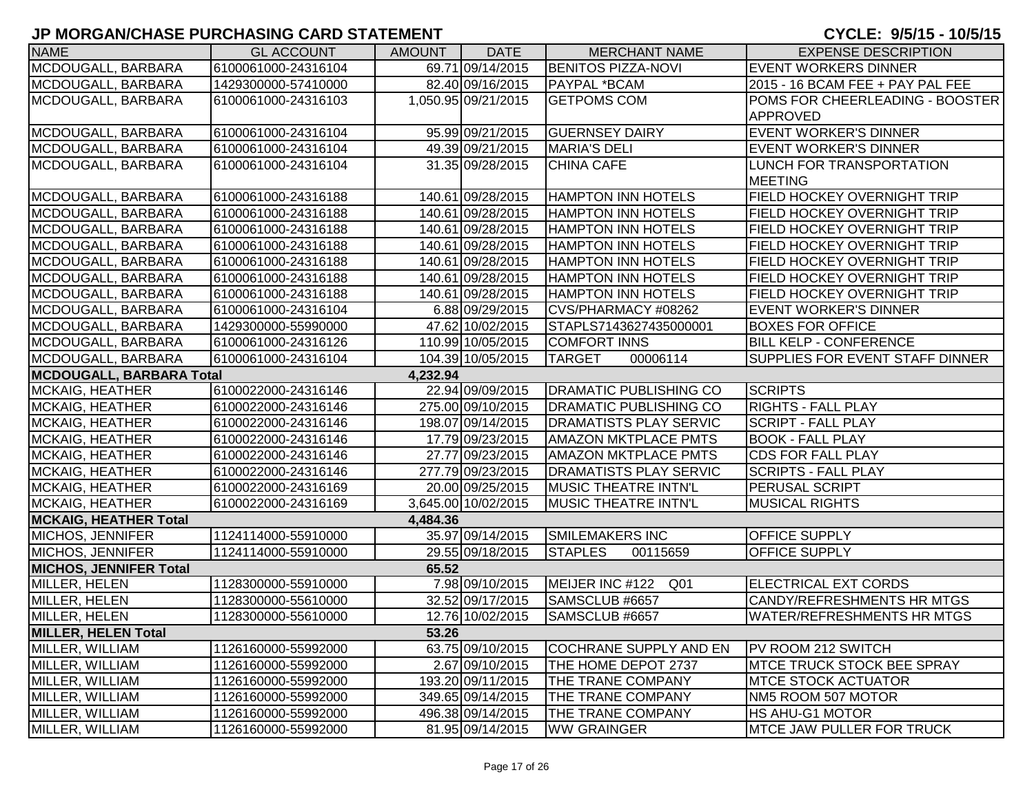## JP MORGAN/CHASE PURCHASING CARD STATEMENT

**CYCLE: 9/5/15 - 10/5/15**

| NAME | GL ACCOUNT | AMOUNT | DATE | MERCHANT NAME | EXPENSE DESCRIPTION |
|---|---|---|---|---|---|
| MCDOUGALL, BARBARA | 6100061000-24316104 | 69.71 | 09/14/2015 | BENITOS PIZZA-NOVI | EVENT WORKERS DINNER |
| MCDOUGALL, BARBARA | 1429300000-57410000 | 82.40 | 09/16/2015 | PAYPAL *BCAM | 2015 - 16 BCAM FEE + PAY PAL FEE |
| MCDOUGALL, BARBARA | 6100061000-24316103 | 1,050.95 | 09/21/2015 | GETPOMS COM | POMS FOR CHEERLEADING - BOOSTER APPROVED |
| MCDOUGALL, BARBARA | 6100061000-24316104 | 95.99 | 09/21/2015 | GUERNSEY DAIRY | EVENT WORKER'S DINNER |
| MCDOUGALL, BARBARA | 6100061000-24316104 | 49.39 | 09/21/2015 | MARIA'S DELI | EVENT WORKER'S DINNER |
| MCDOUGALL, BARBARA | 6100061000-24316104 | 31.35 | 09/28/2015 | CHINA CAFE | LUNCH FOR TRANSPORTATION MEETING |
| MCDOUGALL, BARBARA | 6100061000-24316188 | 140.61 | 09/28/2015 | HAMPTON INN HOTELS | FIELD HOCKEY OVERNIGHT TRIP |
| MCDOUGALL, BARBARA | 6100061000-24316188 | 140.61 | 09/28/2015 | HAMPTON INN HOTELS | FIELD HOCKEY OVERNIGHT TRIP |
| MCDOUGALL, BARBARA | 6100061000-24316188 | 140.61 | 09/28/2015 | HAMPTON INN HOTELS | FIELD HOCKEY OVERNIGHT TRIP |
| MCDOUGALL, BARBARA | 6100061000-24316188 | 140.61 | 09/28/2015 | HAMPTON INN HOTELS | FIELD HOCKEY OVERNIGHT TRIP |
| MCDOUGALL, BARBARA | 6100061000-24316188 | 140.61 | 09/28/2015 | HAMPTON INN HOTELS | FIELD HOCKEY OVERNIGHT TRIP |
| MCDOUGALL, BARBARA | 6100061000-24316188 | 140.61 | 09/28/2015 | HAMPTON INN HOTELS | FIELD HOCKEY OVERNIGHT TRIP |
| MCDOUGALL, BARBARA | 6100061000-24316188 | 140.61 | 09/28/2015 | HAMPTON INN HOTELS | FIELD HOCKEY OVERNIGHT TRIP |
| MCDOUGALL, BARBARA | 6100061000-24316104 | 6.88 | 09/29/2015 | CVS/PHARMACY #08262 | EVENT WORKER'S DINNER |
| MCDOUGALL, BARBARA | 1429300000-55990000 | 47.62 | 10/02/2015 | STAPLS7143627435000001 | BOXES FOR OFFICE |
| MCDOUGALL, BARBARA | 6100061000-24316126 | 110.99 | 10/05/2015 | COMFORT INNS | BILL KELP - CONFERENCE |
| MCDOUGALL, BARBARA | 6100061000-24316104 | 104.39 | 10/05/2015 | TARGET 00006114 | SUPPLIES FOR EVENT STAFF DINNER |
| **MCDOUGALL, BARBARA Total** | | **4,232.94** | | | |
| MCKAIG, HEATHER | 6100022000-24316146 | 22.94 | 09/09/2015 | DRAMATIC PUBLISHING CO | SCRIPTS |
| MCKAIG, HEATHER | 6100022000-24316146 | 275.00 | 09/10/2015 | DRAMATIC PUBLISHING CO | RIGHTS - FALL PLAY |
| MCKAIG, HEATHER | 6100022000-24316146 | 198.07 | 09/14/2015 | DRAMATISTS PLAY SERVIC | SCRIPT - FALL PLAY |
| MCKAIG, HEATHER | 6100022000-24316146 | 17.79 | 09/23/2015 | AMAZON MKTPLACE PMTS | BOOK - FALL PLAY |
| MCKAIG, HEATHER | 6100022000-24316146 | 27.77 | 09/23/2015 | AMAZON MKTPLACE PMTS | CDS FOR FALL PLAY |
| MCKAIG, HEATHER | 6100022000-24316146 | 277.79 | 09/23/2015 | DRAMATISTS PLAY SERVIC | SCRIPTS - FALL PLAY |
| MCKAIG, HEATHER | 6100022000-24316169 | 20.00 | 09/25/2015 | MUSIC THEATRE INTN'L | PERUSAL SCRIPT |
| MCKAIG, HEATHER | 6100022000-24316169 | 3,645.00 | 10/02/2015 | MUSIC THEATRE INTN'L | MUSICAL RIGHTS |
| **MCKAIG, HEATHER Total** | | **4,484.36** | | | |
| MICHOS, JENNIFER | 1124114000-55910000 | 35.97 | 09/14/2015 | SMILEMAKERS INC | OFFICE SUPPLY |
| MICHOS, JENNIFER | 1124114000-55910000 | 29.55 | 09/18/2015 | STAPLES 00115659 | OFFICE SUPPLY |
| **MICHOS, JENNIFER Total** | | **65.52** | | | |
| MILLER, HELEN | 1128300000-55910000 | 7.98 | 09/10/2015 | MEIJER INC #122 Q01 | ELECTRICAL EXT CORDS |
| MILLER, HELEN | 1128300000-55610000 | 32.52 | 09/17/2015 | SAMSCLUB #6657 | CANDY/REFRESHMENTS HR MTGS |
| MILLER, HELEN | 1128300000-55610000 | 12.76 | 10/02/2015 | SAMSCLUB #6657 | WATER/REFRESHMENTS HR MTGS |
| **MILLER, HELEN Total** | | **53.26** | | | |
| MILLER, WILLIAM | 1126160000-55992000 | 63.75 | 09/10/2015 | COCHRANE SUPPLY AND EN | PV ROOM 212 SWITCH |
| MILLER, WILLIAM | 1126160000-55992000 | 2.67 | 09/10/2015 | THE HOME DEPOT 2737 | MTCE TRUCK STOCK BEE SPRAY |
| MILLER, WILLIAM | 1126160000-55992000 | 193.20 | 09/11/2015 | THE TRANE COMPANY | MTCE STOCK ACTUATOR |
| MILLER, WILLIAM | 1126160000-55992000 | 349.65 | 09/14/2015 | THE TRANE COMPANY | NM5 ROOM 507 MOTOR |
| MILLER, WILLIAM | 1126160000-55992000 | 496.38 | 09/14/2015 | THE TRANE COMPANY | HS AHU-G1 MOTOR |
| MILLER, WILLIAM | 1126160000-55992000 | 81.95 | 09/14/2015 | WW GRAINGER | MTCE JAW PULLER FOR TRUCK |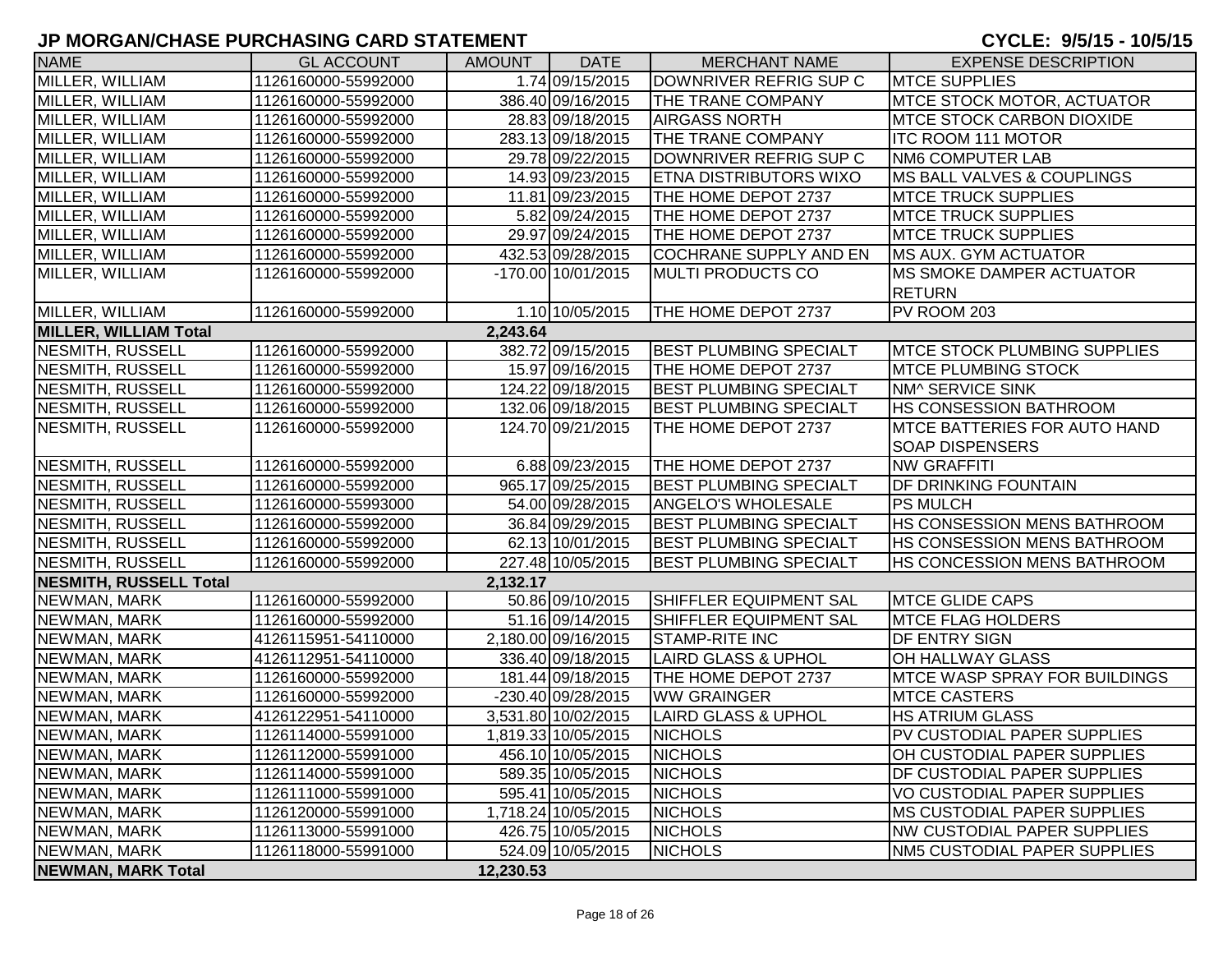# JP MORGAN/CHASE PURCHASING CARD STATEMENT

**CYCLE: 9/5/15 - 10/5/15**

| NAME | GL ACCOUNT | AMOUNT | DATE | MERCHANT NAME | EXPENSE DESCRIPTION |
|---|---|---|---|---|---|
| MILLER, WILLIAM | 1126160000-55992000 | 1.74 | 09/15/2015 | DOWNRIVER REFRIG SUP C | MTCE SUPPLIES |
| MILLER, WILLIAM | 1126160000-55992000 | 386.40 | 09/16/2015 | THE TRANE COMPANY | MTCE STOCK MOTOR, ACTUATOR |
| MILLER, WILLIAM | 1126160000-55992000 | 28.83 | 09/18/2015 | AIRGASS NORTH | MTCE STOCK CARBON DIOXIDE |
| MILLER, WILLIAM | 1126160000-55992000 | 283.13 | 09/18/2015 | THE TRANE COMPANY | ITC ROOM 111 MOTOR |
| MILLER, WILLIAM | 1126160000-55992000 | 29.78 | 09/22/2015 | DOWNRIVER REFRIG SUP C | NM6 COMPUTER LAB |
| MILLER, WILLIAM | 1126160000-55992000 | 14.93 | 09/23/2015 | ETNA DISTRIBUTORS WIXO | MS BALL VALVES & COUPLINGS |
| MILLER, WILLIAM | 1126160000-55992000 | 11.81 | 09/23/2015 | THE HOME DEPOT 2737 | MTCE TRUCK SUPPLIES |
| MILLER, WILLIAM | 1126160000-55992000 | 5.82 | 09/24/2015 | THE HOME DEPOT 2737 | MTCE TRUCK SUPPLIES |
| MILLER, WILLIAM | 1126160000-55992000 | 29.97 | 09/24/2015 | THE HOME DEPOT 2737 | MTCE TRUCK SUPPLIES |
| MILLER, WILLIAM | 1126160000-55992000 | 432.53 | 09/28/2015 | COCHRANE SUPPLY AND EN | MS AUX. GYM ACTUATOR |
| MILLER, WILLIAM | 1126160000-55992000 | -170.00 | 10/01/2015 | MULTI PRODUCTS CO | MS SMOKE DAMPER ACTUATOR RETURN |
| MILLER, WILLIAM | 1126160000-55992000 | 1.10 | 10/05/2015 | THE HOME DEPOT 2737 | PV ROOM 203 |
| **MILLER, WILLIAM Total** | | **2,243.64** | | | |
| NESMITH, RUSSELL | 1126160000-55992000 | 382.72 | 09/15/2015 | BEST PLUMBING SPECIALT | MTCE STOCK PLUMBING SUPPLIES |
| NESMITH, RUSSELL | 1126160000-55992000 | 15.97 | 09/16/2015 | THE HOME DEPOT 2737 | MTCE PLUMBING STOCK |
| NESMITH, RUSSELL | 1126160000-55992000 | 124.22 | 09/18/2015 | BEST PLUMBING SPECIALT | NM^ SERVICE SINK |
| NESMITH, RUSSELL | 1126160000-55992000 | 132.06 | 09/18/2015 | BEST PLUMBING SPECIALT | HS CONSESSION BATHROOM |
| NESMITH, RUSSELL | 1126160000-55992000 | 124.70 | 09/21/2015 | THE HOME DEPOT 2737 | MTCE BATTERIES FOR AUTO HAND SOAP DISPENSERS |
| NESMITH, RUSSELL | 1126160000-55992000 | 6.88 | 09/23/2015 | THE HOME DEPOT 2737 | NW GRAFFITI |
| NESMITH, RUSSELL | 1126160000-55992000 | 965.17 | 09/25/2015 | BEST PLUMBING SPECIALT | DF DRINKING FOUNTAIN |
| NESMITH, RUSSELL | 1126160000-55993000 | 54.00 | 09/28/2015 | ANGELO'S WHOLESALE | PS MULCH |
| NESMITH, RUSSELL | 1126160000-55992000 | 36.84 | 09/29/2015 | BEST PLUMBING SPECIALT | HS CONSESSION MENS BATHROOM |
| NESMITH, RUSSELL | 1126160000-55992000 | 62.13 | 10/01/2015 | BEST PLUMBING SPECIALT | HS CONSESSION MENS BATHROOM |
| NESMITH, RUSSELL | 1126160000-55992000 | 227.48 | 10/05/2015 | BEST PLUMBING SPECIALT | HS CONCESSION MENS BATHROOM |
| **NESMITH, RUSSELL Total** | | **2,132.17** | | | |
| NEWMAN, MARK | 1126160000-55992000 | 50.86 | 09/10/2015 | SHIFFLER EQUIPMENT SAL | MTCE GLIDE CAPS |
| NEWMAN, MARK | 1126160000-55992000 | 51.16 | 09/14/2015 | SHIFFLER EQUIPMENT SAL | MTCE FLAG HOLDERS |
| NEWMAN, MARK | 4126115951-54110000 | 2,180.00 | 09/16/2015 | STAMP-RITE INC | DF ENTRY SIGN |
| NEWMAN, MARK | 4126112951-54110000 | 336.40 | 09/18/2015 | LAIRD GLASS & UPHOL | OH HALLWAY GLASS |
| NEWMAN, MARK | 1126160000-55992000 | 181.44 | 09/18/2015 | THE HOME DEPOT 2737 | MTCE WASP SPRAY FOR BUILDINGS |
| NEWMAN, MARK | 1126160000-55992000 | -230.40 | 09/28/2015 | WW GRAINGER | MTCE CASTERS |
| NEWMAN, MARK | 4126122951-54110000 | 3,531.80 | 10/02/2015 | LAIRD GLASS & UPHOL | HS ATRIUM GLASS |
| NEWMAN, MARK | 1126114000-55991000 | 1,819.33 | 10/05/2015 | NICHOLS | PV CUSTODIAL PAPER SUPPLIES |
| NEWMAN, MARK | 1126112000-55991000 | 456.10 | 10/05/2015 | NICHOLS | OH CUSTODIAL PAPER SUPPLIES |
| NEWMAN, MARK | 1126114000-55991000 | 589.35 | 10/05/2015 | NICHOLS | DF CUSTODIAL PAPER SUPPLIES |
| NEWMAN, MARK | 1126111000-55991000 | 595.41 | 10/05/2015 | NICHOLS | VO CUSTODIAL PAPER SUPPLIES |
| NEWMAN, MARK | 1126120000-55991000 | 1,718.24 | 10/05/2015 | NICHOLS | MS CUSTODIAL PAPER SUPPLIES |
| NEWMAN, MARK | 1126113000-55991000 | 426.75 | 10/05/2015 | NICHOLS | NW CUSTODIAL PAPER SUPPLIES |
| NEWMAN, MARK | 1126118000-55991000 | 524.09 | 10/05/2015 | NICHOLS | NM5 CUSTODIAL PAPER SUPPLIES |
| **NEWMAN, MARK Total** | | **12,230.53** | | | |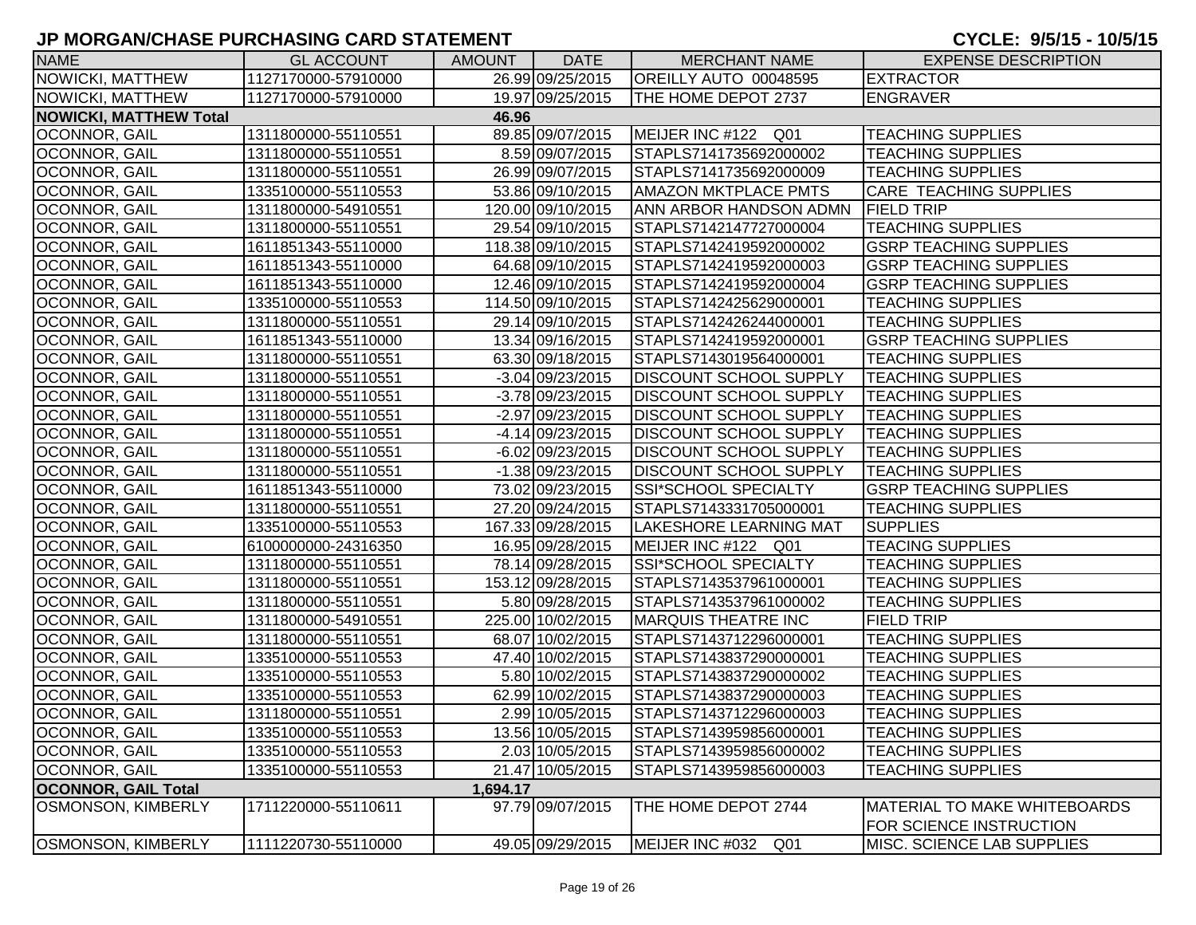## JP MORGAN/CHASE PURCHASING CARD STATEMENT

**CYCLE: 9/5/15 - 10/5/15**

| NAME | GL ACCOUNT | AMOUNT | DATE | MERCHANT NAME | EXPENSE DESCRIPTION |
|---|---|---|---|---|---|
| NOWICKI, MATTHEW | 1127170000-57910000 | 26.99 | 09/25/2015 | OREILLY AUTO 00048595 | EXTRACTOR |
| NOWICKI, MATTHEW | 1127170000-57910000 | 19.97 | 09/25/2015 | THE HOME DEPOT 2737 | ENGRAVER |
| **NOWICKI, MATTHEW Total** | | **46.96** | | | |
| OCONNOR, GAIL | 1311800000-55110551 | 89.85 | 09/07/2015 | MEIJER INC #122 Q01 | TEACHING SUPPLIES |
| OCONNOR, GAIL | 1311800000-55110551 | 8.59 | 09/07/2015 | STAPLS7141735692000002 | TEACHING SUPPLIES |
| OCONNOR, GAIL | 1311800000-55110551 | 26.99 | 09/07/2015 | STAPLS7141735692000009 | TEACHING SUPPLIES |
| OCONNOR, GAIL | 1335100000-55110553 | 53.86 | 09/10/2015 | AMAZON MKTPLACE PMTS | CARE TEACHING SUPPLIES |
| OCONNOR, GAIL | 1311800000-54910551 | 120.00 | 09/10/2015 | ANN ARBOR HANDSON ADMN | FIELD TRIP |
| OCONNOR, GAIL | 1311800000-55110551 | 29.54 | 09/10/2015 | STAPLS7142147727000004 | TEACHING SUPPLIES |
| OCONNOR, GAIL | 1611851343-55110000 | 118.38 | 09/10/2015 | STAPLS7142419592000002 | GSRP TEACHING SUPPLIES |
| OCONNOR, GAIL | 1611851343-55110000 | 64.68 | 09/10/2015 | STAPLS7142419592000003 | GSRP TEACHING SUPPLIES |
| OCONNOR, GAIL | 1611851343-55110000 | 12.46 | 09/10/2015 | STAPLS7142419592000004 | GSRP TEACHING SUPPLIES |
| OCONNOR, GAIL | 1335100000-55110553 | 114.50 | 09/10/2015 | STAPLS7142425629000001 | TEACHING SUPPLIES |
| OCONNOR, GAIL | 1311800000-55110551 | 29.14 | 09/10/2015 | STAPLS7142426244000001 | TEACHING SUPPLIES |
| OCONNOR, GAIL | 1611851343-55110000 | 13.34 | 09/16/2015 | STAPLS7142419592000001 | GSRP TEACHING SUPPLIES |
| OCONNOR, GAIL | 1311800000-55110551 | 63.30 | 09/18/2015 | STAPLS7143019564000001 | TEACHING SUPPLIES |
| OCONNOR, GAIL | 1311800000-55110551 | -3.04 | 09/23/2015 | DISCOUNT SCHOOL SUPPLY | TEACHING SUPPLIES |
| OCONNOR, GAIL | 1311800000-55110551 | -3.78 | 09/23/2015 | DISCOUNT SCHOOL SUPPLY | TEACHING SUPPLIES |
| OCONNOR, GAIL | 1311800000-55110551 | -2.97 | 09/23/2015 | DISCOUNT SCHOOL SUPPLY | TEACHING SUPPLIES |
| OCONNOR, GAIL | 1311800000-55110551 | -4.14 | 09/23/2015 | DISCOUNT SCHOOL SUPPLY | TEACHING SUPPLIES |
| OCONNOR, GAIL | 1311800000-55110551 | -6.02 | 09/23/2015 | DISCOUNT SCHOOL SUPPLY | TEACHING SUPPLIES |
| OCONNOR, GAIL | 1311800000-55110551 | -1.38 | 09/23/2015 | DISCOUNT SCHOOL SUPPLY | TEACHING SUPPLIES |
| OCONNOR, GAIL | 1611851343-55110000 | 73.02 | 09/23/2015 | SSI*SCHOOL SPECIALTY | GSRP TEACHING SUPPLIES |
| OCONNOR, GAIL | 1311800000-55110551 | 27.20 | 09/24/2015 | STAPLS7143331705000001 | TEACHING SUPPLIES |
| OCONNOR, GAIL | 1335100000-55110553 | 167.33 | 09/28/2015 | LAKESHORE LEARNING MAT | SUPPLIES |
| OCONNOR, GAIL | 6100000000-24316350 | 16.95 | 09/28/2015 | MEIJER INC #122 Q01 | TEACING SUPPLIES |
| OCONNOR, GAIL | 1311800000-55110551 | 78.14 | 09/28/2015 | SSI*SCHOOL SPECIALTY | TEACHING SUPPLIES |
| OCONNOR, GAIL | 1311800000-55110551 | 153.12 | 09/28/2015 | STAPLS7143537961000001 | TEACHING SUPPLIES |
| OCONNOR, GAIL | 1311800000-55110551 | 5.80 | 09/28/2015 | STAPLS7143537961000002 | TEACHING SUPPLIES |
| OCONNOR, GAIL | 1311800000-54910551 | 225.00 | 10/02/2015 | MARQUIS THEATRE INC | FIELD TRIP |
| OCONNOR, GAIL | 1311800000-55110551 | 68.07 | 10/02/2015 | STAPLS7143712296000001 | TEACHING SUPPLIES |
| OCONNOR, GAIL | 1335100000-55110553 | 47.40 | 10/02/2015 | STAPLS7143837290000001 | TEACHING SUPPLIES |
| OCONNOR, GAIL | 1335100000-55110553 | 5.80 | 10/02/2015 | STAPLS7143837290000002 | TEACHING SUPPLIES |
| OCONNOR, GAIL | 1335100000-55110553 | 62.99 | 10/02/2015 | STAPLS7143837290000003 | TEACHING SUPPLIES |
| OCONNOR, GAIL | 1311800000-55110551 | 2.99 | 10/05/2015 | STAPLS7143712296000003 | TEACHING SUPPLIES |
| OCONNOR, GAIL | 1335100000-55110553 | 13.56 | 10/05/2015 | STAPLS7143959856000001 | TEACHING SUPPLIES |
| OCONNOR, GAIL | 1335100000-55110553 | 2.03 | 10/05/2015 | STAPLS7143959856000002 | TEACHING SUPPLIES |
| OCONNOR, GAIL | 1335100000-55110553 | 21.47 | 10/05/2015 | STAPLS7143959856000003 | TEACHING SUPPLIES |
| **OCONNOR, GAIL Total** | | **1,694.17** | | | |
| OSMONSON, KIMBERLY | 1711220000-55110611 | 97.79 | 09/07/2015 | THE HOME DEPOT 2744 | MATERIAL TO MAKE WHITEBOARDS FOR SCIENCE INSTRUCTION |
| OSMONSON, KIMBERLY | 1111220730-55110000 | 49.05 | 09/29/2015 | MEIJER INC #032 Q01 | MISC. SCIENCE LAB SUPPLIES |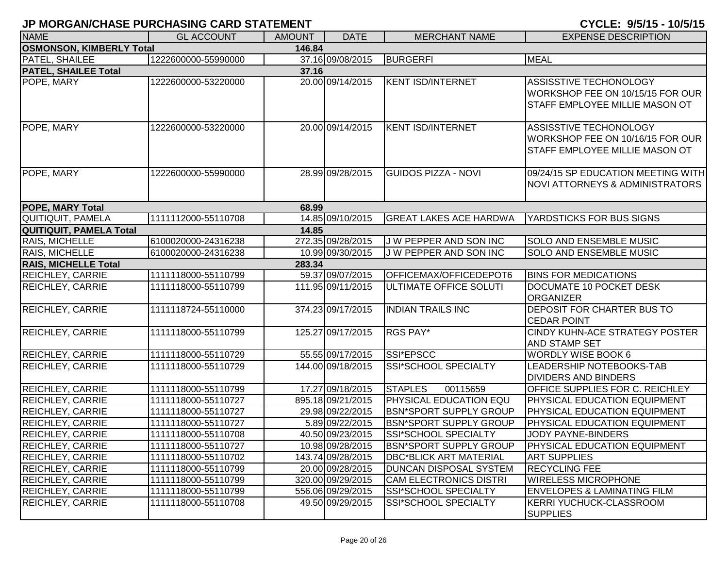# JP MORGAN/CHASE PURCHASING CARD STATEMENT

**CYCLE: 9/5/15 - 10/5/15**

| NAME | GL ACCOUNT | AMOUNT | DATE | MERCHANT NAME | EXPENSE DESCRIPTION |
|---|---|---|---|---|---|
| **OSMONSON, KIMBERLY Total** | | **146.84** | | | |
| PATEL, SHAILEE | 1222600000-55990000 | 37.16 | 09/08/2015 | BURGERFI | MEAL |
| **PATEL, SHAILEE Total** | | **37.16** | | | |
| POPE, MARY | 1222600000-53220000 | 20.00 | 09/14/2015 | KENT ISD/INTERNET | ASSISSTIVE TECHONOLOGY WORKSHOP FEE ON 10/15/15 FOR OUR STAFF EMPLOYEE MILLIE MASON OT |
| POPE, MARY | 1222600000-53220000 | 20.00 | 09/14/2015 | KENT ISD/INTERNET | ASSISSTIVE TECHONOLOGY WORKSHOP FEE ON 10/16/15 FOR OUR STAFF EMPLOYEE MILLIE MASON OT |
| POPE, MARY | 1222600000-55990000 | 28.99 | 09/28/2015 | GUIDOS PIZZA - NOVI | 09/24/15 SP EDUCATION MEETING WITH NOVI ATTORNEYS & ADMINISTRATORS |
| **POPE, MARY Total** | | **68.99** | | | |
| QUITIQUIT, PAMELA | 1111112000-55110708 | 14.85 | 09/10/2015 | GREAT LAKES ACE HARDWA | YARDSTICKS FOR BUS SIGNS |
| **QUITIQUIT, PAMELA Total** | | **14.85** | | | |
| RAIS, MICHELLE | 6100020000-24316238 | 272.35 | 09/28/2015 | J W PEPPER AND SON INC | SOLO AND ENSEMBLE MUSIC |
| RAIS, MICHELLE | 6100020000-24316238 | 10.99 | 09/30/2015 | J W PEPPER AND SON INC | SOLO AND ENSEMBLE MUSIC |
| **RAIS, MICHELLE Total** | | **283.34** | | | |
| REICHLEY, CARRIE | 1111118000-55110799 | 59.37 | 09/07/2015 | OFFICEMAX/OFFICEDEPOT6 | BINS FOR MEDICATIONS |
| REICHLEY, CARRIE | 1111118000-55110799 | 111.95 | 09/11/2015 | ULTIMATE OFFICE SOLUTI | DOCUMATE 10 POCKET DESK ORGANIZER |
| REICHLEY, CARRIE | 1111118724-55110000 | 374.23 | 09/17/2015 | INDIAN TRAILS INC | DEPOSIT FOR CHARTER BUS TO CEDAR POINT |
| REICHLEY, CARRIE | 1111118000-55110799 | 125.27 | 09/17/2015 | RGS PAY* | CINDY KUHN-ACE STRATEGY POSTER AND STAMP SET |
| REICHLEY, CARRIE | 1111118000-55110729 | 55.55 | 09/17/2015 | SSI*EPSCC | WORDLY WISE BOOK 6 |
| REICHLEY, CARRIE | 1111118000-55110729 | 144.00 | 09/18/2015 | SSI*SCHOOL SPECIALTY | LEADERSHIP NOTEBOOKS-TAB DIVIDERS AND BINDERS |
| REICHLEY, CARRIE | 1111118000-55110799 | 17.27 | 09/18/2015 | STAPLES 00115659 | OFFICE SUPPLIES FOR C. REICHLEY |
| REICHLEY, CARRIE | 1111118000-55110727 | 895.18 | 09/21/2015 | PHYSICAL EDUCATION EQU | PHYSICAL EDUCATION EQUIPMENT |
| REICHLEY, CARRIE | 1111118000-55110727 | 29.98 | 09/22/2015 | BSN*SPORT SUPPLY GROUP | PHYSICAL EDUCATION EQUIPMENT |
| REICHLEY, CARRIE | 1111118000-55110727 | 5.89 | 09/22/2015 | BSN*SPORT SUPPLY GROUP | PHYSICAL EDUCATION EQUIPMENT |
| REICHLEY, CARRIE | 1111118000-55110708 | 40.50 | 09/23/2015 | SSI*SCHOOL SPECIALTY | JODY PAYNE-BINDERS |
| REICHLEY, CARRIE | 1111118000-55110727 | 10.98 | 09/28/2015 | BSN*SPORT SUPPLY GROUP | PHYSICAL EDUCATION EQUIPMENT |
| REICHLEY, CARRIE | 1111118000-55110702 | 143.74 | 09/28/2015 | DBC*BLICK ART MATERIAL | ART SUPPLIES |
| REICHLEY, CARRIE | 1111118000-55110799 | 20.00 | 09/28/2015 | DUNCAN DISPOSAL SYSTEM | RECYCLING FEE |
| REICHLEY, CARRIE | 1111118000-55110799 | 320.00 | 09/29/2015 | CAM ELECTRONICS DISTRI | WIRELESS MICROPHONE |
| REICHLEY, CARRIE | 1111118000-55110799 | 556.06 | 09/29/2015 | SSI*SCHOOL SPECIALTY | ENVELOPES & LAMINATING FILM |
| REICHLEY, CARRIE | 1111118000-55110708 | 49.50 | 09/29/2015 | SSI*SCHOOL SPECIALTY | KERRI YUCHUCK-CLASSROOM SUPPLIES |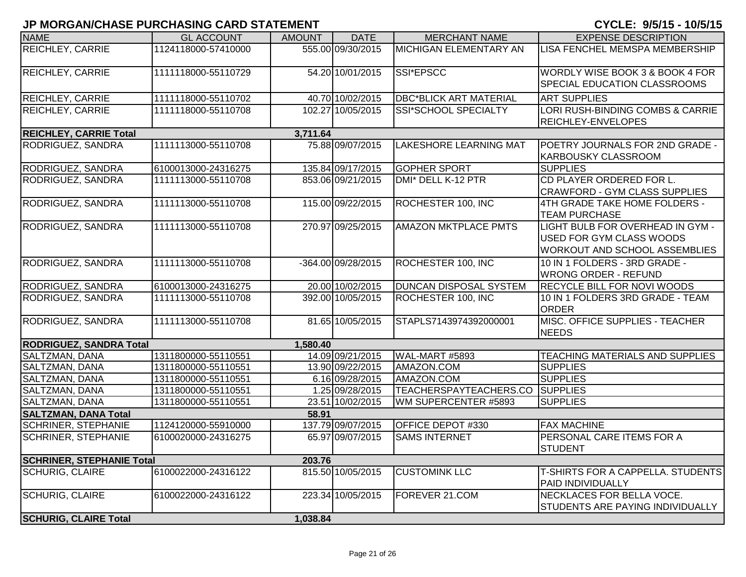# JP MORGAN/CHASE PURCHASING CARD STATEMENT

**CYCLE: 9/5/15 - 10/5/15**

| NAME | GL ACCOUNT | AMOUNT | DATE | MERCHANT NAME | EXPENSE DESCRIPTION |
|---|---|---|---|---|---|
| REICHLEY, CARRIE | 1124118000-57410000 | 555.00 | 09/30/2015 | MICHIGAN ELEMENTARY AN | LISA FENCHEL MEMSPA MEMBERSHIP |
| REICHLEY, CARRIE | 1111118000-55110729 | 54.20 | 10/01/2015 | SSI*EPSCC | WORDLY WISE BOOK 3 & BOOK 4 FOR SPECIAL EDUCATION CLASSROOMS |
| REICHLEY, CARRIE | 1111118000-55110702 | 40.70 | 10/02/2015 | DBC*BLICK ART MATERIAL | ART SUPPLIES |
| REICHLEY, CARRIE | 1111118000-55110708 | 102.27 | 10/05/2015 | SSI*SCHOOL SPECIALTY | LORI RUSH-BINDING COMBS & CARRIE REICHLEY-ENVELOPES |
| **REICHLEY, CARRIE Total** | | **3,711.64** | | | |
| RODRIGUEZ, SANDRA | 1111113000-55110708 | 75.88 | 09/07/2015 | LAKESHORE LEARNING MAT | POETRY JOURNALS FOR 2ND GRADE - KARBOUSKY CLASSROOM |
| RODRIGUEZ, SANDRA | 6100013000-24316275 | 135.84 | 09/17/2015 | GOPHER SPORT | SUPPLIES |
| RODRIGUEZ, SANDRA | 1111113000-55110708 | 853.06 | 09/21/2015 | DMI* DELL K-12 PTR | CD PLAYER ORDERED FOR L. CRAWFORD - GYM CLASS SUPPLIES |
| RODRIGUEZ, SANDRA | 1111113000-55110708 | 115.00 | 09/22/2015 | ROCHESTER 100, INC | 4TH GRADE TAKE HOME FOLDERS - TEAM PURCHASE |
| RODRIGUEZ, SANDRA | 1111113000-55110708 | 270.97 | 09/25/2015 | AMAZON MKTPLACE PMTS | LIGHT BULB FOR OVERHEAD IN GYM - USED FOR GYM CLASS WOODS WORKOUT AND SCHOOL ASSEMBLIES |
| RODRIGUEZ, SANDRA | 1111113000-55110708 | -364.00 | 09/28/2015 | ROCHESTER 100, INC | 10 IN 1 FOLDERS - 3RD GRADE - WRONG ORDER - REFUND |
| RODRIGUEZ, SANDRA | 6100013000-24316275 | 20.00 | 10/02/2015 | DUNCAN DISPOSAL SYSTEM | RECYCLE BILL FOR NOVI WOODS |
| RODRIGUEZ, SANDRA | 1111113000-55110708 | 392.00 | 10/05/2015 | ROCHESTER 100, INC | 10 IN 1 FOLDERS 3RD GRADE - TEAM ORDER |
| RODRIGUEZ, SANDRA | 1111113000-55110708 | 81.65 | 10/05/2015 | STAPLS7143974392000001 | MISC. OFFICE SUPPLIES - TEACHER NEEDS |
| **RODRIGUEZ, SANDRA Total** | | **1,580.40** | | | |
| SALTZMAN, DANA | 1311800000-55110551 | 14.09 | 09/21/2015 | WAL-MART #5893 | TEACHING MATERIALS AND SUPPLIES |
| SALTZMAN, DANA | 1311800000-55110551 | 13.90 | 09/22/2015 | AMAZON.COM | SUPPLIES |
| SALTZMAN, DANA | 1311800000-55110551 | 6.16 | 09/28/2015 | AMAZON.COM | SUPPLIES |
| SALTZMAN, DANA | 1311800000-55110551 | 1.25 | 09/28/2015 | TEACHERSPAYTEACHERS.CO | SUPPLIES |
| SALTZMAN, DANA | 1311800000-55110551 | 23.51 | 10/02/2015 | WM SUPERCENTER #5893 | SUPPLIES |
| **SALTZMAN, DANA Total** | | **58.91** | | | |
| SCHRINER, STEPHANIE | 1124120000-55910000 | 137.79 | 09/07/2015 | OFFICE DEPOT #330 | FAX MACHINE |
| SCHRINER, STEPHANIE | 6100020000-24316275 | 65.97 | 09/07/2015 | SAMS INTERNET | PERSONAL CARE ITEMS FOR A STUDENT |
| **SCHRINER, STEPHANIE Total** | | **203.76** | | | |
| SCHURIG, CLAIRE | 6100022000-24316122 | 815.50 | 10/05/2015 | CUSTOMINK LLC | T-SHIRTS FOR A CAPPELLA. STUDENTS PAID INDIVIDUALLY |
| SCHURIG, CLAIRE | 6100022000-24316122 | 223.34 | 10/05/2015 | FOREVER 21.COM | NECKLACES FOR BELLA VOCE. STUDENTS ARE PAYING INDIVIDUALLY |
| **SCHURIG, CLAIRE Total** | | **1,038.84** | | | |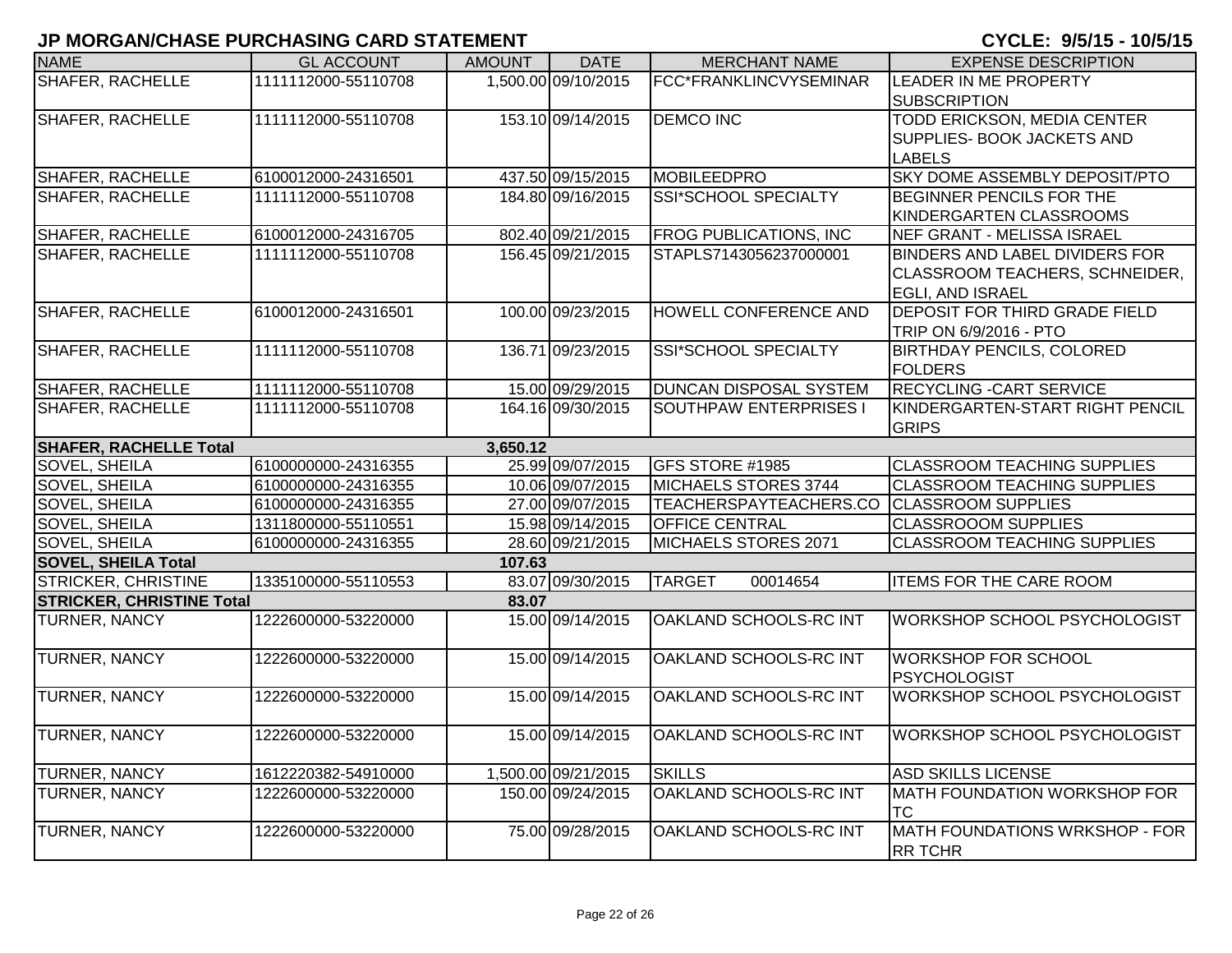## JP MORGAN/CHASE PURCHASING CARD STATEMENT

**CYCLE: 9/5/15 - 10/5/15**

| NAME | GL ACCOUNT | AMOUNT | DATE | MERCHANT NAME | EXPENSE DESCRIPTION |
|---|---|---|---|---|---|
| SHAFER, RACHELLE | 1111112000-55110708 | 1,500.00 | 09/10/2015 | FCC*FRANKLINCVYSEMINAR | LEADER IN ME PROPERTY SUBSCRIPTION |
| SHAFER, RACHELLE | 1111112000-55110708 | 153.10 | 09/14/2015 | DEMCO INC | TODD ERICKSON, MEDIA CENTER SUPPLIES- BOOK JACKETS AND LABELS |
| SHAFER, RACHELLE | 6100012000-24316501 | 437.50 | 09/15/2015 | MOBILEEDPRO | SKY DOME ASSEMBLY DEPOSIT/PTO |
| SHAFER, RACHELLE | 1111112000-55110708 | 184.80 | 09/16/2015 | SSI*SCHOOL SPECIALTY | BEGINNER PENCILS FOR THE KINDERGARTEN CLASSROOMS |
| SHAFER, RACHELLE | 6100012000-24316705 | 802.40 | 09/21/2015 | FROG PUBLICATIONS, INC | NEF GRANT - MELISSA ISRAEL |
| SHAFER, RACHELLE | 1111112000-55110708 | 156.45 | 09/21/2015 | STAPLS7143056237000001 | BINDERS AND LABEL DIVIDERS FOR CLASSROOM TEACHERS, SCHNEIDER, EGLI, AND ISRAEL |
| SHAFER, RACHELLE | 6100012000-24316501 | 100.00 | 09/23/2015 | HOWELL CONFERENCE AND | DEPOSIT FOR THIRD GRADE FIELD TRIP ON 6/9/2016 - PTO |
| SHAFER, RACHELLE | 1111112000-55110708 | 136.71 | 09/23/2015 | SSI*SCHOOL SPECIALTY | BIRTHDAY PENCILS, COLORED FOLDERS |
| SHAFER, RACHELLE | 1111112000-55110708 | 15.00 | 09/29/2015 | DUNCAN DISPOSAL SYSTEM | RECYCLING -CART SERVICE |
| SHAFER, RACHELLE | 1111112000-55110708 | 164.16 | 09/30/2015 | SOUTHPAW ENTERPRISES I | KINDERGARTEN-START RIGHT PENCIL GRIPS |
| **SHAFER, RACHELLE Total** | | **3,650.12** | | | |
| SOVEL, SHEILA | 6100000000-24316355 | 25.99 | 09/07/2015 | GFS STORE #1985 | CLASSROOM TEACHING SUPPLIES |
| SOVEL, SHEILA | 6100000000-24316355 | 10.06 | 09/07/2015 | MICHAELS STORES 3744 | CLASSROOM TEACHING SUPPLIES |
| SOVEL, SHEILA | 6100000000-24316355 | 27.00 | 09/07/2015 | TEACHERSPAYTEACHERS.CO | CLASSROOM SUPPLIES |
| SOVEL, SHEILA | 1311800000-55110551 | 15.98 | 09/14/2015 | OFFICE CENTRAL | CLASSROOOM SUPPLIES |
| SOVEL, SHEILA | 6100000000-24316355 | 28.60 | 09/21/2015 | MICHAELS STORES 2071 | CLASSROOM TEACHING SUPPLIES |
| **SOVEL, SHEILA Total** | | **107.63** | | | |
| STRICKER, CHRISTINE | 1335100000-55110553 | 83.07 | 09/30/2015 | TARGET 00014654 | ITEMS FOR THE CARE ROOM |
| **STRICKER, CHRISTINE Total** | | **83.07** | | | |
| TURNER, NANCY | 1222600000-53220000 | 15.00 | 09/14/2015 | OAKLAND SCHOOLS-RC INT | WORKSHOP SCHOOL PSYCHOLOGIST |
| TURNER, NANCY | 1222600000-53220000 | 15.00 | 09/14/2015 | OAKLAND SCHOOLS-RC INT | WORKSHOP FOR SCHOOL PSYCHOLOGIST |
| TURNER, NANCY | 1222600000-53220000 | 15.00 | 09/14/2015 | OAKLAND SCHOOLS-RC INT | WORKSHOP SCHOOL PSYCHOLOGIST |
| TURNER, NANCY | 1222600000-53220000 | 15.00 | 09/14/2015 | OAKLAND SCHOOLS-RC INT | WORKSHOP SCHOOL PSYCHOLOGIST |
| TURNER, NANCY | 1612220382-54910000 | 1,500.00 | 09/21/2015 | SKILLS | ASD SKILLS LICENSE |
| TURNER, NANCY | 1222600000-53220000 | 150.00 | 09/24/2015 | OAKLAND SCHOOLS-RC INT | MATH FOUNDATION WORKSHOP FOR TC |
| TURNER, NANCY | 1222600000-53220000 | 75.00 | 09/28/2015 | OAKLAND SCHOOLS-RC INT | MATH FOUNDATIONS WRKSHOP - FOR RR TCHR |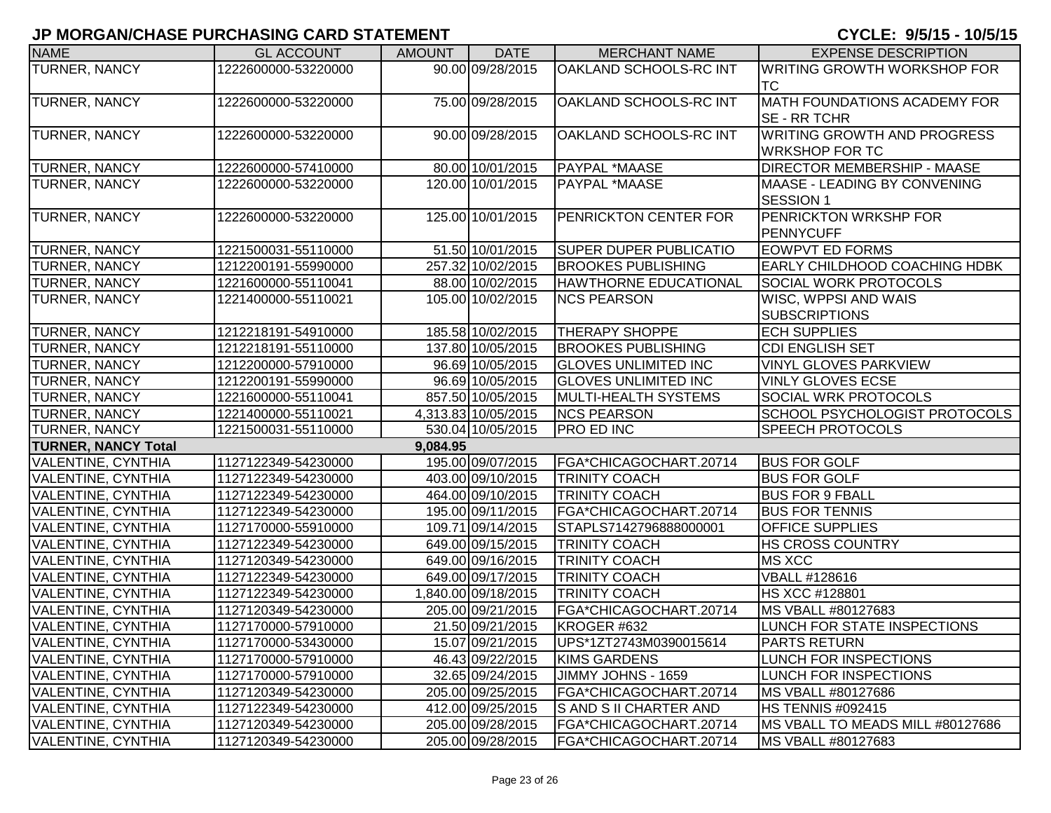# JP MORGAN/CHASE PURCHASING CARD STATEMENT

**CYCLE: 9/5/15 - 10/5/15**

| NAME | GL ACCOUNT | AMOUNT | DATE | MERCHANT NAME | EXPENSE DESCRIPTION |
|---|---|---|---|---|---|
| TURNER, NANCY | 1222600000-53220000 | 90.00 | 09/28/2015 | OAKLAND SCHOOLS-RC INT | WRITING GROWTH WORKSHOP FOR TC |
| TURNER, NANCY | 1222600000-53220000 | 75.00 | 09/28/2015 | OAKLAND SCHOOLS-RC INT | MATH FOUNDATIONS ACADEMY FOR SE - RR TCHR |
| TURNER, NANCY | 1222600000-53220000 | 90.00 | 09/28/2015 | OAKLAND SCHOOLS-RC INT | WRITING GROWTH AND PROGRESS WRKSHOP FOR TC |
| TURNER, NANCY | 1222600000-57410000 | 80.00 | 10/01/2015 | PAYPAL *MAASE | DIRECTOR MEMBERSHIP - MAASE |
| TURNER, NANCY | 1222600000-53220000 | 120.00 | 10/01/2015 | PAYPAL *MAASE | MAASE - LEADING BY CONVENING SESSION 1 |
| TURNER, NANCY | 1222600000-53220000 | 125.00 | 10/01/2015 | PENRICKTON CENTER FOR | PENRICKTON WRKSHP FOR PENNYCUFF |
| TURNER, NANCY | 1221500031-55110000 | 51.50 | 10/01/2015 | SUPER DUPER PUBLICATIO | EOWPVT ED FORMS |
| TURNER, NANCY | 1212200191-55990000 | 257.32 | 10/02/2015 | BROOKES PUBLISHING | EARLY CHILDHOOD COACHING HDBK |
| TURNER, NANCY | 1221600000-55110041 | 88.00 | 10/02/2015 | HAWTHORNE EDUCATIONAL | SOCIAL WORK PROTOCOLS |
| TURNER, NANCY | 1221400000-55110021 | 105.00 | 10/02/2015 | NCS PEARSON | WISC, WPPSI AND WAIS SUBSCRIPTIONS |
| TURNER, NANCY | 1212218191-54910000 | 185.58 | 10/02/2015 | THERAPY SHOPPE | ECH SUPPLIES |
| TURNER, NANCY | 1212218191-55110000 | 137.80 | 10/05/2015 | BROOKES PUBLISHING | CDI ENGLISH SET |
| TURNER, NANCY | 1212200000-57910000 | 96.69 | 10/05/2015 | GLOVES UNLIMITED INC | VINYL GLOVES PARKVIEW |
| TURNER, NANCY | 1212200191-55990000 | 96.69 | 10/05/2015 | GLOVES UNLIMITED INC | VINLY GLOVES ECSE |
| TURNER, NANCY | 1221600000-55110041 | 857.50 | 10/05/2015 | MULTI-HEALTH SYSTEMS | SOCIAL WRK PROTOCOLS |
| TURNER, NANCY | 1221400000-55110021 | 4,313.83 | 10/05/2015 | NCS PEARSON | SCHOOL PSYCHOLOGIST PROTOCOLS |
| TURNER, NANCY | 1221500031-55110000 | 530.04 | 10/05/2015 | PRO ED INC | SPEECH PROTOCOLS |
| **TURNER, NANCY Total** | | **9,084.95** | | | |
| VALENTINE, CYNTHIA | 1127122349-54230000 | 195.00 | 09/07/2015 | FGA*CHICAGOCHART.20714 | BUS FOR GOLF |
| VALENTINE, CYNTHIA | 1127122349-54230000 | 403.00 | 09/10/2015 | TRINITY COACH | BUS FOR GOLF |
| VALENTINE, CYNTHIA | 1127122349-54230000 | 464.00 | 09/10/2015 | TRINITY COACH | BUS FOR 9 FBALL |
| VALENTINE, CYNTHIA | 1127122349-54230000 | 195.00 | 09/11/2015 | FGA*CHICAGOCHART.20714 | BUS FOR TENNIS |
| VALENTINE, CYNTHIA | 1127170000-55910000 | 109.71 | 09/14/2015 | STAPLS7142796888000001 | OFFICE SUPPLIES |
| VALENTINE, CYNTHIA | 1127122349-54230000 | 649.00 | 09/15/2015 | TRINITY COACH | HS CROSS COUNTRY |
| VALENTINE, CYNTHIA | 1127120349-54230000 | 649.00 | 09/16/2015 | TRINITY COACH | MS XCC |
| VALENTINE, CYNTHIA | 1127122349-54230000 | 649.00 | 09/17/2015 | TRINITY COACH | VBALL #128616 |
| VALENTINE, CYNTHIA | 1127122349-54230000 | 1,840.00 | 09/18/2015 | TRINITY COACH | HS XCC #128801 |
| VALENTINE, CYNTHIA | 1127120349-54230000 | 205.00 | 09/21/2015 | FGA*CHICAGOCHART.20714 | MS VBALL #80127683 |
| VALENTINE, CYNTHIA | 1127170000-57910000 | 21.50 | 09/21/2015 | KROGER #632 | LUNCH FOR STATE INSPECTIONS |
| VALENTINE, CYNTHIA | 1127170000-53430000 | 15.07 | 09/21/2015 | UPS*1ZT2743M0390015614 | PARTS RETURN |
| VALENTINE, CYNTHIA | 1127170000-57910000 | 46.43 | 09/22/2015 | KIMS GARDENS | LUNCH FOR INSPECTIONS |
| VALENTINE, CYNTHIA | 1127170000-57910000 | 32.65 | 09/24/2015 | JIMMY JOHNS - 1659 | LUNCH FOR INSPECTIONS |
| VALENTINE, CYNTHIA | 1127120349-54230000 | 205.00 | 09/25/2015 | FGA*CHICAGOCHART.20714 | MS VBALL #80127686 |
| VALENTINE, CYNTHIA | 1127122349-54230000 | 412.00 | 09/25/2015 | S AND S II CHARTER AND | HS TENNIS #092415 |
| VALENTINE, CYNTHIA | 1127120349-54230000 | 205.00 | 09/28/2015 | FGA*CHICAGOCHART.20714 | MS VBALL TO MEADS MILL #80127686 |
| VALENTINE, CYNTHIA | 1127120349-54230000 | 205.00 | 09/28/2015 | FGA*CHICAGOCHART.20714 | MS VBALL #80127683 |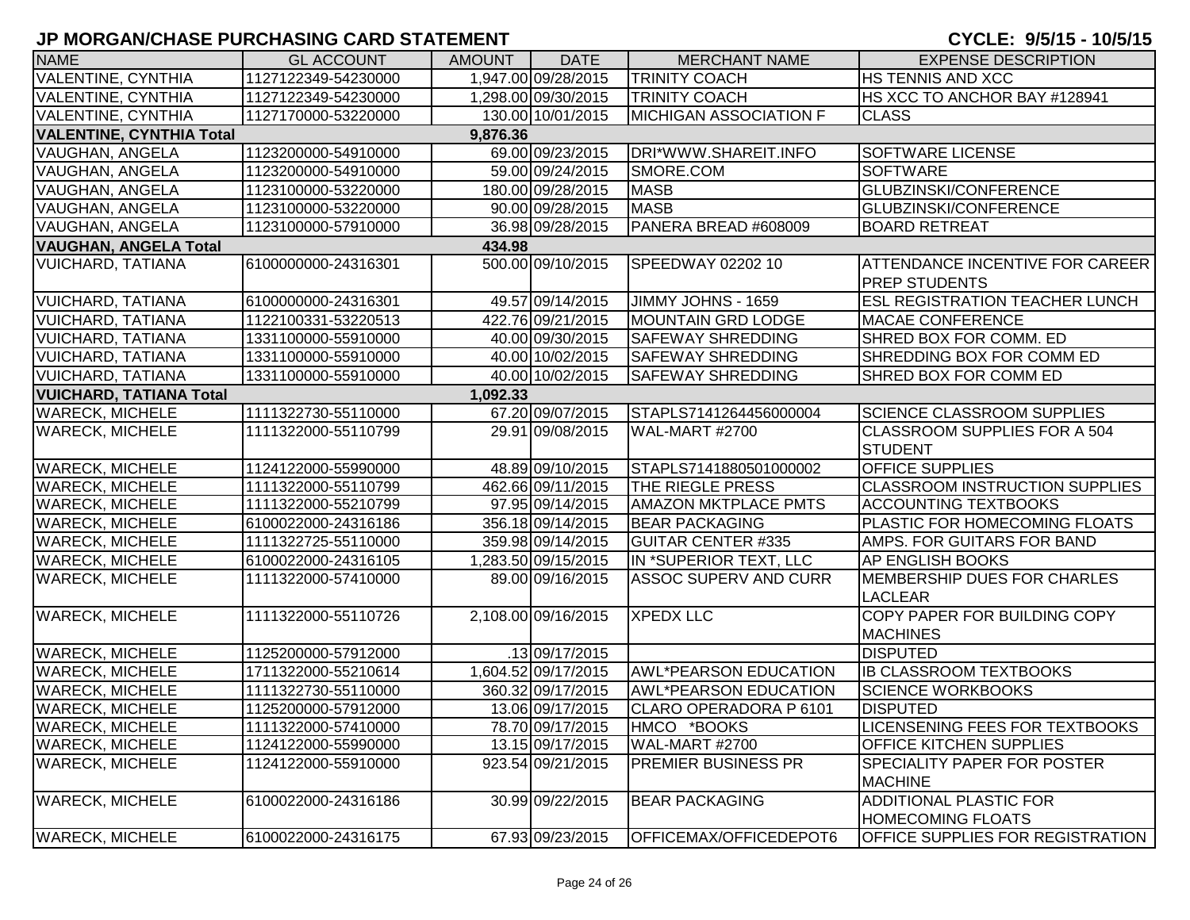# JP MORGAN/CHASE PURCHASING CARD STATEMENT

**CYCLE: 9/5/15 - 10/5/15**

| NAME | GL ACCOUNT | AMOUNT | DATE | MERCHANT NAME | EXPENSE DESCRIPTION |
|---|---|---|---|---|---|
| VALENTINE, CYNTHIA | 1127122349-54230000 | 1,947.00 | 09/28/2015 | TRINITY COACH | HS TENNIS AND XCC |
| VALENTINE, CYNTHIA | 1127122349-54230000 | 1,298.00 | 09/30/2015 | TRINITY COACH | HS XCC TO ANCHOR BAY #128941 |
| VALENTINE, CYNTHIA | 1127170000-53220000 | 130.00 | 10/01/2015 | MICHIGAN ASSOCIATION F | CLASS |
| **VALENTINE, CYNTHIA Total** | | **9,876.36** | | | |
| VAUGHAN, ANGELA | 1123200000-54910000 | 69.00 | 09/23/2015 | DRI*WWW.SHAREIT.INFO | SOFTWARE LICENSE |
| VAUGHAN, ANGELA | 1123200000-54910000 | 59.00 | 09/24/2015 | SMORE.COM | SOFTWARE |
| VAUGHAN, ANGELA | 1123100000-53220000 | 180.00 | 09/28/2015 | MASB | GLUBZINSKI/CONFERENCE |
| VAUGHAN, ANGELA | 1123100000-53220000 | 90.00 | 09/28/2015 | MASB | GLUBZINSKI/CONFERENCE |
| VAUGHAN, ANGELA | 1123100000-57910000 | 36.98 | 09/28/2015 | PANERA BREAD #608009 | BOARD RETREAT |
| **VAUGHAN, ANGELA Total** | | **434.98** | | | |
| VUICHARD, TATIANA | 6100000000-24316301 | 500.00 | 09/10/2015 | SPEEDWAY 02202 10 | ATTENDANCE INCENTIVE FOR CAREER PREP STUDENTS |
| VUICHARD, TATIANA | 6100000000-24316301 | 49.57 | 09/14/2015 | JIMMY JOHNS - 1659 | ESL REGISTRATION TEACHER LUNCH |
| VUICHARD, TATIANA | 1122100331-53220513 | 422.76 | 09/21/2015 | MOUNTAIN GRD LODGE | MACAE CONFERENCE |
| VUICHARD, TATIANA | 1331100000-55910000 | 40.00 | 09/30/2015 | SAFEWAY SHREDDING | SHRED BOX FOR COMM. ED |
| VUICHARD, TATIANA | 1331100000-55910000 | 40.00 | 10/02/2015 | SAFEWAY SHREDDING | SHREDDING BOX FOR COMM ED |
| VUICHARD, TATIANA | 1331100000-55910000 | 40.00 | 10/02/2015 | SAFEWAY SHREDDING | SHRED BOX FOR COMM ED |
| **VUICHARD, TATIANA Total** | | **1,092.33** | | | |
| WARECK, MICHELE | 1111322730-55110000 | 67.20 | 09/07/2015 | STAPLS7141264456000004 | SCIENCE CLASSROOM SUPPLIES |
| WARECK, MICHELE | 1111322000-55110799 | 29.91 | 09/08/2015 | WAL-MART #2700 | CLASSROOM SUPPLIES FOR A 504 STUDENT |
| WARECK, MICHELE | 1124122000-55990000 | 48.89 | 09/10/2015 | STAPLS7141880501000002 | OFFICE SUPPLIES |
| WARECK, MICHELE | 1111322000-55110799 | 462.66 | 09/11/2015 | THE RIEGLE PRESS | CLASSROOM INSTRUCTION SUPPLIES |
| WARECK, MICHELE | 1111322000-55210799 | 97.95 | 09/14/2015 | AMAZON MKTPLACE PMTS | ACCOUNTING TEXTBOOKS |
| WARECK, MICHELE | 6100022000-24316186 | 356.18 | 09/14/2015 | BEAR PACKAGING | PLASTIC FOR HOMECOMING FLOATS |
| WARECK, MICHELE | 1111322725-55110000 | 359.98 | 09/14/2015 | GUITAR CENTER #335 | AMPS. FOR GUITARS FOR BAND |
| WARECK, MICHELE | 6100022000-24316105 | 1,283.50 | 09/15/2015 | IN *SUPERIOR TEXT, LLC | AP ENGLISH BOOKS |
| WARECK, MICHELE | 1111322000-57410000 | 89.00 | 09/16/2015 | ASSOC SUPERV AND CURR | MEMBERSHIP DUES FOR CHARLES LACLEAR |
| WARECK, MICHELE | 1111322000-55110726 | 2,108.00 | 09/16/2015 | XPEDX LLC | COPY PAPER FOR BUILDING COPY MACHINES |
| WARECK, MICHELE | 1125200000-57912000 | .13 | 09/17/2015 | | DISPUTED |
| WARECK, MICHELE | 1711322000-55210614 | 1,604.52 | 09/17/2015 | AWL*PEARSON EDUCATION | IB CLASSROOM TEXTBOOKS |
| WARECK, MICHELE | 1111322730-55110000 | 360.32 | 09/17/2015 | AWL*PEARSON EDUCATION | SCIENCE WORKBOOKS |
| WARECK, MICHELE | 1125200000-57912000 | 13.06 | 09/17/2015 | CLARO OPERADORA P 6101 | DISPUTED |
| WARECK, MICHELE | 1111322000-57410000 | 78.70 | 09/17/2015 | HMCO *BOOKS | LICENSENING FEES FOR TEXTBOOKS |
| WARECK, MICHELE | 1124122000-55990000 | 13.15 | 09/17/2015 | WAL-MART #2700 | OFFICE KITCHEN SUPPLIES |
| WARECK, MICHELE | 1124122000-55910000 | 923.54 | 09/21/2015 | PREMIER BUSINESS PR | SPECIALITY PAPER FOR POSTER MACHINE |
| WARECK, MICHELE | 6100022000-24316186 | 30.99 | 09/22/2015 | BEAR PACKAGING | ADDITIONAL PLASTIC FOR HOMECOMING FLOATS |
| WARECK, MICHELE | 6100022000-24316175 | 67.93 | 09/23/2015 | OFFICEMAX/OFFICEDEPOT6 | OFFICE SUPPLIES FOR REGISTRATION |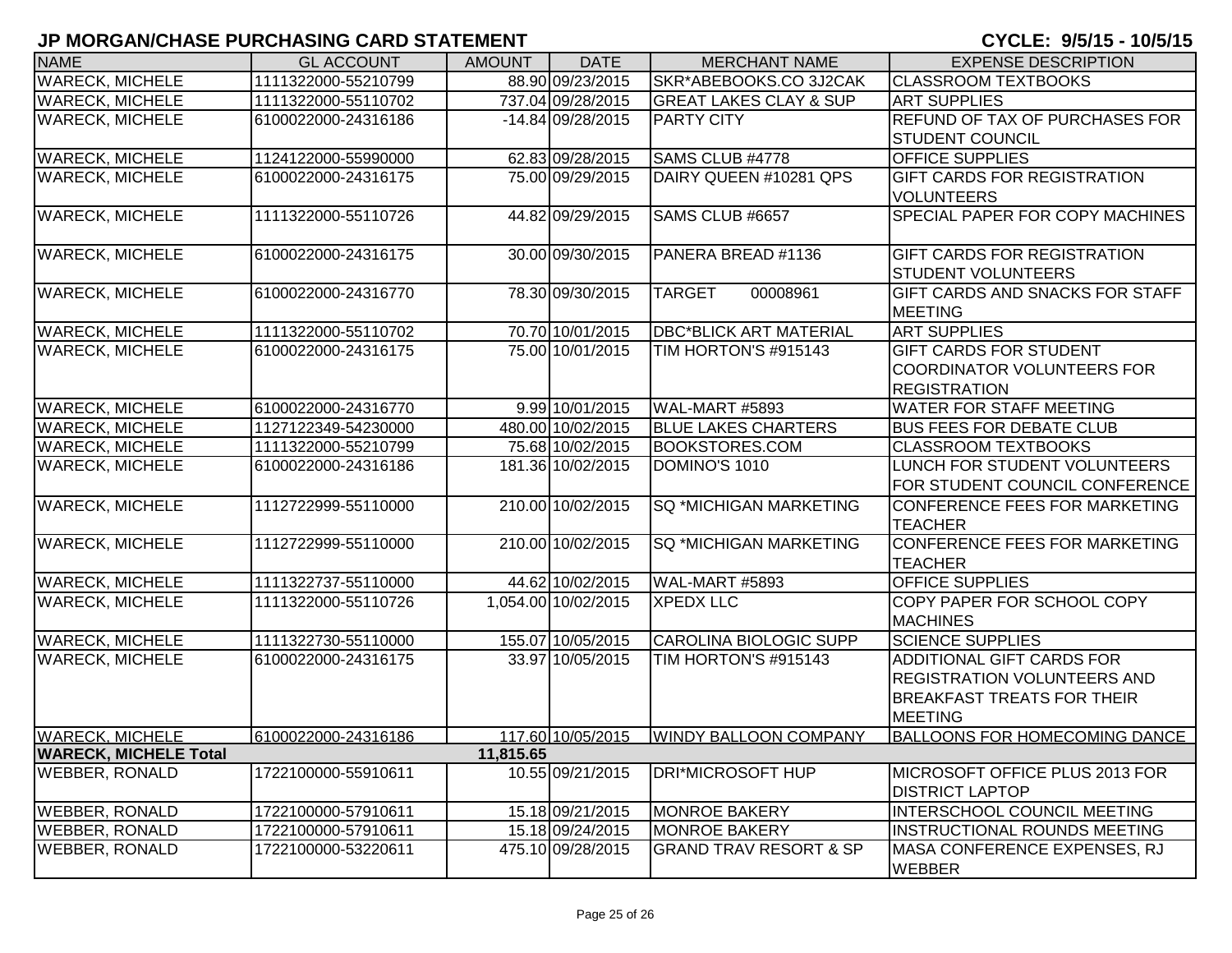## JP MORGAN/CHASE PURCHASING CARD STATEMENT

**CYCLE: 9/5/15 - 10/5/15**

| NAME | GL ACCOUNT | AMOUNT | DATE | MERCHANT NAME | EXPENSE DESCRIPTION |
|---|---|---|---|---|---|
| WARECK, MICHELE | 1111322000-55210799 | 88.90 | 09/23/2015 | SKR*ABEBOOKS.CO 3J2CAK | CLASSROOM TEXTBOOKS |
| WARECK, MICHELE | 1111322000-55110702 | 737.04 | 09/28/2015 | GREAT LAKES CLAY & SUP | ART SUPPLIES |
| WARECK, MICHELE | 6100022000-24316186 | -14.84 | 09/28/2015 | PARTY CITY | REFUND OF TAX OF PURCHASES FOR STUDENT COUNCIL |
| WARECK, MICHELE | 1124122000-55990000 | 62.83 | 09/28/2015 | SAMS CLUB #4778 | OFFICE SUPPLIES |
| WARECK, MICHELE | 6100022000-24316175 | 75.00 | 09/29/2015 | DAIRY QUEEN #10281 QPS | GIFT CARDS FOR REGISTRATION VOLUNTEERS |
| WARECK, MICHELE | 1111322000-55110726 | 44.82 | 09/29/2015 | SAMS CLUB #6657 | SPECIAL PAPER FOR COPY MACHINES |
| WARECK, MICHELE | 6100022000-24316175 | 30.00 | 09/30/2015 | PANERA BREAD #1136 | GIFT CARDS FOR REGISTRATION STUDENT VOLUNTEERS |
| WARECK, MICHELE | 6100022000-24316770 | 78.30 | 09/30/2015 | TARGET 00008961 | GIFT CARDS AND SNACKS FOR STAFF MEETING |
| WARECK, MICHELE | 1111322000-55110702 | 70.70 | 10/01/2015 | DBC*BLICK ART MATERIAL | ART SUPPLIES |
| WARECK, MICHELE | 6100022000-24316175 | 75.00 | 10/01/2015 | TIM HORTON'S #915143 | GIFT CARDS FOR STUDENT COORDINATOR VOLUNTEERS FOR REGISTRATION |
| WARECK, MICHELE | 6100022000-24316770 | 9.99 | 10/01/2015 | WAL-MART #5893 | WATER FOR STAFF MEETING |
| WARECK, MICHELE | 1127122349-54230000 | 480.00 | 10/02/2015 | BLUE LAKES CHARTERS | BUS FEES FOR DEBATE CLUB |
| WARECK, MICHELE | 1111322000-55210799 | 75.68 | 10/02/2015 | BOOKSTORES.COM | CLASSROOM TEXTBOOKS |
| WARECK, MICHELE | 6100022000-24316186 | 181.36 | 10/02/2015 | DOMINO'S 1010 | LUNCH FOR STUDENT VOLUNTEERS FOR STUDENT COUNCIL CONFERENCE |
| WARECK, MICHELE | 1112722999-55110000 | 210.00 | 10/02/2015 | SQ *MICHIGAN MARKETING | CONFERENCE FEES FOR MARKETING TEACHER |
| WARECK, MICHELE | 1112722999-55110000 | 210.00 | 10/02/2015 | SQ *MICHIGAN MARKETING | CONFERENCE FEES FOR MARKETING TEACHER |
| WARECK, MICHELE | 1111322737-55110000 | 44.62 | 10/02/2015 | WAL-MART #5893 | OFFICE SUPPLIES |
| WARECK, MICHELE | 1111322000-55110726 | 1,054.00 | 10/02/2015 | XPEDX LLC | COPY PAPER FOR SCHOOL COPY MACHINES |
| WARECK, MICHELE | 1111322730-55110000 | 155.07 | 10/05/2015 | CAROLINA BIOLOGIC SUPP | SCIENCE SUPPLIES |
| WARECK, MICHELE | 6100022000-24316175 | 33.97 | 10/05/2015 | TIM HORTON'S #915143 | ADDITIONAL GIFT CARDS FOR REGISTRATION VOLUNTEERS AND BREAKFAST TREATS FOR THEIR MEETING |
| WARECK, MICHELE | 6100022000-24316186 | 117.60 | 10/05/2015 | WINDY BALLOON COMPANY | BALLOONS FOR HOMECOMING DANCE |
| **WARECK, MICHELE Total** | | **11,815.65** | | | |
| WEBBER, RONALD | 1722100000-55910611 | 10.55 | 09/21/2015 | DRI*MICROSOFT HUP | MICROSOFT OFFICE PLUS 2013 FOR DISTRICT LAPTOP |
| WEBBER, RONALD | 1722100000-57910611 | 15.18 | 09/21/2015 | MONROE BAKERY | INTERSCHOOL COUNCIL MEETING |
| WEBBER, RONALD | 1722100000-57910611 | 15.18 | 09/24/2015 | MONROE BAKERY | INSTRUCTIONAL ROUNDS MEETING |
| WEBBER, RONALD | 1722100000-53220611 | 475.10 | 09/28/2015 | GRAND TRAV RESORT & SP | MASA CONFERENCE EXPENSES, RJ WEBBER |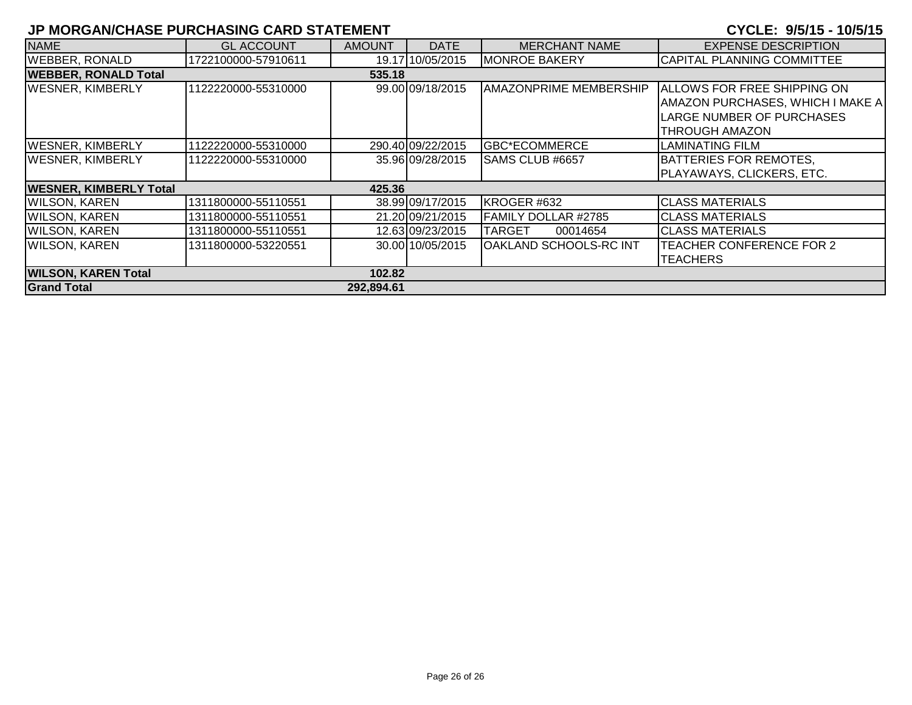## JP MORGAN/CHASE PURCHASING CARD STATEMENT

**CYCLE: 9/5/15 - 10/5/15**

| NAME | GL ACCOUNT | AMOUNT | DATE | MERCHANT NAME | EXPENSE DESCRIPTION |
|---|---|---|---|---|---|
| WEBBER, RONALD | 1722100000-57910611 | 19.17 | 10/05/2015 | MONROE BAKERY | CAPITAL PLANNING COMMITTEE |
| **WEBBER, RONALD Total** | | **535.18** | | | |
| WESNER, KIMBERLY | 1122220000-55310000 | 99.00 | 09/18/2015 | AMAZONPRIME MEMBERSHIP | ALLOWS FOR FREE SHIPPING ON AMAZON PURCHASES, WHICH I MAKE A LARGE NUMBER OF PURCHASES THROUGH AMAZON |
| WESNER, KIMBERLY | 1122220000-55310000 | 290.40 | 09/22/2015 | GBC*ECOMMERCE | LAMINATING FILM |
| WESNER, KIMBERLY | 1122220000-55310000 | 35.96 | 09/28/2015 | SAMS CLUB #6657 | BATTERIES FOR REMOTES, PLAYAWAYS, CLICKERS, ETC. |
| **WESNER, KIMBERLY Total** | | **425.36** | | | |
| WILSON, KAREN | 1311800000-55110551 | 38.99 | 09/17/2015 | KROGER #632 | CLASS MATERIALS |
| WILSON, KAREN | 1311800000-55110551 | 21.20 | 09/21/2015 | FAMILY DOLLAR #2785 | CLASS MATERIALS |
| WILSON, KAREN | 1311800000-55110551 | 12.63 | 09/23/2015 | TARGET 00014654 | CLASS MATERIALS |
| WILSON, KAREN | 1311800000-53220551 | 30.00 | 10/05/2015 | OAKLAND SCHOOLS-RC INT | TEACHER CONFERENCE FOR 2 TEACHERS |
| **WILSON, KAREN Total** | | **102.82** | | | |
| **Grand Total** | | **292,894.61** | | | |